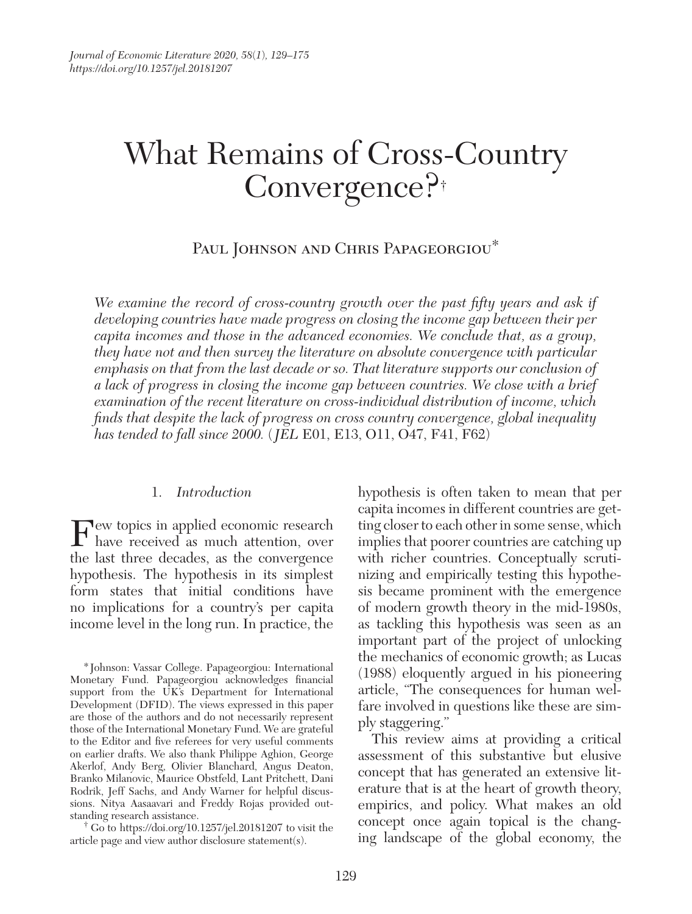# What Remains of Cross-Country Convergence?[†]

Paul Johnson and Chris Papageorgiou[*]

*We examine the record of cross-country growth over the past fifty years and ask if developing countries have made progress on closing the income gap between their per capita incomes and those in the advanced economies. We conclude that, as a group, they have not and then survey the literature on absolute convergence with particular emphasis on that from the last decade or so. That literature supports our conclusion of a lack of progress in closing the income gap between countries. We close with a brief examination of the recent literature on cross-individual distribution of income, which finds that despite the lack of progress on cross country convergence, global inequality has tended to fall since 2000.* (*JEL* E01, E13, O11, O47, F41, F62)

## 1. *Introduction*

Few topics in applied economic research have received as much attention, over the last three decades, as the convergence hypothesis. The hypothesis in its simplest form states that initial conditions have no implications for a country's per capita income level in the long run. In practice, the hypothesis is often taken to mean that per capita incomes in different countries are getting closer to each other in some sense, which implies that poorer countries are catching up with richer countries. Conceptually scrutinizing and empirically testing this hypothesis became prominent with the emergence of modern growth theory in the mid-1980s, as tackling this hypothesis was seen as an important part of the project of unlocking the mechanics of economic growth; as Lucas (1988) eloquently argued in his pioneering article, "The consequences for human welfare involved in questions like these are simply staggering."

This review aims at providing a critical assessment of this substantive but elusive concept that has generated an extensive literature that is at the heart of growth theory, empirics, and policy. What makes an old concept once again topical is the changing landscape of the global economy, the

[*] Johnson: Vassar College. Papageorgiou: International Monetary Fund. Papageorgiou acknowledges financial support from the UK's Department for International Development (DFID). The views expressed in this paper are those of the authors and do not necessarily represent those of the International Monetary Fund. We are grateful to the Editor and five referees for very useful comments on earlier drafts. We also thank Philippe Aghion, George Akerlof, Andy Berg, Olivier Blanchard, Angus Deaton, Branko Milanovic, Maurice Obstfeld, Lant Pritchett, Dani Rodrik, Jeff Sachs, and Andy Warner for helpful discussions. Nitya Aasaavari and Freddy Rojas provided outstanding research assistance.

[†] Go to https://doi.org/10.1257/jel.20181207 to visit the article page and view author disclosure statement(s).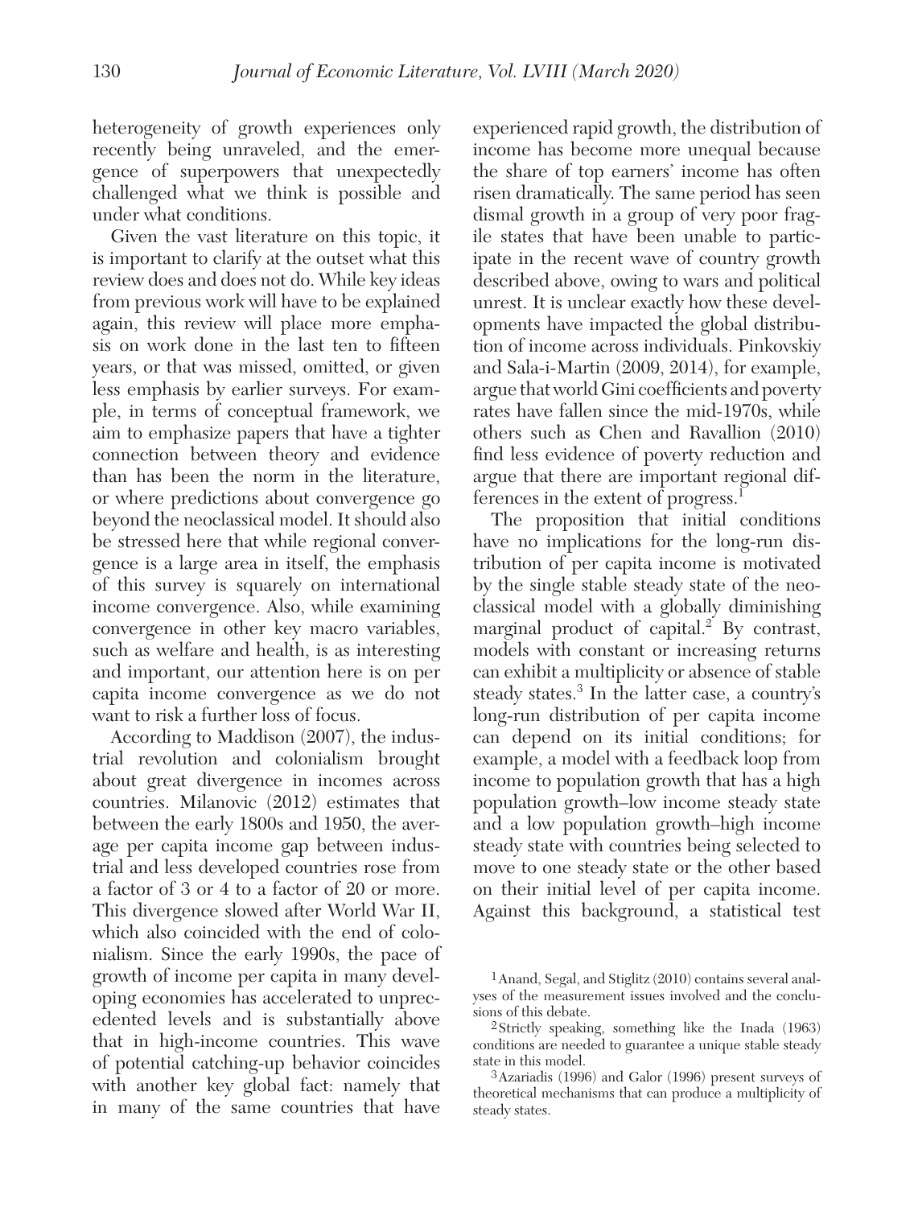heterogeneity of growth experiences only recently being unraveled, and the emergence of superpowers that unexpectedly challenged what we think is possible and under what conditions.

Given the vast literature on this topic, it is important to clarify at the outset what this review does and does not do. While key ideas from previous work will have to be explained again, this review will place more emphasis on work done in the last ten to fifteen years, or that was missed, omitted, or given less emphasis by earlier surveys. For example, in terms of conceptual framework, we aim to emphasize papers that have a tighter connection between theory and evidence than has been the norm in the literature, or where predictions about convergence go beyond the neoclassical model. It should also be stressed here that while regional convergence is a large area in itself, the emphasis of this survey is squarely on international income convergence. Also, while examining convergence in other key macro variables, such as welfare and health, is as interesting and important, our attention here is on per capita income convergence as we do not want to risk a further loss of focus.

According to Maddison (2007), the industrial revolution and colonialism brought about great divergence in incomes across countries. Milanovic (2012) estimates that between the early 1800s and 1950, the average per capita income gap between industrial and less developed countries rose from a factor of 3 or 4 to a factor of 20 or more. This divergence slowed after World War II, which also coincided with the end of colonialism. Since the early 1990s, the pace of growth of income per capita in many developing economies has accelerated to unprecedented levels and is substantially above that in high-income countries. This wave of potential catching-up behavior coincides with another key global fact: namely that in many of the same countries that have experienced rapid growth, the distribution of income has become more unequal because the share of top earners' income has often risen dramatically. The same period has seen dismal growth in a group of very poor fragile states that have been unable to participate in the recent wave of country growth described above, owing to wars and political unrest. It is unclear exactly how these developments have impacted the global distribution of income across individuals. Pinkovskiy and Sala-i-Martin (2009, 2014), for example, argue that world Gini coefficients and poverty rates have fallen since the mid-1970s, while others such as Chen and Ravallion (2010) find less evidence of poverty reduction and argue that there are important regional differences in the extent of progress.[1]

The proposition that initial conditions have no implications for the long-run distribution of per capita income is motivated by the single stable steady state of the neoclassical model with a globally diminishing marginal product of capital.[2] By contrast, models with constant or increasing returns can exhibit a multiplicity or absence of stable steady states.[3] In the latter case, a country's long-run distribution of per capita income can depend on its initial conditions; for example, a model with a feedback loop from income to population growth that has a high population growth–low income steady state and a low population growth–high income steady state with countries being selected to move to one steady state or the other based on their initial level of per capita income. Against this background, a statistical test

[1] Anand, Segal, and Stiglitz (2010) contains several analyses of the measurement issues involved and the conclusions of this debate.

[2] Strictly speaking, something like the Inada (1963) conditions are needed to guarantee a unique stable steady state in this model.

[3] Azariadis (1996) and Galor (1996) present surveys of theoretical mechanisms that can produce a multiplicity of steady states.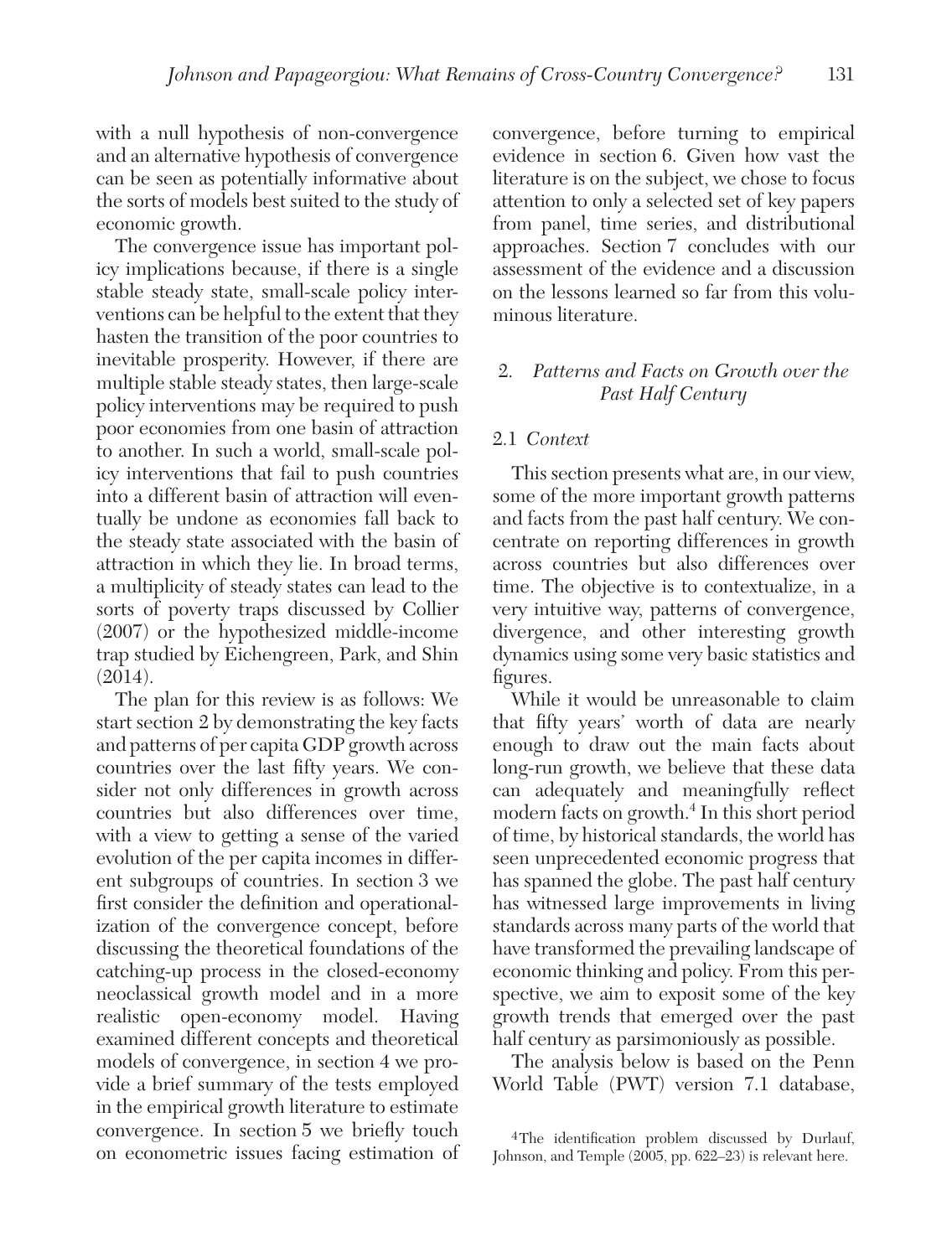with a null hypothesis of non-convergence and an alternative hypothesis of convergence can be seen as potentially informative about the sorts of models best suited to the study of economic growth.

The convergence issue has important policy implications because, if there is a single stable steady state, small-scale policy interventions can be helpful to the extent that they hasten the transition of the poor countries to inevitable prosperity. However, if there are multiple stable steady states, then large-scale policy interventions may be required to push poor economies from one basin of attraction to another. In such a world, small-scale policy interventions that fail to push countries into a different basin of attraction will eventually be undone as economies fall back to the steady state associated with the basin of attraction in which they lie. In broad terms, a multiplicity of steady states can lead to the sorts of poverty traps discussed by Collier (2007) or the hypothesized middle-income trap studied by Eichengreen, Park, and Shin (2014).

The plan for this review is as follows: We start section 2 by demonstrating the key facts and patterns of per capita GDP growth across countries over the last fifty years. We consider not only differences in growth across countries but also differences over time, with a view to getting a sense of the varied evolution of the per capita incomes in different subgroups of countries. In section 3 we first consider the definition and operationalization of the convergence concept, before discussing the theoretical foundations of the catching-up process in the closed-economy neoclassical growth model and in a more realistic open-economy model. Having examined different concepts and theoretical models of convergence, in section 4 we provide a brief summary of the tests employed in the empirical growth literature to estimate convergence. In section 5 we briefly touch on econometric issues facing estimation of convergence, before turning to empirical evidence in section 6. Given how vast the literature is on the subject, we chose to focus attention to only a selected set of key papers from panel, time series, and distributional approaches. Section 7 concludes with our assessment of the evidence and a discussion on the lessons learned so far from this voluminous literature.

## 2. *Patterns and Facts on Growth over the Past Half Century*

### 2.1 *Context*

This section presents what are, in our view, some of the more important growth patterns and facts from the past half century. We concentrate on reporting differences in growth across countries but also differences over time. The objective is to contextualize, in a very intuitive way, patterns of convergence, divergence, and other interesting growth dynamics using some very basic statistics and figures.

While it would be unreasonable to claim that fifty years' worth of data are nearly enough to draw out the main facts about long-run growth, we believe that these data can adequately and meaningfully reflect modern facts on growth.[4] In this short period of time, by historical standards, the world has seen unprecedented economic progress that has spanned the globe. The past half century has witnessed large improvements in living standards across many parts of the world that have transformed the prevailing landscape of economic thinking and policy. From this perspective, we aim to exposit some of the key growth trends that emerged over the past half century as parsimoniously as possible.

The analysis below is based on the Penn World Table (PWT) version 7.1 database,

[4]The identification problem discussed by Durlauf, Johnson, and Temple (2005, pp. 622–23) is relevant here.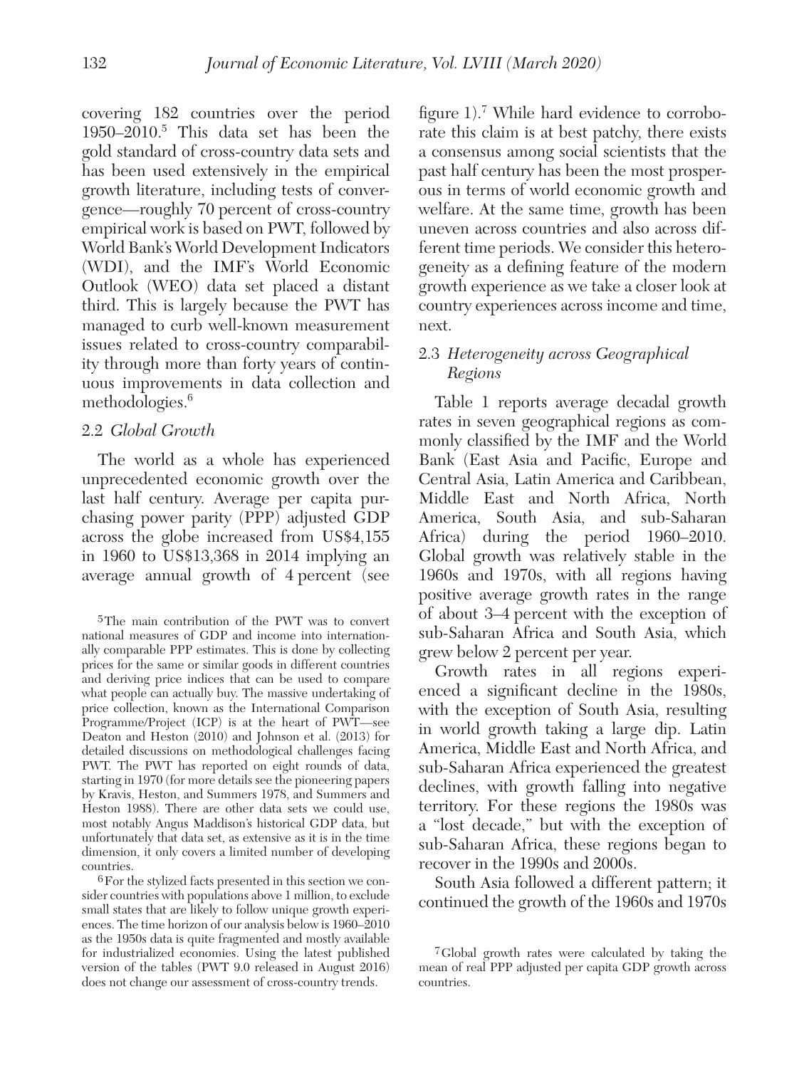covering 182 countries over the period 1950–2010.[5] This data set has been the gold standard of cross-country data sets and has been used extensively in the empirical growth literature, including tests of convergence—roughly 70 percent of cross-country empirical work is based on PWT, followed by World Bank's World Development Indicators (WDI), and the IMF's World Economic Outlook (WEO) data set placed a distant third. This is largely because the PWT has managed to curb well-known measurement issues related to cross-country comparability through more than forty years of continuous improvements in data collection and methodologies.[6]

### 2.2 *Global Growth*

The world as a whole has experienced unprecedented economic growth over the last half century. Average per capita purchasing power parity (PPP) adjusted GDP across the globe increased from US$4,155 in 1960 to US$13,368 in 2014 implying an average annual growth of 4 percent (see figure 1).[7] While hard evidence to corroborate this claim is at best patchy, there exists a consensus among social scientists that the past half century has been the most prosperous in terms of world economic growth and welfare. At the same time, growth has been uneven across countries and also across different time periods. We consider this heterogeneity as a defining feature of the modern growth experience as we take a closer look at country experiences across income and time, next.

### 2.3 *Heterogeneity across Geographical Regions*

Table 1 reports average decadal growth rates in seven geographical regions as commonly classified by the IMF and the World Bank (East Asia and Pacific, Europe and Central Asia, Latin America and Caribbean, Middle East and North Africa, North America, South Asia, and sub-Saharan Africa) during the period 1960–2010. Global growth was relatively stable in the 1960s and 1970s, with all regions having positive average growth rates in the range of about 3–4 percent with the exception of sub-Saharan Africa and South Asia, which grew below 2 percent per year.

Growth rates in all regions experienced a significant decline in the 1980s, with the exception of South Asia, resulting in world growth taking a large dip. Latin America, Middle East and North Africa, and sub-Saharan Africa experienced the greatest declines, with growth falling into negative territory. For these regions the 1980s was a "lost decade," but with the exception of sub-Saharan Africa, these regions began to recover in the 1990s and 2000s.

South Asia followed a different pattern; it continued the growth of the 1960s and 1970s

---

[5] The main contribution of the PWT was to convert national measures of GDP and income into internationally comparable PPP estimates. This is done by collecting prices for the same or similar goods in different countries and deriving price indices that can be used to compare what people can actually buy. The massive undertaking of price collection, known as the International Comparison Programme/Project (ICP) is at the heart of PWT—see Deaton and Heston (2010) and Johnson et al. (2013) for detailed discussions on methodological challenges facing PWT. The PWT has reported on eight rounds of data, starting in 1970 (for more details see the pioneering papers by Kravis, Heston, and Summers 1978, and Summers and Heston 1988). There are other data sets we could use, most notably Angus Maddison's historical GDP data, but unfortunately that data set, as extensive as it is in the time dimension, it only covers a limited number of developing countries.

[6] For the stylized facts presented in this section we consider countries with populations above 1 million, to exclude small states that are likely to follow unique growth experiences. The time horizon of our analysis below is 1960–2010 as the 1950s data is quite fragmented and mostly available for industrialized economies. Using the latest published version of the tables (PWT 9.0 released in August 2016) does not change our assessment of cross-country trends.

[7] Global growth rates were calculated by taking the mean of real PPP adjusted per capita GDP growth across countries.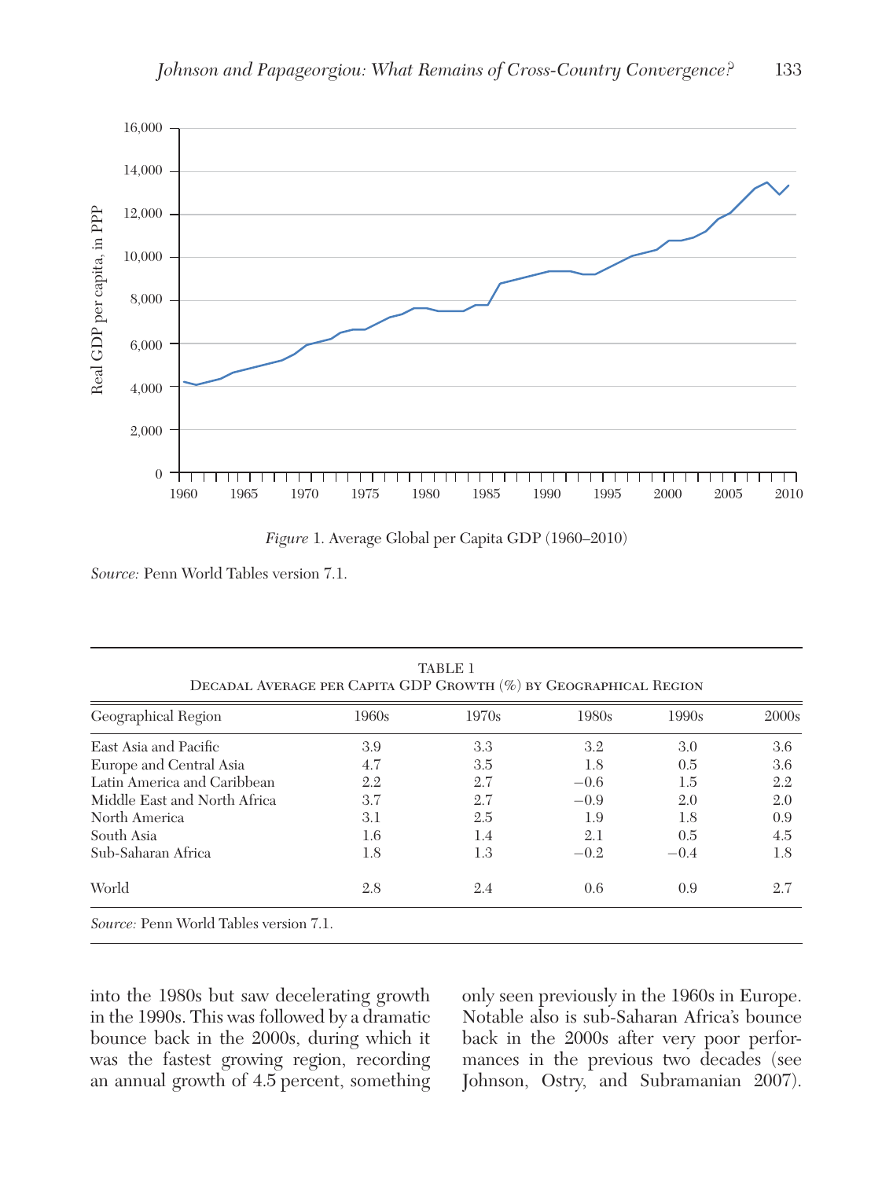*Figure* 1. Average Global per Capita GDP (1960–2010)

*Source:* Penn World Tables version 7.1.

Table 1
Decadal Average per Capita GDP Growth (%) by Geographical Region

| Geographical Region | 1960s | 1970s | 1980s | 1990s | 2000s |
|---|---|---|---|---|---|
| East Asia and Pacific | 3.9 | 3.3 | 3.2 | 3.0 | 3.6 |
| Europe and Central Asia | 4.7 | 3.5 | 1.8 | 0.5 | 3.6 |
| Latin America and Caribbean | 2.2 | 2.7 | −0.6 | 1.5 | 2.2 |
| Middle East and North Africa | 3.7 | 2.7 | −0.9 | 2.0 | 2.0 |
| North America | 3.1 | 2.5 | 1.9 | 1.8 | 0.9 |
| South Asia | 1.6 | 1.4 | 2.1 | 0.5 | 4.5 |
| Sub-Saharan Africa | 1.8 | 1.3 | −0.2 | −0.4 | 1.8 |
| World | 2.8 | 2.4 | 0.6 | 0.9 | 2.7 |

*Source:* Penn World Tables version 7.1.

into the 1980s but saw decelerating growth in the 1990s. This was followed by a dramatic bounce back in the 2000s, during which it was the fastest growing region, recording an annual growth of 4.5 percent, something only seen previously in the 1960s in Europe. Notable also is sub-Saharan Africa's bounce back in the 2000s after very poor performances in the previous two decades (see Johnson, Ostry, and Subramanian 2007).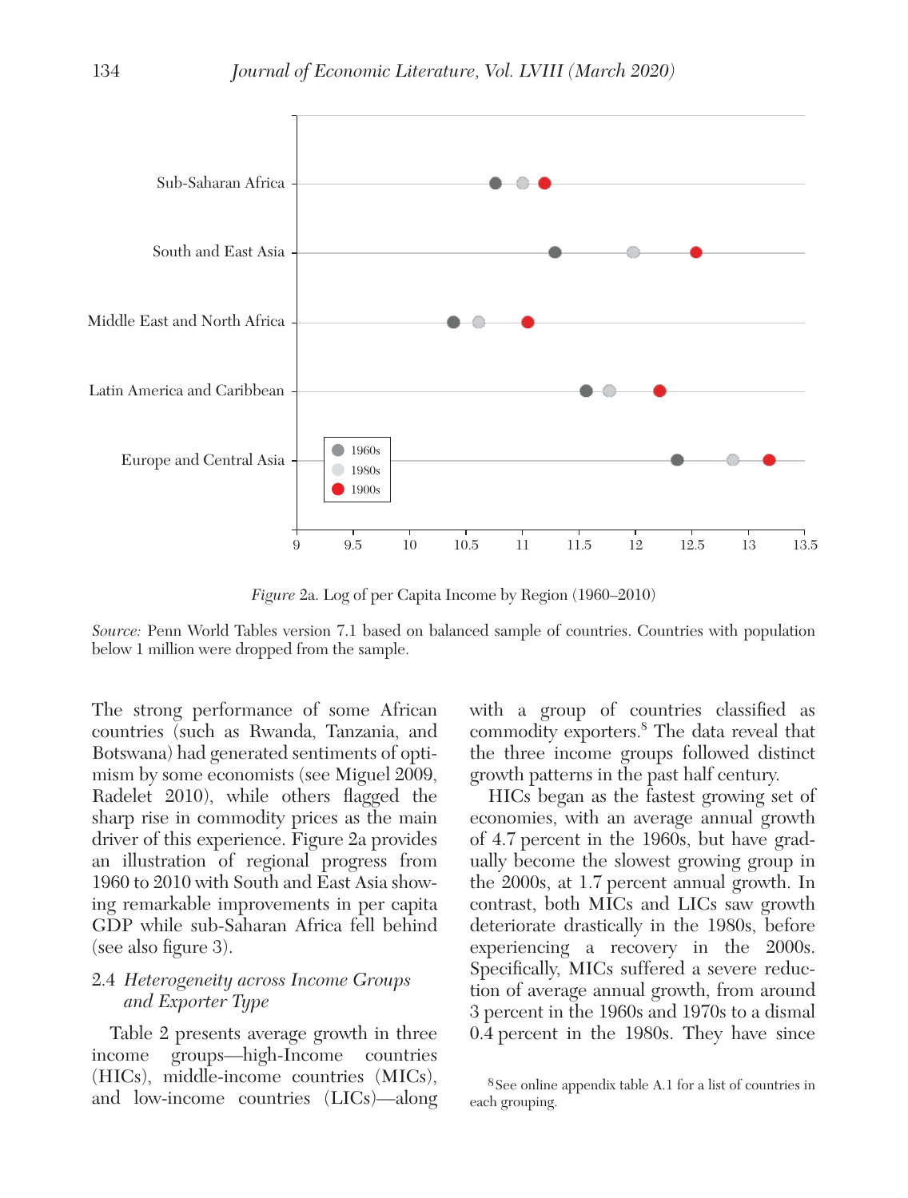*Figure* 2a. Log of per Capita Income by Region (1960–2010)

*Source:* Penn World Tables version 7.1 based on balanced sample of countries. Countries with population below 1 million were dropped from the sample.

The strong performance of some African countries (such as Rwanda, Tanzania, and Botswana) had generated sentiments of optimism by some economists (see Miguel 2009, Radelet 2010), while others flagged the sharp rise in commodity prices as the main driver of this experience. Figure 2a provides an illustration of regional progress from 1960 to 2010 with South and East Asia showing remarkable improvements in per capita GDP while sub-Saharan Africa fell behind (see also figure 3).

### 2.4 *Heterogeneity across Income Groups and Exporter Type*

Table 2 presents average growth in three income groups—high-Income countries (HICs), middle-income countries (MICs), and low-income countries (LICs)—along with a group of countries classified as commodity exporters.[8] The data reveal that the three income groups followed distinct growth patterns in the past half century.

HICs began as the fastest growing set of economies, with an average annual growth of 4.7 percent in the 1960s, but have gradually become the slowest growing group in the 2000s, at 1.7 percent annual growth. In contrast, both MICs and LICs saw growth deteriorate drastically in the 1980s, before experiencing a recovery in the 2000s. Specifically, MICs suffered a severe reduction of average annual growth, from around 3 percent in the 1960s and 1970s to a dismal 0.4 percent in the 1980s. They have since

[8] See online appendix table A.1 for a list of countries in each grouping.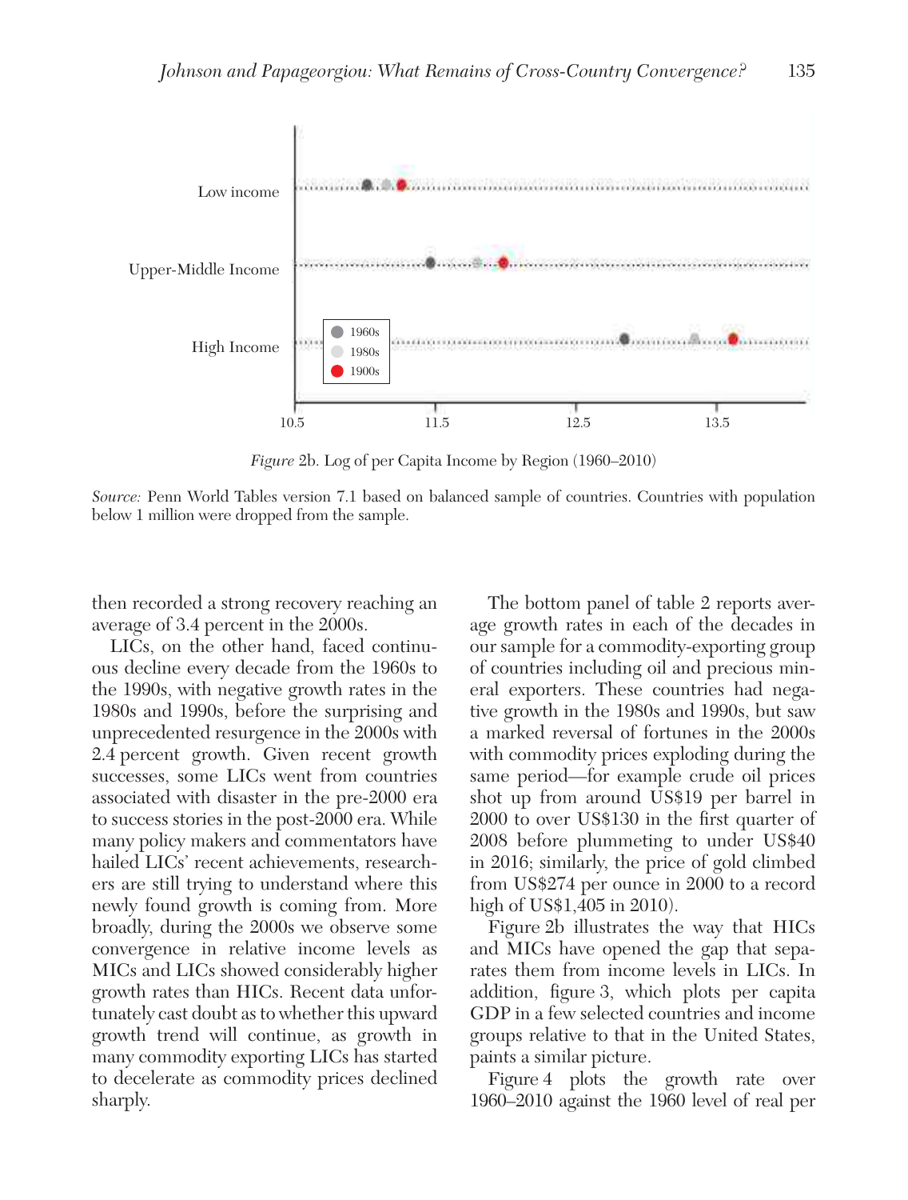Figure 2b. Log of per Capita Income by Region (1960–2010)

*Source:* Penn World Tables version 7.1 based on balanced sample of countries. Countries with population below 1 million were dropped from the sample.

then recorded a strong recovery reaching an average of 3.4 percent in the 2000s.

LICs, on the other hand, faced continuous decline every decade from the 1960s to the 1990s, with negative growth rates in the 1980s and 1990s, before the surprising and unprecedented resurgence in the 2000s with 2.4 percent growth. Given recent growth successes, some LICs went from countries associated with disaster in the pre-2000 era to success stories in the post-2000 era. While many policy makers and commentators have hailed LICs' recent achievements, researchers are still trying to understand where this newly found growth is coming from. More broadly, during the 2000s we observe some convergence in relative income levels as MICs and LICs showed considerably higher growth rates than HICs. Recent data unfortunately cast doubt as to whether this upward growth trend will continue, as growth in many commodity exporting LICs has started to decelerate as commodity prices declined sharply.

The bottom panel of table 2 reports average growth rates in each of the decades in our sample for a commodity-exporting group of countries including oil and precious mineral exporters. These countries had negative growth in the 1980s and 1990s, but saw a marked reversal of fortunes in the 2000s with commodity prices exploding during the same period—for example crude oil prices shot up from around US$19 per barrel in 2000 to over US$130 in the first quarter of 2008 before plummeting to under US$40 in 2016; similarly, the price of gold climbed from US$274 per ounce in 2000 to a record high of US$1,405 in 2010).

Figure 2b illustrates the way that HICs and MICs have opened the gap that separates them from income levels in LICs. In addition, figure 3, which plots per capita GDP in a few selected countries and income groups relative to that in the United States, paints a similar picture.

Figure 4 plots the growth rate over 1960–2010 against the 1960 level of real per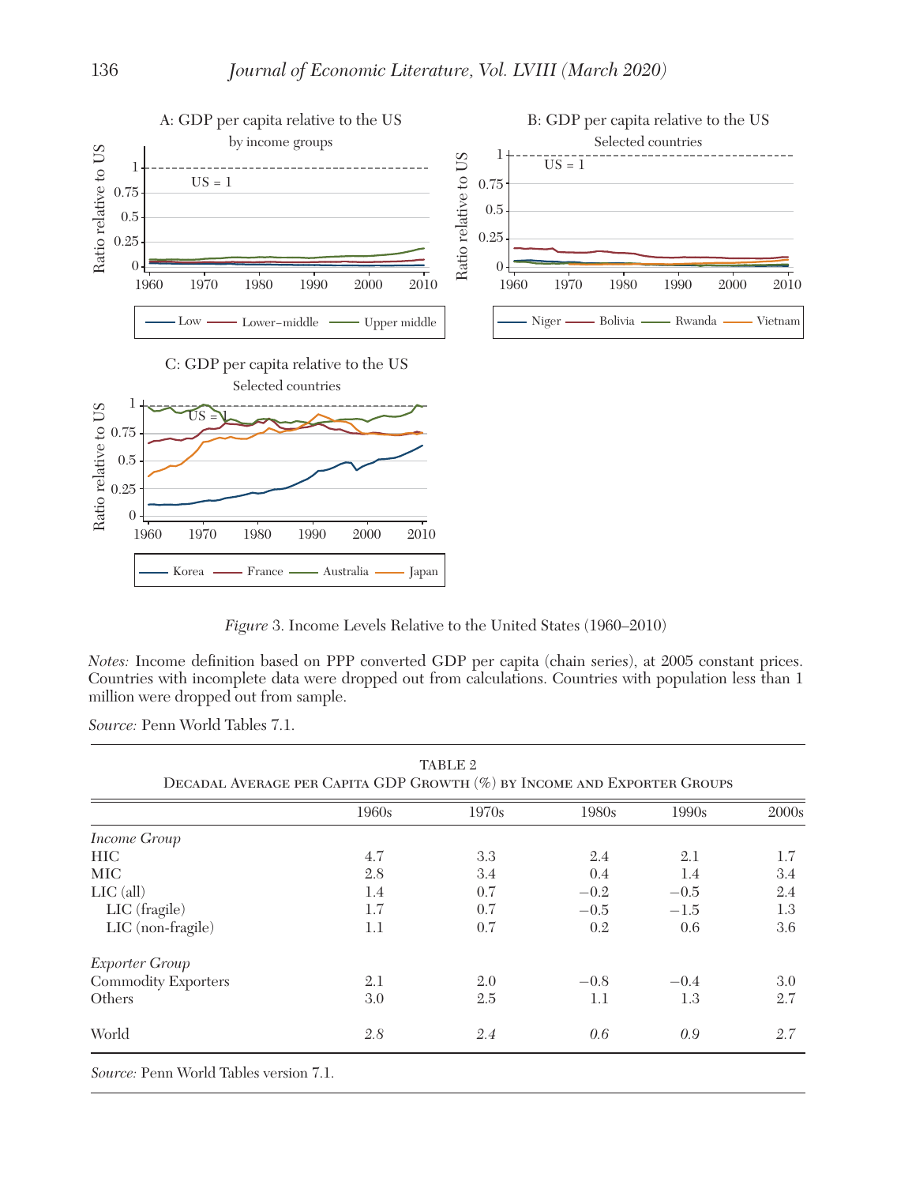*Figure* 3. Income Levels Relative to the United States (1960–2010)

*Notes:* Income definition based on PPP converted GDP per capita (chain series), at 2005 constant prices. Countries with incomplete data were dropped out from calculations. Countries with population less than 1 million were dropped out from sample.

*Source:* Penn World Tables 7.1.

TABLE 2
DECADAL AVERAGE PER CAPITA GDP GROWTH (%) BY INCOME AND EXPORTER GROUPS

| | 1960s | 1970s | 1980s | 1990s | 2000s |
|---|---|---|---|---|---|
| *Income Group* | | | | | |
| HIC | 4.7 | 3.3 | 2.4 | 2.1 | 1.7 |
| MIC | 2.8 | 3.4 | 0.4 | 1.4 | 3.4 |
| LIC (all) | 1.4 | 0.7 | −0.2 | −0.5 | 2.4 |
| LIC (fragile) | 1.7 | 0.7 | −0.5 | −1.5 | 1.3 |
| LIC (non-fragile) | 1.1 | 0.7 | 0.2 | 0.6 | 3.6 |
| *Exporter Group* | | | | | |
| Commodity Exporters | 2.1 | 2.0 | −0.8 | −0.4 | 3.0 |
| Others | 3.0 | 2.5 | 1.1 | 1.3 | 2.7 |
| World | *2.8* | *2.4* | *0.6* | *0.9* | *2.7* |

*Source:* Penn World Tables version 7.1.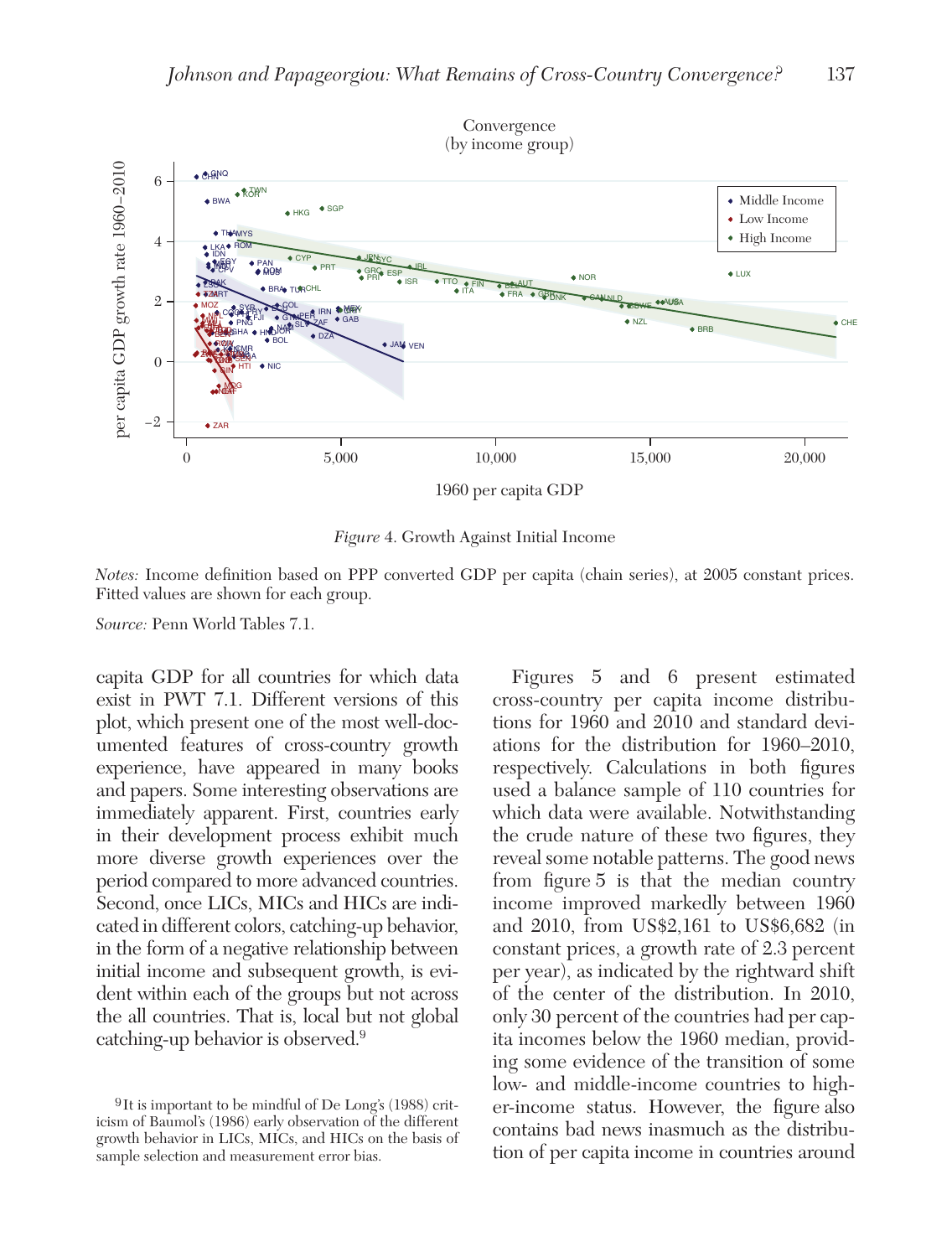Figure 4. Growth Against Initial Income

*Notes:* Income definition based on PPP converted GDP per capita (chain series), at 2005 constant prices. Fitted values are shown for each group.

*Source:* Penn World Tables 7.1.

capita GDP for all countries for which data exist in PWT 7.1. Different versions of this plot, which present one of the most well-documented features of cross-country growth experience, have appeared in many books and papers. Some interesting observations are immediately apparent. First, countries early in their development process exhibit much more diverse growth experiences over the period compared to more advanced countries. Second, once LICs, MICs and HICs are indicated in different colors, catching-up behavior, in the form of a negative relationship between initial income and subsequent growth, is evident within each of the groups but not across the all countries. That is, local but not global catching-up behavior is observed.[9]

Figures 5 and 6 present estimated cross-country per capita income distributions for 1960 and 2010 and standard deviations for the distribution for 1960–2010, respectively. Calculations in both figures used a balance sample of 110 countries for which data were available. Notwithstanding the crude nature of these two figures, they reveal some notable patterns. The good news from figure 5 is that the median country income improved markedly between 1960 and 2010, from US$2,161 to US$6,682 (in constant prices, a growth rate of 2.3 percent per year), as indicated by the rightward shift of the center of the distribution. In 2010, only 30 percent of the countries had per capita incomes below the 1960 median, providing some evidence of the transition of some low- and middle-income countries to higher-income status. However, the figure also contains bad news inasmuch as the distribution of per capita income in countries around

[9] It is important to be mindful of De Long's (1988) criticism of Baumol's (1986) early observation of the different growth behavior in LICs, MICs, and HICs on the basis of sample selection and measurement error bias.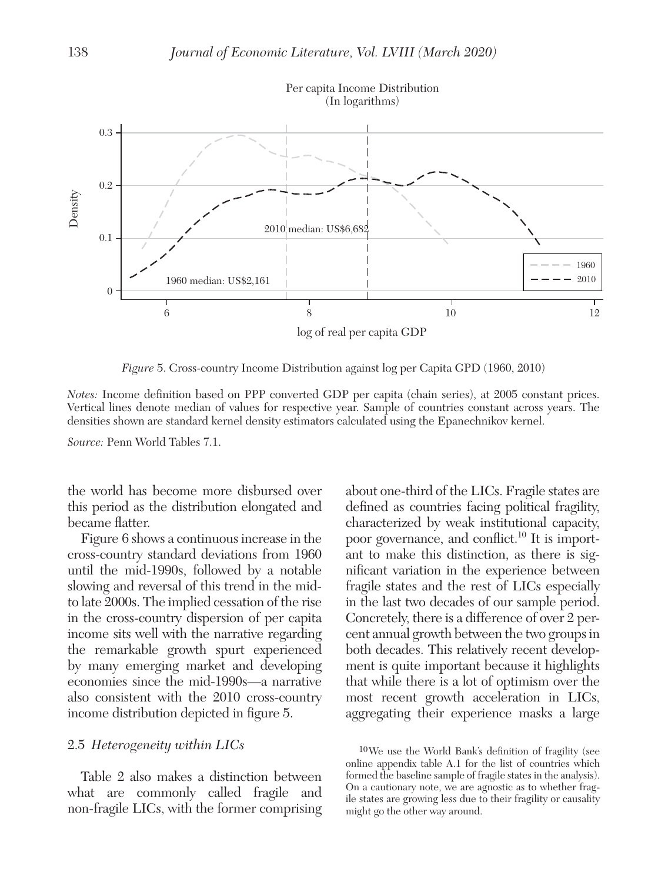Per capita Income Distribution
(In logarithms)

*Figure* 5. Cross-country Income Distribution against log per Capita GPD (1960, 2010)

*Notes:* Income definition based on PPP converted GDP per capita (chain series), at 2005 constant prices. Vertical lines denote median of values for respective year. Sample of countries constant across years. The densities shown are standard kernel density estimators calculated using the Epanechnikov kernel.

*Source:* Penn World Tables 7.1.

the world has become more disbursed over this period as the distribution elongated and became flatter.

Figure 6 shows a continuous increase in the cross-country standard deviations from 1960 until the mid-1990s, followed by a notable slowing and reversal of this trend in the mid- to late 2000s. The implied cessation of the rise in the cross-country dispersion of per capita income sits well with the narrative regarding the remarkable growth spurt experienced by many emerging market and developing economies since the mid-1990s—a narrative also consistent with the 2010 cross-country income distribution depicted in figure 5.

### 2.5 *Heterogeneity within LICs*

Table 2 also makes a distinction between what are commonly called fragile and non-fragile LICs, with the former comprising about one-third of the LICs. Fragile states are defined as countries facing political fragility, characterized by weak institutional capacity, poor governance, and conflict.[10] It is important to make this distinction, as there is significant variation in the experience between fragile states and the rest of LICs especially in the last two decades of our sample period. Concretely, there is a difference of over 2 percent annual growth between the two groups in both decades. This relatively recent development is quite important because it highlights that while there is a lot of optimism over the most recent growth acceleration in LICs, aggregating their experience masks a large

[10] We use the World Bank's definition of fragility (see online appendix table A.1 for the list of countries which formed the baseline sample of fragile states in the analysis). On a cautionary note, we are agnostic as to whether fragile states are growing less due to their fragility or causality might go the other way around.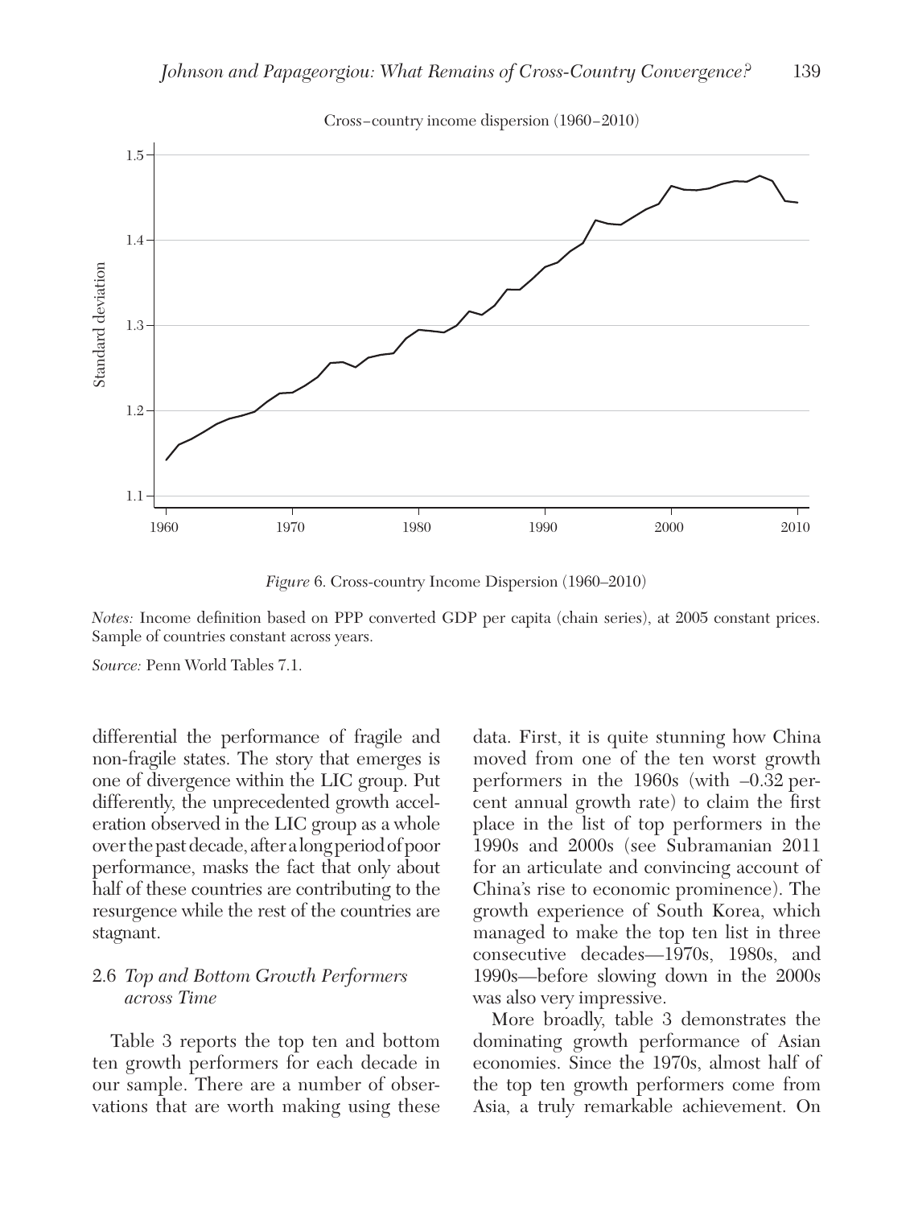*Figure* 6. Cross-country Income Dispersion (1960–2010)

*Notes:* Income definition based on PPP converted GDP per capita (chain series), at 2005 constant prices. Sample of countries constant across years.

*Source:* Penn World Tables 7.1.

differential the performance of fragile and non-fragile states. The story that emerges is one of divergence within the LIC group. Put differently, the unprecedented growth acceleration observed in the LIC group as a whole over the past decade, after a long period of poor performance, masks the fact that only about half of these countries are contributing to the resurgence while the rest of the countries are stagnant.

### 2.6 *Top and Bottom Growth Performers across Time*

Table 3 reports the top ten and bottom ten growth performers for each decade in our sample. There are a number of observations that are worth making using these data. First, it is quite stunning how China moved from one of the ten worst growth performers in the 1960s (with –0.32 percent annual growth rate) to claim the first place in the list of top performers in the 1990s and 2000s (see Subramanian 2011 for an articulate and convincing account of China's rise to economic prominence). The growth experience of South Korea, which managed to make the top ten list in three consecutive decades—1970s, 1980s, and 1990s—before slowing down in the 2000s was also very impressive.

More broadly, table 3 demonstrates the dominating growth performance of Asian economies. Since the 1970s, almost half of the top ten growth performers come from Asia, a truly remarkable achievement. On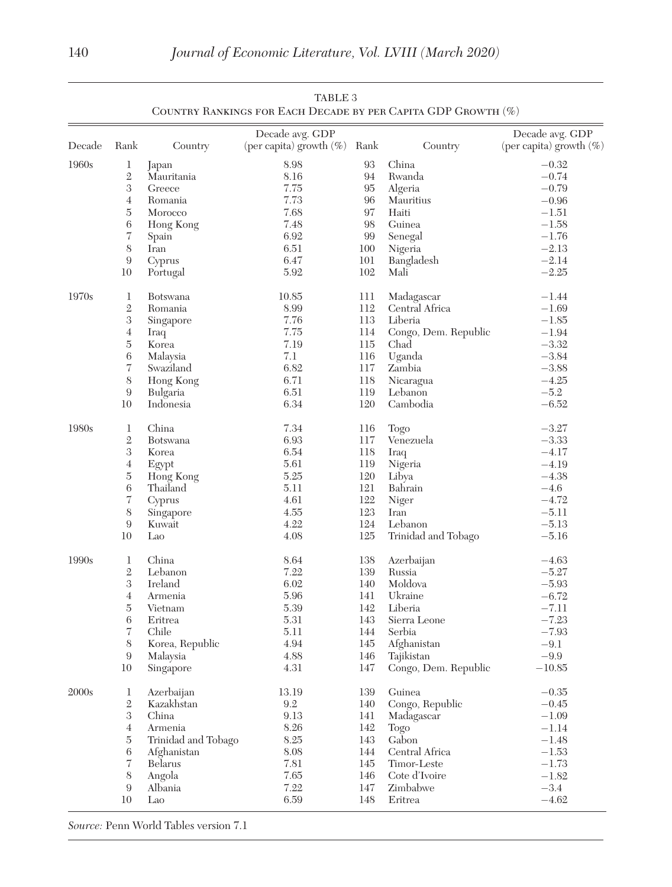TABLE 3
Country Rankings for Each Decade by per Capita GDP Growth (%)

| Decade | Rank | Country | Decade avg. GDP (per capita) growth (%) | Rank | Country | Decade avg. GDP (per capita) growth (%) |
|---|---|---|---|---|---|---|
| 1960s | 1 | Japan | 8.98 | 93 | China | −0.32 |
| | 2 | Mauritania | 8.16 | 94 | Rwanda | −0.74 |
| | 3 | Greece | 7.75 | 95 | Algeria | −0.79 |
| | 4 | Romania | 7.73 | 96 | Mauritius | −0.96 |
| | 5 | Morocco | 7.68 | 97 | Haiti | −1.51 |
| | 6 | Hong Kong | 7.48 | 98 | Guinea | −1.58 |
| | 7 | Spain | 6.92 | 99 | Senegal | −1.76 |
| | 8 | Iran | 6.51 | 100 | Nigeria | −2.13 |
| | 9 | Cyprus | 6.47 | 101 | Bangladesh | −2.14 |
| | 10 | Portugal | 5.92 | 102 | Mali | −2.25 |
| 1970s | 1 | Botswana | 10.85 | 111 | Madagascar | −1.44 |
| | 2 | Romania | 8.99 | 112 | Central Africa | −1.69 |
| | 3 | Singapore | 7.76 | 113 | Liberia | −1.85 |
| | 4 | Iraq | 7.75 | 114 | Congo, Dem. Republic | −1.94 |
| | 5 | Korea | 7.19 | 115 | Chad | −3.32 |
| | 6 | Malaysia | 7.1 | 116 | Uganda | −3.84 |
| | 7 | Swaziland | 6.82 | 117 | Zambia | −3.88 |
| | 8 | Hong Kong | 6.71 | 118 | Nicaragua | −4.25 |
| | 9 | Bulgaria | 6.51 | 119 | Lebanon | −5.2 |
| | 10 | Indonesia | 6.34 | 120 | Cambodia | −6.52 |
| 1980s | 1 | China | 7.34 | 116 | Togo | −3.27 |
| | 2 | Botswana | 6.93 | 117 | Venezuela | −3.33 |
| | 3 | Korea | 6.54 | 118 | Iraq | −4.17 |
| | 4 | Egypt | 5.61 | 119 | Nigeria | −4.19 |
| | 5 | Hong Kong | 5.25 | 120 | Libya | −4.38 |
| | 6 | Thailand | 5.11 | 121 | Bahrain | −4.6 |
| | 7 | Cyprus | 4.61 | 122 | Niger | −4.72 |
| | 8 | Singapore | 4.55 | 123 | Iran | −5.11 |
| | 9 | Kuwait | 4.22 | 124 | Lebanon | −5.13 |
| | 10 | Lao | 4.08 | 125 | Trinidad and Tobago | −5.16 |
| 1990s | 1 | China | 8.64 | 138 | Azerbaijan | −4.63 |
| | 2 | Lebanon | 7.22 | 139 | Russia | −5.27 |
| | 3 | Ireland | 6.02 | 140 | Moldova | −5.93 |
| | 4 | Armenia | 5.96 | 141 | Ukraine | −6.72 |
| | 5 | Vietnam | 5.39 | 142 | Liberia | −7.11 |
| | 6 | Eritrea | 5.31 | 143 | Sierra Leone | −7.23 |
| | 7 | Chile | 5.11 | 144 | Serbia | −7.93 |
| | 8 | Korea, Republic | 4.94 | 145 | Afghanistan | −9.1 |
| | 9 | Malaysia | 4.88 | 146 | Tajikistan | −9.9 |
| | 10 | Singapore | 4.31 | 147 | Congo, Dem. Republic | −10.85 |
| 2000s | 1 | Azerbaijan | 13.19 | 139 | Guinea | −0.35 |
| | 2 | Kazakhstan | 9.2 | 140 | Congo, Republic | −0.45 |
| | 3 | China | 9.13 | 141 | Madagascar | −1.09 |
| | 4 | Armenia | 8.26 | 142 | Togo | −1.14 |
| | 5 | Trinidad and Tobago | 8.25 | 143 | Gabon | −1.48 |
| | 6 | Afghanistan | 8.08 | 144 | Central Africa | −1.53 |
| | 7 | Belarus | 7.81 | 145 | Timor-Leste | −1.73 |
| | 8 | Angola | 7.65 | 146 | Cote d'Ivoire | −1.82 |
| | 9 | Albania | 7.22 | 147 | Zimbabwe | −3.4 |
| | 10 | Lao | 6.59 | 148 | Eritrea | −4.62 |

*Source:* Penn World Tables version 7.1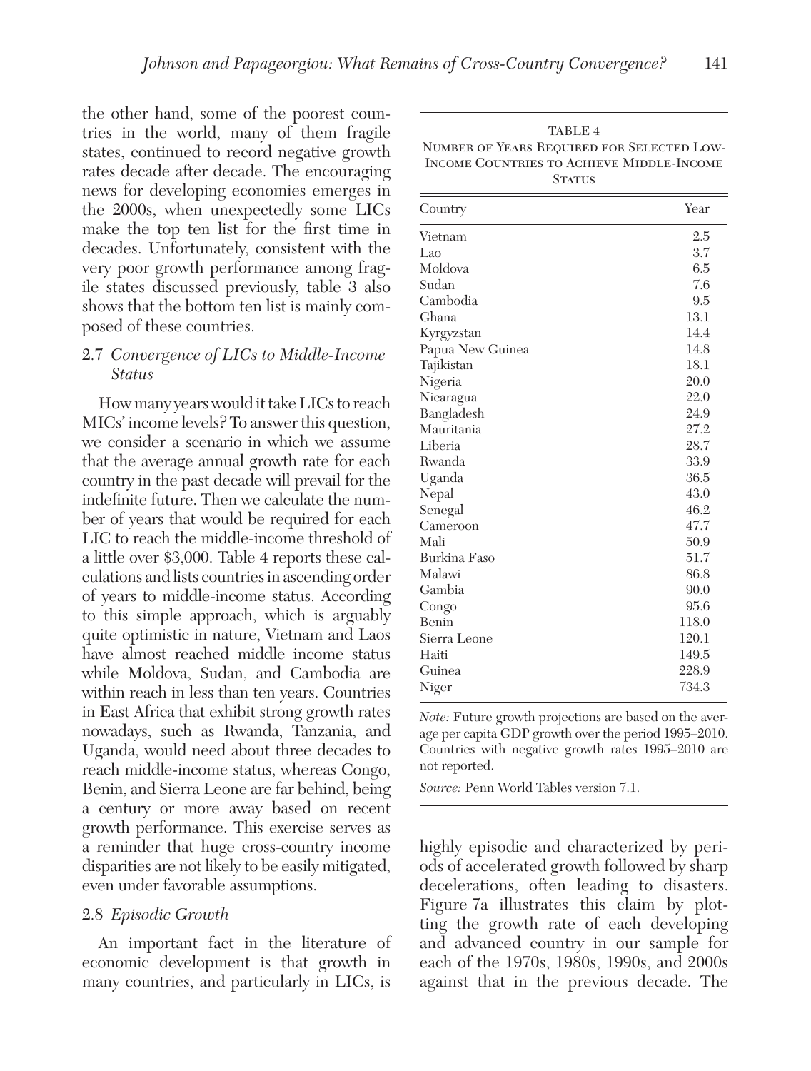the other hand, some of the poorest countries in the world, many of them fragile states, continued to record negative growth rates decade after decade. The encouraging news for developing economies emerges in the 2000s, when unexpectedly some LICs make the top ten list for the first time in decades. Unfortunately, consistent with the very poor growth performance among fragile states discussed previously, table 3 also shows that the bottom ten list is mainly composed of these countries.

### 2.7 *Convergence of LICs to Middle-Income Status*

How many years would it take LICs to reach MICs' income levels? To answer this question, we consider a scenario in which we assume that the average annual growth rate for each country in the past decade will prevail for the indefinite future. Then we calculate the number of years that would be required for each LIC to reach the middle-income threshold of a little over \$3,000. Table 4 reports these calculations and lists countries in ascending order of years to middle-income status. According to this simple approach, which is arguably quite optimistic in nature, Vietnam and Laos have almost reached middle income status while Moldova, Sudan, and Cambodia are within reach in less than ten years. Countries in East Africa that exhibit strong growth rates nowadays, such as Rwanda, Tanzania, and Uganda, would need about three decades to reach middle-income status, whereas Congo, Benin, and Sierra Leone are far behind, being a century or more away based on recent growth performance. This exercise serves as a reminder that huge cross-country income disparities are not likely to be easily mitigated, even under favorable assumptions.

TABLE 4
NUMBER OF YEARS REQUIRED FOR SELECTED LOW-INCOME COUNTRIES TO ACHIEVE MIDDLE-INCOME STATUS

| Country | Year |
|---|---|
| Vietnam | 2.5 |
| Lao | 3.7 |
| Moldova | 6.5 |
| Sudan | 7.6 |
| Cambodia | 9.5 |
| Ghana | 13.1 |
| Kyrgyzstan | 14.4 |
| Papua New Guinea | 14.8 |
| Tajikistan | 18.1 |
| Nigeria | 20.0 |
| Nicaragua | 22.0 |
| Bangladesh | 24.9 |
| Mauritania | 27.2 |
| Liberia | 28.7 |
| Rwanda | 33.9 |
| Uganda | 36.5 |
| Nepal | 43.0 |
| Senegal | 46.2 |
| Cameroon | 47.7 |
| Mali | 50.9 |
| Burkina Faso | 51.7 |
| Malawi | 86.8 |
| Gambia | 90.0 |
| Congo | 95.6 |
| Benin | 118.0 |
| Sierra Leone | 120.1 |
| Haiti | 149.5 |
| Guinea | 228.9 |
| Niger | 734.3 |

*Note:* Future growth projections are based on the average per capita GDP growth over the period 1995–2010. Countries with negative growth rates 1995–2010 are not reported.

*Source:* Penn World Tables version 7.1.

### 2.8 *Episodic Growth*

An important fact in the literature of economic development is that growth in many countries, and particularly in LICs, is highly episodic and characterized by periods of accelerated growth followed by sharp decelerations, often leading to disasters. Figure 7a illustrates this claim by plotting the growth rate of each developing and advanced country in our sample for each of the 1970s, 1980s, 1990s, and 2000s against that in the previous decade. The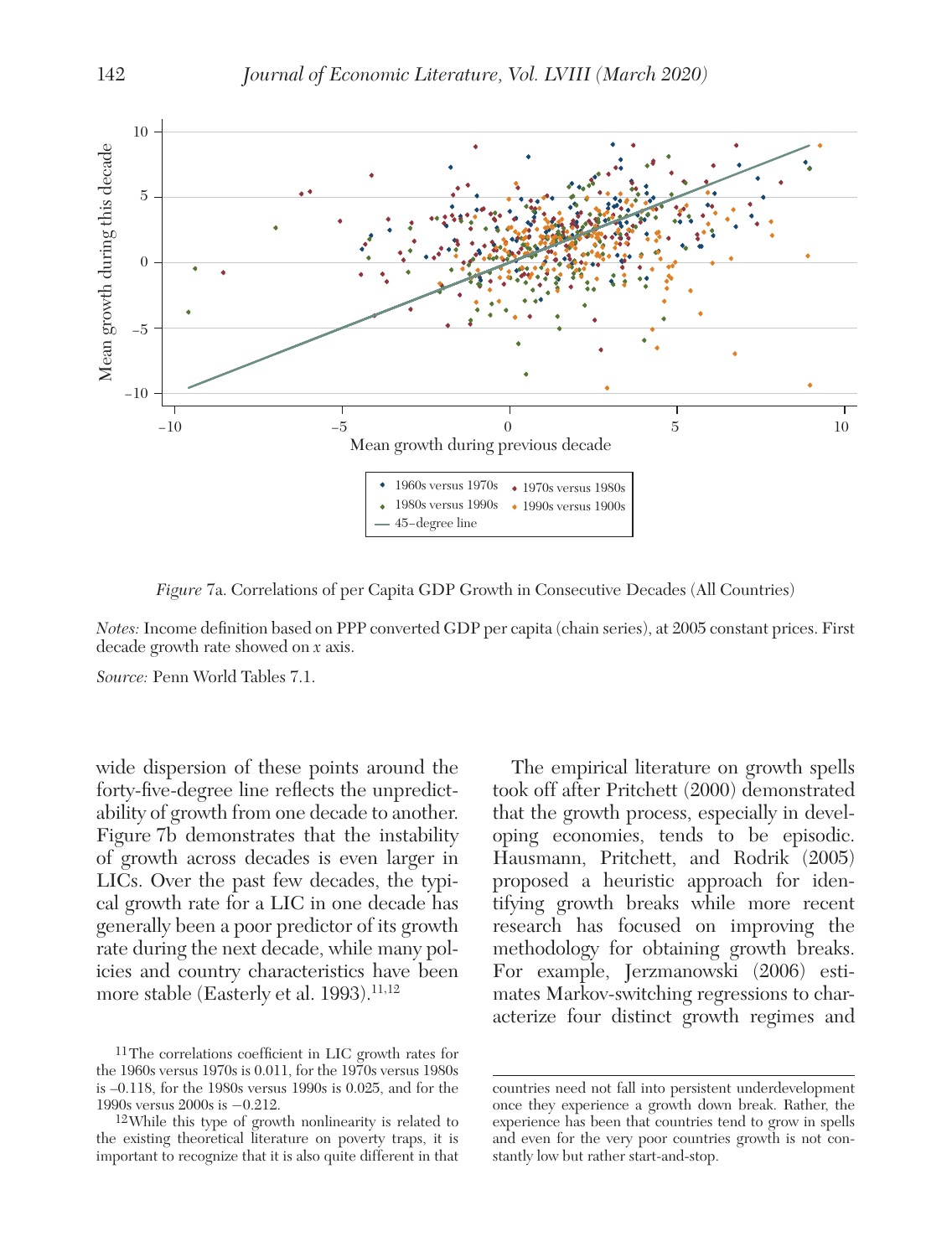*Figure* 7a. Correlations of per Capita GDP Growth in Consecutive Decades (All Countries)

*Notes:* Income definition based on PPP converted GDP per capita (chain series), at 2005 constant prices. First decade growth rate showed on *x* axis.

*Source:* Penn World Tables 7.1.

wide dispersion of these points around the forty-five-degree line reflects the unpredictability of growth from one decade to another. Figure 7b demonstrates that the instability of growth across decades is even larger in LICs. Over the past few decades, the typical growth rate for a LIC in one decade has generally been a poor predictor of its growth rate during the next decade, while many policies and country characteristics have been more stable (Easterly et al. 1993).[11,12]

The empirical literature on growth spells took off after Pritchett (2000) demonstrated that the growth process, especially in developing economies, tends to be episodic. Hausmann, Pritchett, and Rodrik (2005) proposed a heuristic approach for identifying growth breaks while more recent research has focused on improving the methodology for obtaining growth breaks. For example, Jerzmanowski (2006) estimates Markov-switching regressions to characterize four distinct growth regimes and

[11] The correlations coefficient in LIC growth rates for the 1960s versus 1970s is 0.011, for the 1970s versus 1980s is –0.118, for the 1980s versus 1990s is 0.025, and for the 1990s versus 2000s is −0.212.

[12] While this type of growth nonlinearity is related to the existing theoretical literature on poverty traps, it is important to recognize that it is also quite different in that countries need not fall into persistent underdevelopment once they experience a growth down break. Rather, the experience has been that countries tend to grow in spells and even for the very poor countries growth is not constantly low but rather start-and-stop.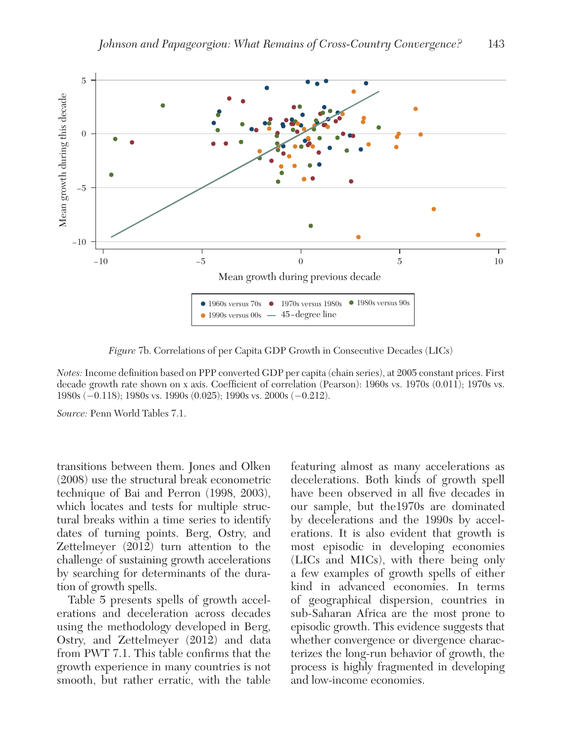*Figure* 7b. Correlations of per Capita GDP Growth in Consecutive Decades (LICs)

*Notes:* Income definition based on PPP converted GDP per capita (chain series), at 2005 constant prices. First decade growth rate shown on x axis. Coefficient of correlation (Pearson): 1960s vs. 1970s (0.011); 1970s vs. 1980s (−0.118); 1980s vs. 1990s (0.025); 1990s vs. 2000s (−0.212).

*Source:* Penn World Tables 7.1.

transitions between them. Jones and Olken (2008) use the structural break econometric technique of Bai and Perron (1998, 2003), which locates and tests for multiple structural breaks within a time series to identify dates of turning points. Berg, Ostry, and Zettelmeyer (2012) turn attention to the challenge of sustaining growth accelerations by searching for determinants of the duration of growth spells.

Table 5 presents spells of growth accelerations and deceleration across decades using the methodology developed in Berg, Ostry, and Zettelmeyer (2012) and data from PWT 7.1. This table confirms that the growth experience in many countries is not smooth, but rather erratic, with the table featuring almost as many accelerations as decelerations. Both kinds of growth spell have been observed in all five decades in our sample, but the1970s are dominated by decelerations and the 1990s by accelerations. It is also evident that growth is most episodic in developing economies (LICs and MICs), with there being only a few examples of growth spells of either kind in advanced economies. In terms of geographical dispersion, countries in sub-Saharan Africa are the most prone to episodic growth. This evidence suggests that whether convergence or divergence characterizes the long-run behavior of growth, the process is highly fragmented in developing and low-income economies.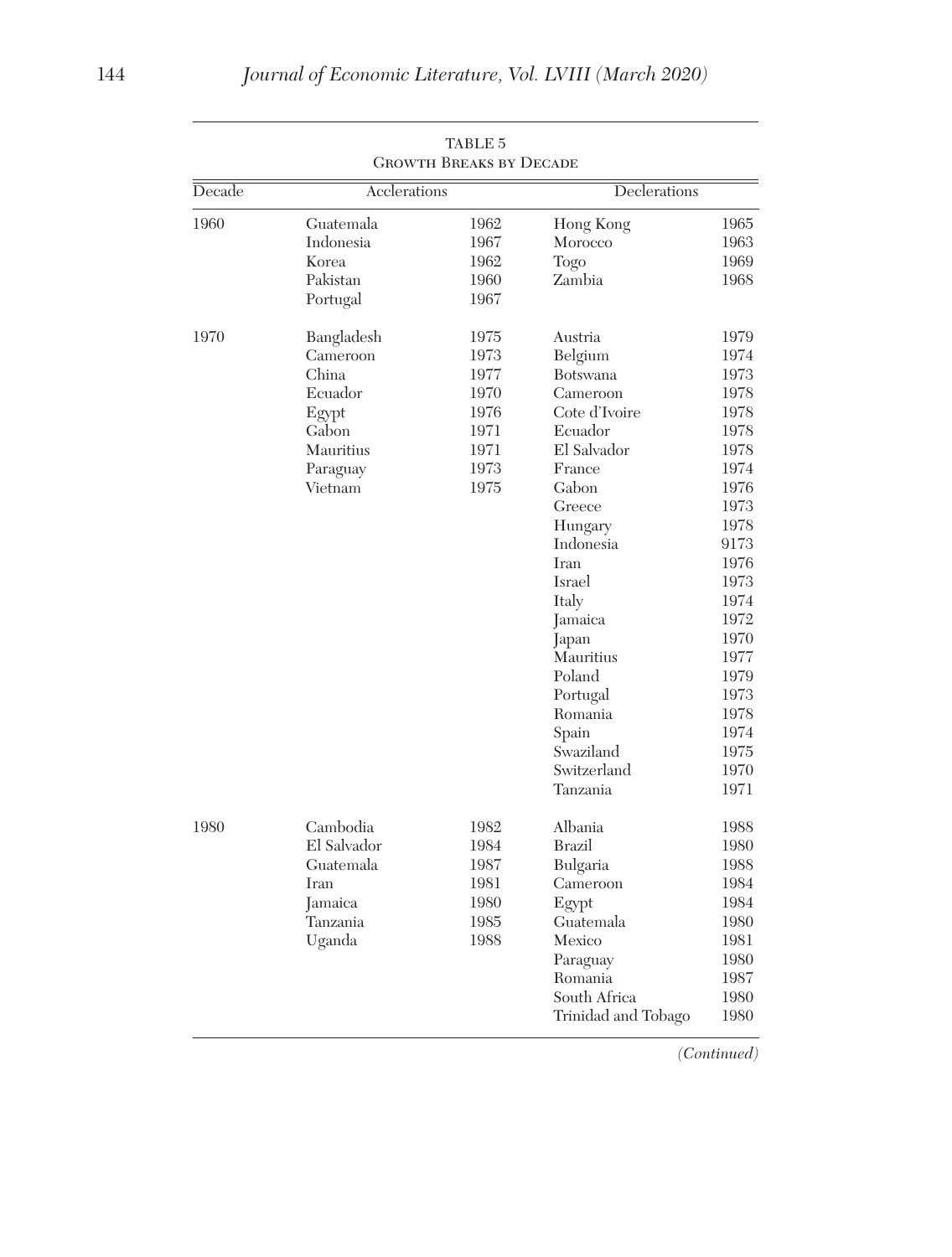TABLE 5
Growth Breaks by Decade

| Decade | Acclerations | | Declerations | |
|---|---|---|---|---|
| 1960 | Guatemala | 1962 | Hong Kong | 1965 |
| | Indonesia | 1967 | Morocco | 1963 |
| | Korea | 1962 | Togo | 1969 |
| | Pakistan | 1960 | Zambia | 1968 |
| | Portugal | 1967 | | |
| 1970 | Bangladesh | 1975 | Austria | 1979 |
| | Cameroon | 1973 | Belgium | 1974 |
| | China | 1977 | Botswana | 1973 |
| | Ecuador | 1970 | Cameroon | 1978 |
| | Egypt | 1976 | Cote d'Ivoire | 1978 |
| | Gabon | 1971 | Ecuador | 1978 |
| | Mauritius | 1971 | El Salvador | 1978 |
| | Paraguay | 1973 | France | 1974 |
| | Vietnam | 1975 | Gabon | 1976 |
| | | | Greece | 1973 |
| | | | Hungary | 1978 |
| | | | Indonesia | 9173 |
| | | | Iran | 1976 |
| | | | Israel | 1973 |
| | | | Italy | 1974 |
| | | | Jamaica | 1972 |
| | | | Japan | 1970 |
| | | | Mauritius | 1977 |
| | | | Poland | 1979 |
| | | | Portugal | 1973 |
| | | | Romania | 1978 |
| | | | Spain | 1974 |
| | | | Swaziland | 1975 |
| | | | Switzerland | 1970 |
| | | | Tanzania | 1971 |
| 1980 | Cambodia | 1982 | Albania | 1988 |
| | El Salvador | 1984 | Brazil | 1980 |
| | Guatemala | 1987 | Bulgaria | 1988 |
| | Iran | 1981 | Cameroon | 1984 |
| | Jamaica | 1980 | Egypt | 1984 |
| | Tanzania | 1985 | Guatemala | 1980 |
| | Uganda | 1988 | Mexico | 1981 |
| | | | Paraguay | 1980 |
| | | | Romania | 1987 |
| | | | South Africa | 1980 |
| | | | Trinidad and Tobago | 1980 |

*(Continued)*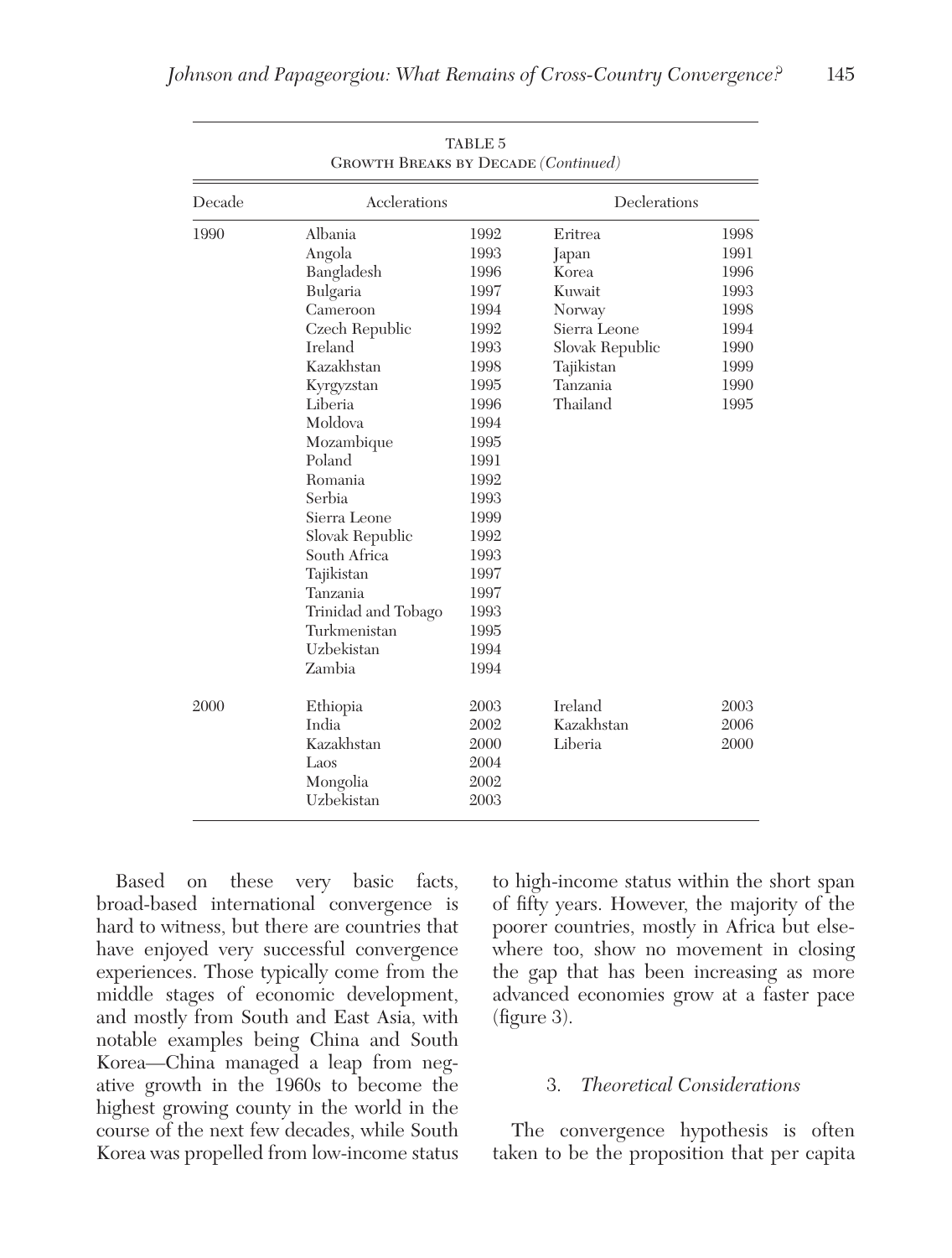TABLE 5
GROWTH BREAKS BY DECADE *(Continued)*

| Decade | Acclerations | | Declerations | |
|---|---|---|---|---|
| 1990 | Albania | 1992 | Eritrea | 1998 |
| | Angola | 1993 | Japan | 1991 |
| | Bangladesh | 1996 | Korea | 1996 |
| | Bulgaria | 1997 | Kuwait | 1993 |
| | Cameroon | 1994 | Norway | 1998 |
| | Czech Republic | 1992 | Sierra Leone | 1994 |
| | Ireland | 1993 | Slovak Republic | 1990 |
| | Kazakhstan | 1998 | Tajikistan | 1999 |
| | Kyrgyzstan | 1995 | Tanzania | 1990 |
| | Liberia | 1996 | Thailand | 1995 |
| | Moldova | 1994 | | |
| | Mozambique | 1995 | | |
| | Poland | 1991 | | |
| | Romania | 1992 | | |
| | Serbia | 1993 | | |
| | Sierra Leone | 1999 | | |
| | Slovak Republic | 1992 | | |
| | South Africa | 1993 | | |
| | Tajikistan | 1997 | | |
| | Tanzania | 1997 | | |
| | Trinidad and Tobago | 1993 | | |
| | Turkmenistan | 1995 | | |
| | Uzbekistan | 1994 | | |
| | Zambia | 1994 | | |
| 2000 | Ethiopia | 2003 | Ireland | 2003 |
| | India | 2002 | Kazakhstan | 2006 |
| | Kazakhstan | 2000 | Liberia | 2000 |
| | Laos | 2004 | | |
| | Mongolia | 2002 | | |
| | Uzbekistan | 2003 | | |

Based on these very basic facts, broad-based international convergence is hard to witness, but there are countries that have enjoyed very successful convergence experiences. Those typically come from the middle stages of economic development, and mostly from South and East Asia, with notable examples being China and South Korea—China managed a leap from negative growth in the 1960s to become the highest growing county in the world in the course of the next few decades, while South Korea was propelled from low-income status to high-income status within the short span of fifty years. However, the majority of the poorer countries, mostly in Africa but elsewhere too, show no movement in closing the gap that has been increasing as more advanced economies grow at a faster pace (figure 3).

## 3. *Theoretical Considerations*

The convergence hypothesis is often taken to be the proposition that per capita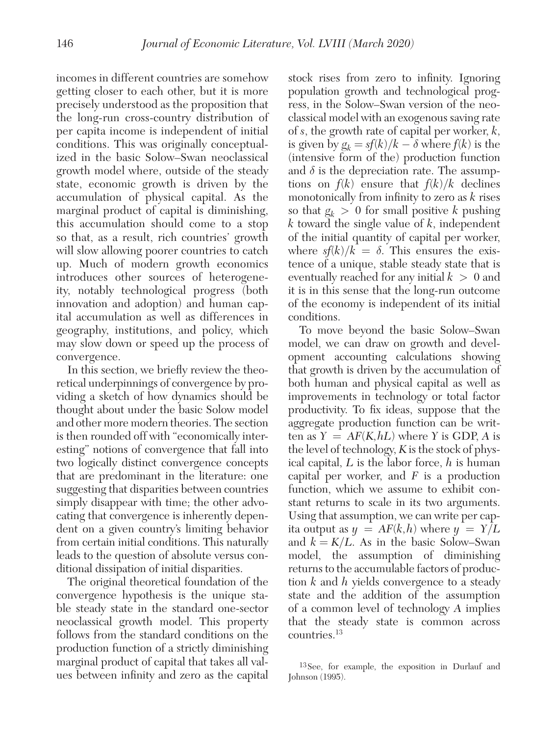incomes in different countries are somehow getting closer to each other, but it is more precisely understood as the proposition that the long-run cross-country distribution of per capita income is independent of initial conditions. This was originally conceptualized in the basic Solow–Swan neoclassical growth model where, outside of the steady state, economic growth is driven by the accumulation of physical capital. As the marginal product of capital is diminishing, this accumulation should come to a stop so that, as a result, rich countries' growth will slow allowing poorer countries to catch up. Much of modern growth economics introduces other sources of heterogeneity, notably technological progress (both innovation and adoption) and human capital accumulation as well as differences in geography, institutions, and policy, which may slow down or speed up the process of convergence.

In this section, we briefly review the theoretical underpinnings of convergence by providing a sketch of how dynamics should be thought about under the basic Solow model and other more modern theories. The section is then rounded off with "economically interesting" notions of convergence that fall into two logically distinct convergence concepts that are predominant in the literature: one suggesting that disparities between countries simply disappear with time; the other advocating that convergence is inherently dependent on a given country's limiting behavior from certain initial conditions. This naturally leads to the question of absolute versus conditional dissipation of initial disparities.

The original theoretical foundation of the convergence hypothesis is the unique stable steady state in the standard one-sector neoclassical growth model. This property follows from the standard conditions on the production function of a strictly diminishing marginal product of capital that takes all values between infinity and zero as the capital stock rises from zero to infinity. Ignoring population growth and technological progress, in the Solow–Swan version of the neoclassical model with an exogenous saving rate of $s$, the growth rate of capital per worker, $k$, is given by $g_k = sf(k)/k - \delta$ where $f(k)$ is the (intensive form of the) production function and $\delta$ is the depreciation rate. The assumptions on $f(k)$ ensure that $f(k)/k$ declines monotonically from infinity to zero as $k$ rises so that $g_k > 0$ for small positive $k$ pushing $k$ toward the single value of $k$, independent of the initial quantity of capital per worker, where $sf(k)/k = \delta$. This ensures the existence of a unique, stable steady state that is eventually reached for any initial $k > 0$ and it is in this sense that the long-run outcome of the economy is independent of its initial conditions.

To move beyond the basic Solow–Swan model, we can draw on growth and development accounting calculations showing that growth is driven by the accumulation of both human and physical capital as well as improvements in technology or total factor productivity. To fix ideas, suppose that the aggregate production function can be written as $Y = AF(K,hL)$ where $Y$ is GDP, $A$ is the level of technology, $K$ is the stock of physical capital, $L$ is the labor force, $h$ is human capital per worker, and $F$ is a production function, which we assume to exhibit constant returns to scale in its two arguments. Using that assumption, we can write per capita output as $y = AF(k,h)$ where $y = Y/L$ and $k = K/L$. As in the basic Solow–Swan model, the assumption of diminishing returns to the accumulable factors of production $k$ and $h$ yields convergence to a steady state and the addition of the assumption of a common level of technology $A$ implies that the steady state is common across countries.[13]

[13] See, for example, the exposition in Durlauf and Johnson (1995).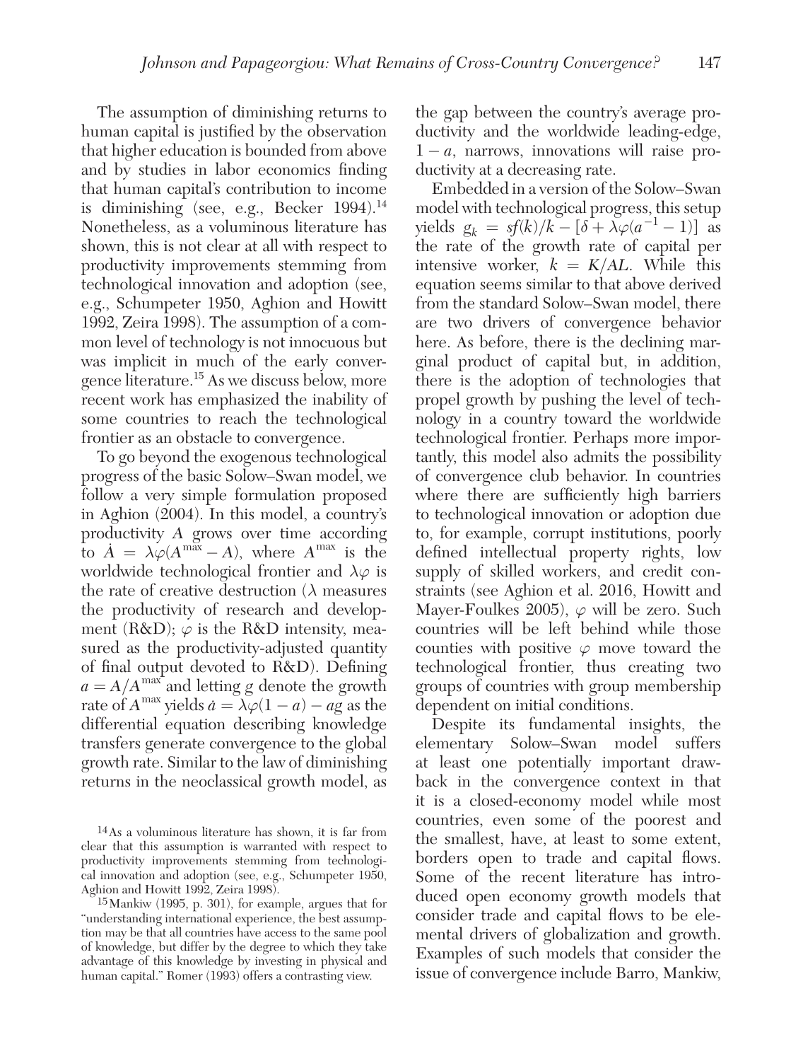The assumption of diminishing returns to human capital is justified by the observation that higher education is bounded from above and by studies in labor economics finding that human capital's contribution to income is diminishing (see, e.g., Becker 1994).[14] Nonetheless, as a voluminous literature has shown, this is not clear at all with respect to productivity improvements stemming from technological innovation and adoption (see, e.g., Schumpeter 1950, Aghion and Howitt 1992, Zeira 1998). The assumption of a common level of technology is not innocuous but was implicit in much of the early convergence literature.[15] As we discuss below, more recent work has emphasized the inability of some countries to reach the technological frontier as an obstacle to convergence.

To go beyond the exogenous technological progress of the basic Solow–Swan model, we follow a very simple formulation proposed in Aghion (2004). In this model, a country's productivity $A$ grows over time according to $\dot{A} = \lambda\varphi(A^{\max} - A)$, where $A^{\max}$ is the worldwide technological frontier and $\lambda\varphi$ is the rate of creative destruction ($\lambda$ measures the productivity of research and development (R&D); $\varphi$ is the R&D intensity, measured as the productivity-adjusted quantity of final output devoted to R&D). Defining $a = A/A^{\max}$ and letting $g$ denote the growth rate of $A^{\max}$ yields $\dot{a} = \lambda\varphi(1 - a) - ag$ as the differential equation describing knowledge transfers generate convergence to the global growth rate. Similar to the law of diminishing returns in the neoclassical growth model, as the gap between the country's average productivity and the worldwide leading-edge, $1 - a$, narrows, innovations will raise productivity at a decreasing rate.

Embedded in a version of the Solow–Swan model with technological progress, this setup yields $g_k = sf(k)/k - [\delta + \lambda\varphi(a^{-1} - 1)]$ as the rate of the growth rate of capital per intensive worker, $k = K/AL$. While this equation seems similar to that above derived from the standard Solow–Swan model, there are two drivers of convergence behavior here. As before, there is the declining marginal product of capital but, in addition, there is the adoption of technologies that propel growth by pushing the level of technology in a country toward the worldwide technological frontier. Perhaps more importantly, this model also admits the possibility of convergence club behavior. In countries where there are sufficiently high barriers to technological innovation or adoption due to, for example, corrupt institutions, poorly defined intellectual property rights, low supply of skilled workers, and credit constraints (see Aghion et al. 2016, Howitt and Mayer-Foulkes 2005), $\varphi$ will be zero. Such countries will be left behind while those counties with positive $\varphi$ move toward the technological frontier, thus creating two groups of countries with group membership dependent on initial conditions.

Despite its fundamental insights, the elementary Solow–Swan model suffers at least one potentially important drawback in the convergence context in that it is a closed-economy model while most countries, even some of the poorest and the smallest, have, at least to some extent, borders open to trade and capital flows. Some of the recent literature has introduced open economy growth models that consider trade and capital flows to be elemental drivers of globalization and growth. Examples of such models that consider the issue of convergence include Barro, Mankiw,

[14] As a voluminous literature has shown, it is far from clear that this assumption is warranted with respect to productivity improvements stemming from technological innovation and adoption (see, e.g., Schumpeter 1950, Aghion and Howitt 1992, Zeira 1998).

[15] Mankiw (1995, p. 301), for example, argues that for "understanding international experience, the best assumption may be that all countries have access to the same pool of knowledge, but differ by the degree to which they take advantage of this knowledge by investing in physical and human capital." Romer (1993) offers a contrasting view.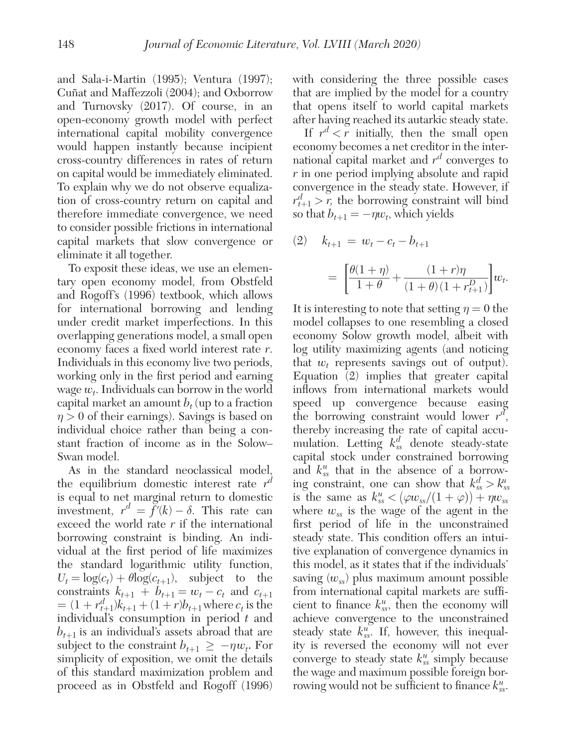and Sala-i-Martin (1995); Ventura (1997); Cuñat and Maffezzoli (2004); and Oxborrow and Turnovsky (2017). Of course, in an open-economy growth model with perfect international capital mobility convergence would happen instantly because incipient cross-country differences in rates of return on capital would be immediately eliminated. To explain why we do not observe equalization of cross-country return on capital and therefore immediate convergence, we need to consider possible frictions in international capital markets that slow convergence or eliminate it all together.

To exposit these ideas, we use an elementary open economy model, from Obstfeld and Rogoff's (1996) textbook, which allows for international borrowing and lending under credit market imperfections. In this overlapping generations model, a small open economy faces a fixed world interest rate $r$. Individuals in this economy live two periods, working only in the first period and earning wage $w_t$. Individuals can borrow in the world capital market an amount $b_t$ (up to a fraction $\eta > 0$ of their earnings). Savings is based on individual choice rather than being a constant fraction of income as in the Solow–Swan model.

As in the standard neoclassical model, the equilibrium domestic interest rate $r^d$ is equal to net marginal return to domestic investment, $r^d = f'(k) - \delta$. This rate can exceed the world rate $r$ if the international borrowing constraint is binding. An individual at the first period of life maximizes the standard logarithmic utility function, $U_t = \log(c_t) + \theta \log(c_{t+1})$, subject to the constraints $k_{t+1} + b_{t+1} = w_t - c_t$ and $c_{t+1} = (1 + r^d_{t+1})k_{t+1} + (1 + r)b_{t+1}$ where $c_t$ is the individual's consumption in period $t$ and $b_{t+1}$ is an individual's assets abroad that are subject to the constraint $b_{t+1} \geq -\eta w_t$. For simplicity of exposition, we omit the details of this standard maximization problem and proceed as in Obstfeld and Rogoff (1996) with considering the three possible cases that are implied by the model for a country that opens itself to world capital markets after having reached its autarkic steady state.

If $r^d < r$ initially, then the small open economy becomes a net creditor in the international capital market and $r^d$ converges to $r$ in one period implying absolute and rapid convergence in the steady state. However, if $r^d_{t+1} > r$, the borrowing constraint will bind so that $b_{t+1} = -\eta w_t$, which yields

$$(2) \quad k_{t+1} = w_t - c_t - b_{t+1}$$

$$= \left[\frac{\theta(1+\eta)}{1+\theta} + \frac{(1+r)\eta}{(1+\theta)(1+r^D_{t+1})}\right] w_t.$$

It is interesting to note that setting $\eta = 0$ the model collapses to one resembling a closed economy Solow growth model, albeit with log utility maximizing agents (and noticing that $w_t$ represents savings out of output). Equation (2) implies that greater capital inflows from international markets would speed up convergence because easing the borrowing constraint would lower $r^d$, thereby increasing the rate of capital accumulation. Letting $k^d_{ss}$ denote steady-state capital stock under constrained borrowing and $k^u_{ss}$ that in the absence of a borrowing constraint, one can show that $k^d_{ss} > k^u_{ss}$ is the same as $k^u_{ss} < (\varphi w_{ss}/(1 + \varphi)) + \eta w_{ss}$ where $w_{ss}$ is the wage of the agent in the first period of life in the unconstrained steady state. This condition offers an intuitive explanation of convergence dynamics in this model, as it states that if the individuals' saving ($w_{ss}$) plus maximum amount possible from international capital markets are sufficient to finance $k^u_{ss}$, then the economy will achieve convergence to the unconstrained steady state $k^u_{ss}$. If, however, this inequality is reversed the economy will not ever converge to steady state $k^u_{ss}$ simply because the wage and maximum possible foreign borrowing would not be sufficient to finance $k^u_{ss}$.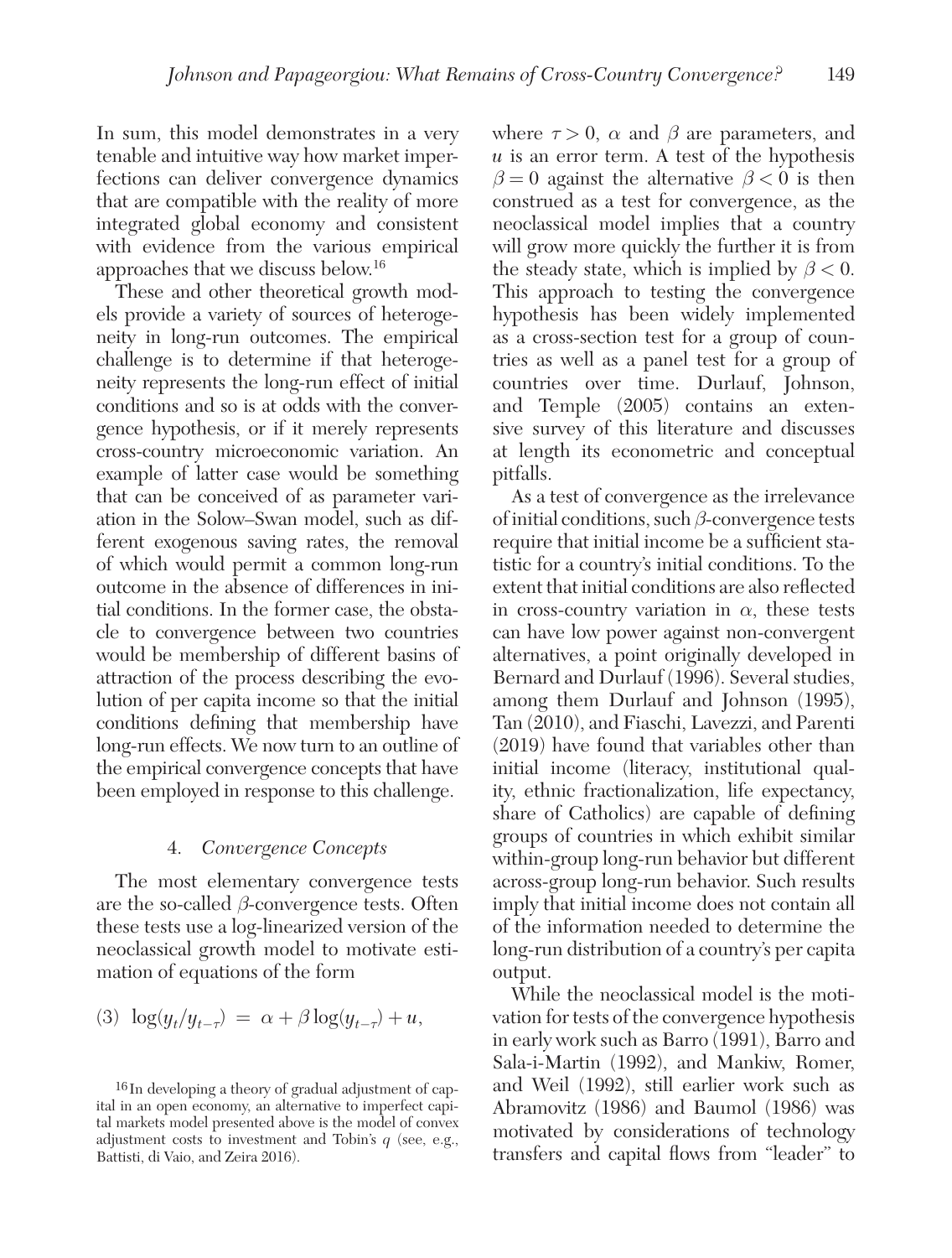In sum, this model demonstrates in a very tenable and intuitive way how market imperfections can deliver convergence dynamics that are compatible with the reality of more integrated global economy and consistent with evidence from the various empirical approaches that we discuss below.[16]

These and other theoretical growth models provide a variety of sources of heterogeneity in long-run outcomes. The empirical challenge is to determine if that heterogeneity represents the long-run effect of initial conditions and so is at odds with the convergence hypothesis, or if it merely represents cross-country microeconomic variation. An example of latter case would be something that can be conceived of as parameter variation in the Solow–Swan model, such as different exogenous saving rates, the removal of which would permit a common long-run outcome in the absence of differences in initial conditions. In the former case, the obstacle to convergence between two countries would be membership of different basins of attraction of the process describing the evolution of per capita income so that the initial conditions defining that membership have long-run effects. We now turn to an outline of the empirical convergence concepts that have been employed in response to this challenge.

## 4. *Convergence Concepts*

The most elementary convergence tests are the so-called $\beta$-convergence tests. Often these tests use a log-linearized version of the neoclassical growth model to motivate estimation of equations of the form

$$\text{(3)}\quad \log(y_t/y_{t-\tau}) = \alpha + \beta \log(y_{t-\tau}) + u,$$

where $\tau > 0$, $\alpha$ and $\beta$ are parameters, and $u$ is an error term. A test of the hypothesis $\beta = 0$ against the alternative $\beta < 0$ is then construed as a test for convergence, as the neoclassical model implies that a country will grow more quickly the further it is from the steady state, which is implied by $\beta < 0$. This approach to testing the convergence hypothesis has been widely implemented as a cross-section test for a group of countries as well as a panel test for a group of countries over time. Durlauf, Johnson, and Temple (2005) contains an extensive survey of this literature and discusses at length its econometric and conceptual pitfalls.

As a test of convergence as the irrelevance of initial conditions, such $\beta$-convergence tests require that initial income be a sufficient statistic for a country's initial conditions. To the extent that initial conditions are also reflected in cross-country variation in $\alpha$, these tests can have low power against non-convergent alternatives, a point originally developed in Bernard and Durlauf (1996). Several studies, among them Durlauf and Johnson (1995), Tan (2010), and Fiaschi, Lavezzi, and Parenti (2019) have found that variables other than initial income (literacy, institutional quality, ethnic fractionalization, life expectancy, share of Catholics) are capable of defining groups of countries in which exhibit similar within-group long-run behavior but different across-group long-run behavior. Such results imply that initial income does not contain all of the information needed to determine the long-run distribution of a country's per capita output.

While the neoclassical model is the motivation for tests of the convergence hypothesis in early work such as Barro (1991), Barro and Sala-i-Martin (1992), and Mankiw, Romer, and Weil (1992), still earlier work such as Abramovitz (1986) and Baumol (1986) was motivated by considerations of technology transfers and capital flows from "leader" to

[16] In developing a theory of gradual adjustment of capital in an open economy, an alternative to imperfect capital markets model presented above is the model of convex adjustment costs to investment and Tobin's $q$ (see, e.g., Battisti, di Vaio, and Zeira 2016).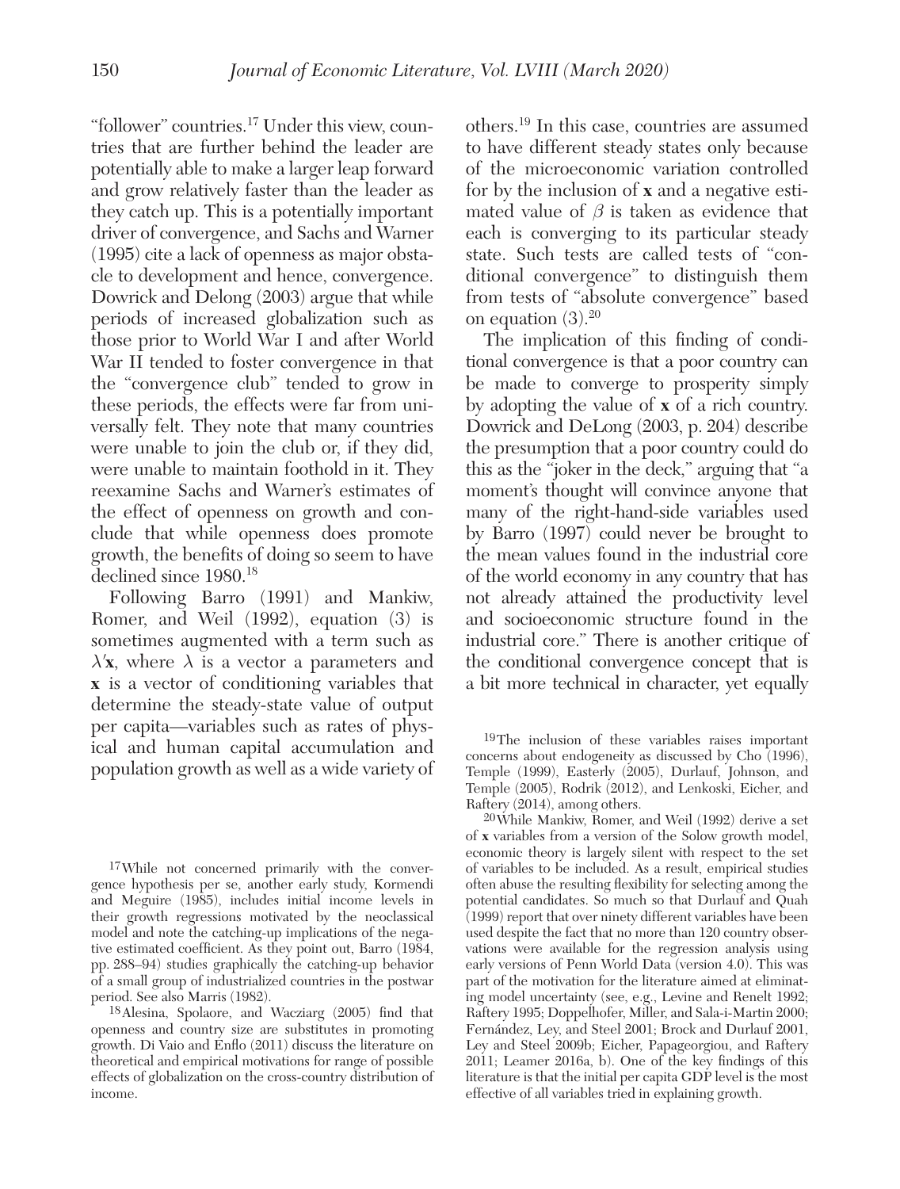"follower" countries.[17] Under this view, countries that are further behind the leader are potentially able to make a larger leap forward and grow relatively faster than the leader as they catch up. This is a potentially important driver of convergence, and Sachs and Warner (1995) cite a lack of openness as major obstacle to development and hence, convergence. Dowrick and Delong (2003) argue that while periods of increased globalization such as those prior to World War I and after World War II tended to foster convergence in that the "convergence club" tended to grow in these periods, the effects were far from universally felt. They note that many countries were unable to join the club or, if they did, were unable to maintain foothold in it. They reexamine Sachs and Warner's estimates of the effect of openness on growth and conclude that while openness does promote growth, the benefits of doing so seem to have declined since 1980.[18]

Following Barro (1991) and Mankiw, Romer, and Weil (1992), equation (3) is sometimes augmented with a term such as $\lambda'\mathbf{x}$, where $\lambda$ is a vector a parameters and $\mathbf{x}$ is a vector of conditioning variables that determine the steady-state value of output per capita—variables such as rates of physical and human capital accumulation and population growth as well as a wide variety of others.[19] In this case, countries are assumed to have different steady states only because of the microeconomic variation controlled for by the inclusion of $\mathbf{x}$ and a negative estimated value of $\beta$ is taken as evidence that each is converging to its particular steady state. Such tests are called tests of "conditional convergence" to distinguish them from tests of "absolute convergence" based on equation (3).[20]

The implication of this finding of conditional convergence is that a poor country can be made to converge to prosperity simply by adopting the value of $\mathbf{x}$ of a rich country. Dowrick and DeLong (2003, p. 204) describe the presumption that a poor country could do this as the "joker in the deck," arguing that "a moment's thought will convince anyone that many of the right-hand-side variables used by Barro (1997) could never be brought to the mean values found in the industrial core of the world economy in any country that has not already attained the productivity level and socioeconomic structure found in the industrial core." There is another critique of the conditional convergence concept that is a bit more technical in character, yet equally

[17] While not concerned primarily with the convergence hypothesis per se, another early study, Kormendi and Meguire (1985), includes initial income levels in their growth regressions motivated by the neoclassical model and note the catching-up implications of the negative estimated coefficient. As they point out, Barro (1984, pp. 288–94) studies graphically the catching-up behavior of a small group of industrialized countries in the postwar period. See also Marris (1982).

[18] Alesina, Spolaore, and Wacziarg (2005) find that openness and country size are substitutes in promoting growth. Di Vaio and Enflo (2011) discuss the literature on theoretical and empirical motivations for range of possible effects of globalization on the cross-country distribution of income.

[19] The inclusion of these variables raises important concerns about endogeneity as discussed by Cho (1996), Temple (1999), Easterly (2005), Durlauf, Johnson, and Temple (2005), Rodrik (2012), and Lenkoski, Eicher, and Raftery (2014), among others.

[20] While Mankiw, Romer, and Weil (1992) derive a set of $\mathbf{x}$ variables from a version of the Solow growth model, economic theory is largely silent with respect to the set of variables to be included. As a result, empirical studies often abuse the resulting flexibility for selecting among the potential candidates. So much so that Durlauf and Quah (1999) report that over ninety different variables have been used despite the fact that no more than 120 country observations were available for the regression analysis using early versions of Penn World Data (version 4.0). This was part of the motivation for the literature aimed at eliminating model uncertainty (see, e.g., Levine and Renelt 1992; Raftery 1995; Doppelhofer, Miller, and Sala-i-Martin 2000; Fernández, Ley, and Steel 2001; Brock and Durlauf 2001, Ley and Steel 2009b; Eicher, Papageorgiou, and Raftery 2011; Leamer 2016a, b). One of the key findings of this literature is that the initial per capita GDP level is the most effective of all variables tried in explaining growth.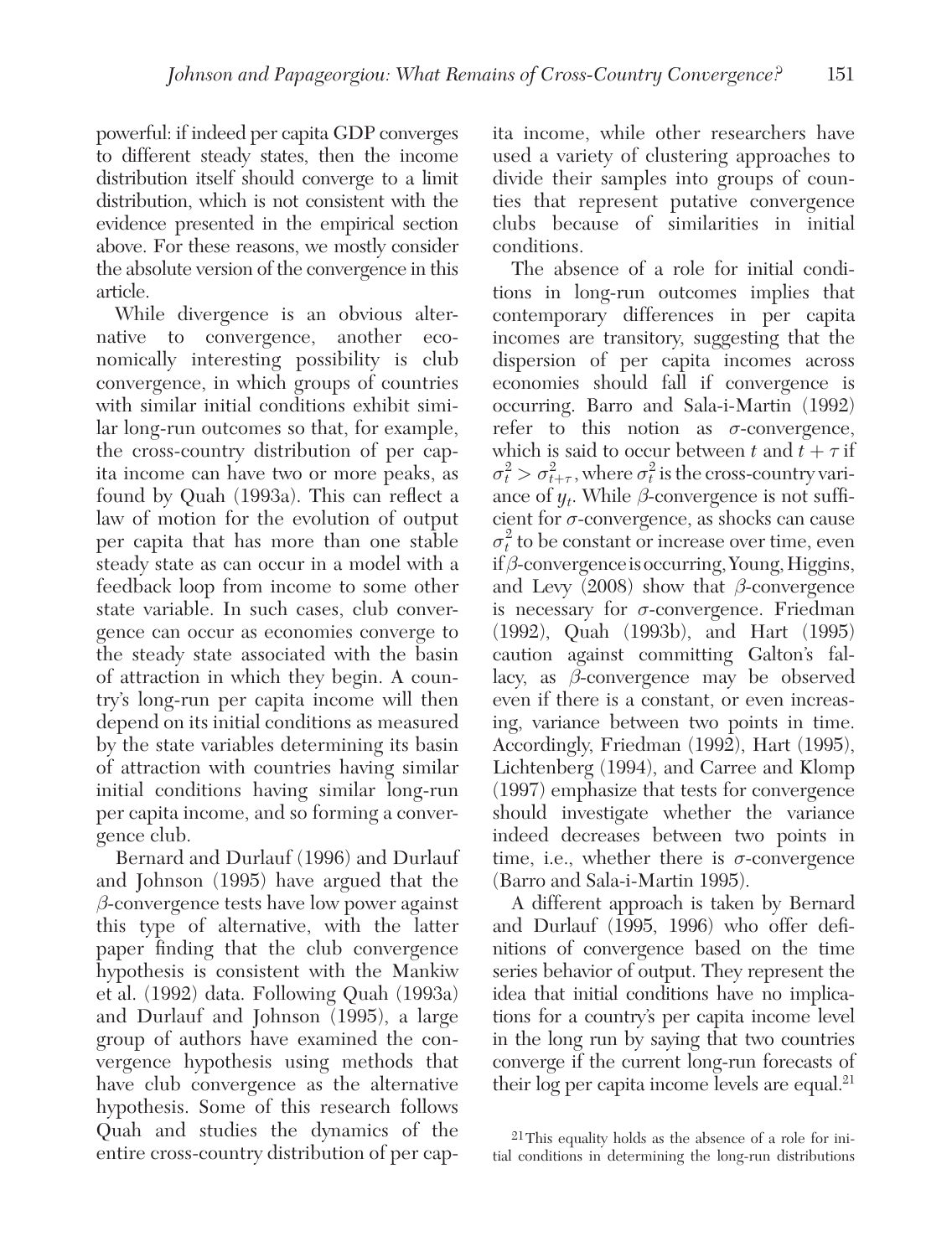powerful: if indeed per capita GDP converges to different steady states, then the income distribution itself should converge to a limit distribution, which is not consistent with the evidence presented in the empirical section above. For these reasons, we mostly consider the absolute version of the convergence in this article.

While divergence is an obvious alternative to convergence, another economically interesting possibility is club convergence, in which groups of countries with similar initial conditions exhibit similar long-run outcomes so that, for example, the cross-country distribution of per capita income can have two or more peaks, as found by Quah (1993a). This can reflect a law of motion for the evolution of output per capita that has more than one stable steady state as can occur in a model with a feedback loop from income to some other state variable. In such cases, club convergence can occur as economies converge to the steady state associated with the basin of attraction in which they begin. A country's long-run per capita income will then depend on its initial conditions as measured by the state variables determining its basin of attraction with countries having similar initial conditions having similar long-run per capita income, and so forming a convergence club.

Bernard and Durlauf (1996) and Durlauf and Johnson (1995) have argued that the $\beta$-convergence tests have low power against this type of alternative, with the latter paper finding that the club convergence hypothesis is consistent with the Mankiw et al. (1992) data. Following Quah (1993a) and Durlauf and Johnson (1995), a large group of authors have examined the convergence hypothesis using methods that have club convergence as the alternative hypothesis. Some of this research follows Quah and studies the dynamics of the entire cross-country distribution of per capita income, while other researchers have used a variety of clustering approaches to divide their samples into groups of counties that represent putative convergence clubs because of similarities in initial conditions.

The absence of a role for initial conditions in long-run outcomes implies that contemporary differences in per capita incomes are transitory, suggesting that the dispersion of per capita incomes across economies should fall if convergence is occurring. Barro and Sala-i-Martin (1992) refer to this notion as $\sigma$-convergence, which is said to occur between $t$ and $t+\tau$ if $\sigma_t^2 > \sigma_{t+\tau}^2$, where $\sigma_t^2$ is the cross-country variance of $y_t$. While $\beta$-convergence is not sufficient for $\sigma$-convergence, as shocks can cause $\sigma_t^2$ to be constant or increase over time, even if $\beta$-convergence is occurring, Young, Higgins, and Levy (2008) show that $\beta$-convergence is necessary for $\sigma$-convergence. Friedman (1992), Quah (1993b), and Hart (1995) caution against committing Galton's fallacy, as $\beta$-convergence may be observed even if there is a constant, or even increasing, variance between two points in time. Accordingly, Friedman (1992), Hart (1995), Lichtenberg (1994), and Carree and Klomp (1997) emphasize that tests for convergence should investigate whether the variance indeed decreases between two points in time, i.e., whether there is $\sigma$-convergence (Barro and Sala-i-Martin 1995).

A different approach is taken by Bernard and Durlauf (1995, 1996) who offer definitions of convergence based on the time series behavior of output. They represent the idea that initial conditions have no implications for a country's per capita income level in the long run by saying that two countries converge if the current long-run forecasts of their log per capita income levels are equal.[21]

[21] This equality holds as the absence of a role for initial conditions in determining the long-run distributions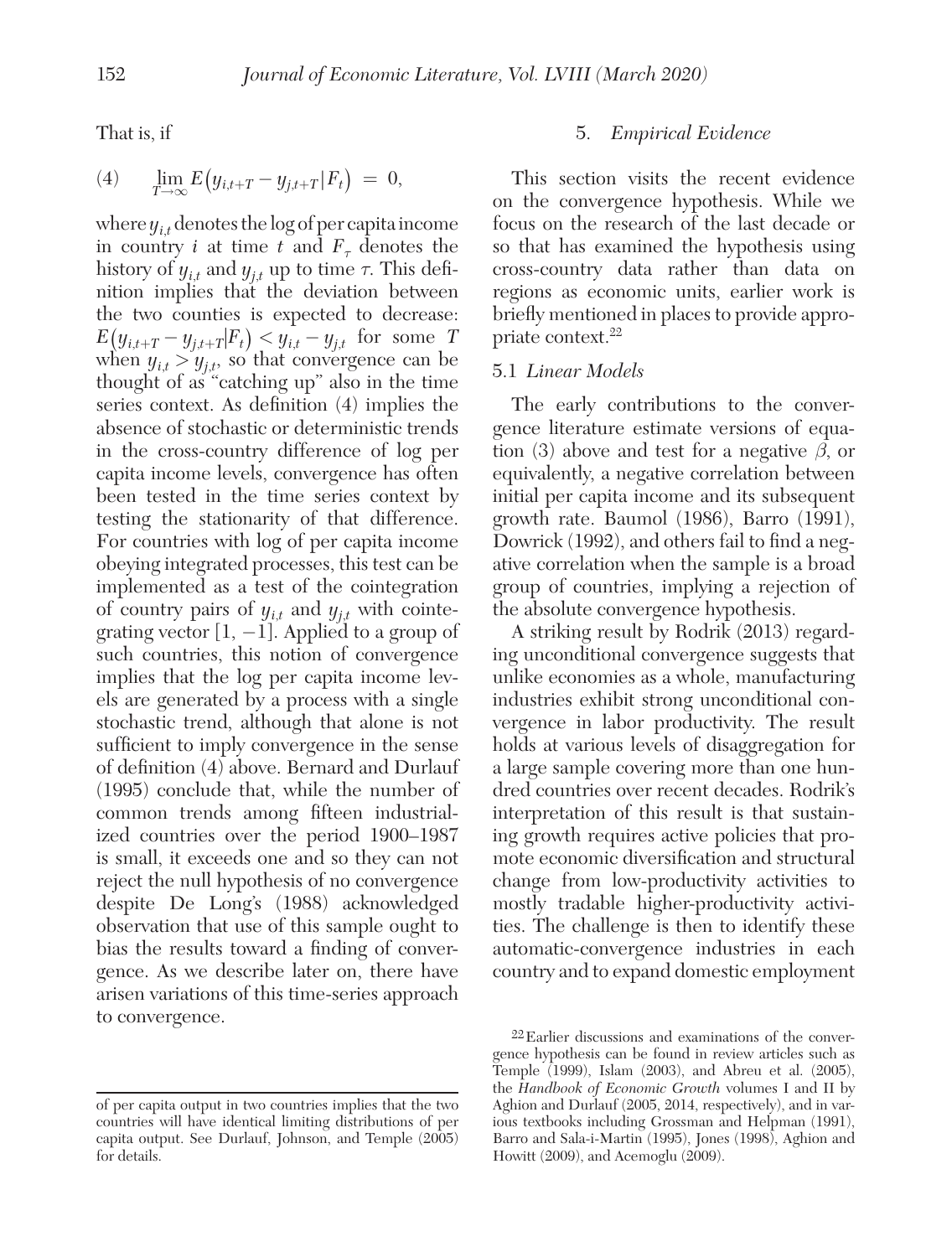That is, if

$$(4) \quad \lim_{T \to \infty} E\left(y_{i,t+T} - y_{j,t+T} | F_t\right) = 0,$$

where $y_{i,t}$ denotes the log of per capita income in country $i$ at time $t$ and $F_\tau$ denotes the history of $y_{i,t}$ and $y_{j,t}$ up to time $\tau$. This definition implies that the deviation between the two counties is expected to decrease: $E\left(y_{i,t+T} - y_{j,t+T} | F_t\right) < y_{i,t} - y_{j,t}$ for some $T$ when $y_{i,t} > y_{j,t}$, so that convergence can be thought of as "catching up" also in the time series context. As definition (4) implies the absence of stochastic or deterministic trends in the cross-country difference of log per capita income levels, convergence has often been tested in the time series context by testing the stationarity of that difference. For countries with log of per capita income obeying integrated processes, this test can be implemented as a test of the cointegration of country pairs of $y_{i,t}$ and $y_{j,t}$ with cointegrating vector $[1, -1]$. Applied to a group of such countries, this notion of convergence implies that the log per capita income levels are generated by a process with a single stochastic trend, although that alone is not sufficient to imply convergence in the sense of definition (4) above. Bernard and Durlauf (1995) conclude that, while the number of common trends among fifteen industrialized countries over the period 1900–1987 is small, it exceeds one and so they can not reject the null hypothesis of no convergence despite De Long's (1988) acknowledged observation that use of this sample ought to bias the results toward a finding of convergence. As we describe later on, there have arisen variations of this time-series approach to convergence.

of per capita output in two countries implies that the two countries will have identical limiting distributions of per capita output. See Durlauf, Johnson, and Temple (2005) for details.

## 5. *Empirical Evidence*

This section visits the recent evidence on the convergence hypothesis. While we focus on the research of the last decade or so that has examined the hypothesis using cross-country data rather than data on regions as economic units, earlier work is briefly mentioned in places to provide appropriate context.[22]

### 5.1 *Linear Models*

The early contributions to the convergence literature estimate versions of equation (3) above and test for a negative $\beta$, or equivalently, a negative correlation between initial per capita income and its subsequent growth rate. Baumol (1986), Barro (1991), Dowrick (1992), and others fail to find a negative correlation when the sample is a broad group of countries, implying a rejection of the absolute convergence hypothesis.

A striking result by Rodrik (2013) regarding unconditional convergence suggests that unlike economies as a whole, manufacturing industries exhibit strong unconditional convergence in labor productivity. The result holds at various levels of disaggregation for a large sample covering more than one hundred countries over recent decades. Rodrik's interpretation of this result is that sustaining growth requires active policies that promote economic diversification and structural change from low-productivity activities to mostly tradable higher-productivity activities. The challenge is then to identify these automatic-convergence industries in each country and to expand domestic employment

[22] Earlier discussions and examinations of the convergence hypothesis can be found in review articles such as Temple (1999), Islam (2003), and Abreu et al. (2005), the *Handbook of Economic Growth* volumes I and II by Aghion and Durlauf (2005, 2014, respectively), and in various textbooks including Grossman and Helpman (1991), Barro and Sala-i-Martin (1995), Jones (1998), Aghion and Howitt (2009), and Acemoglu (2009).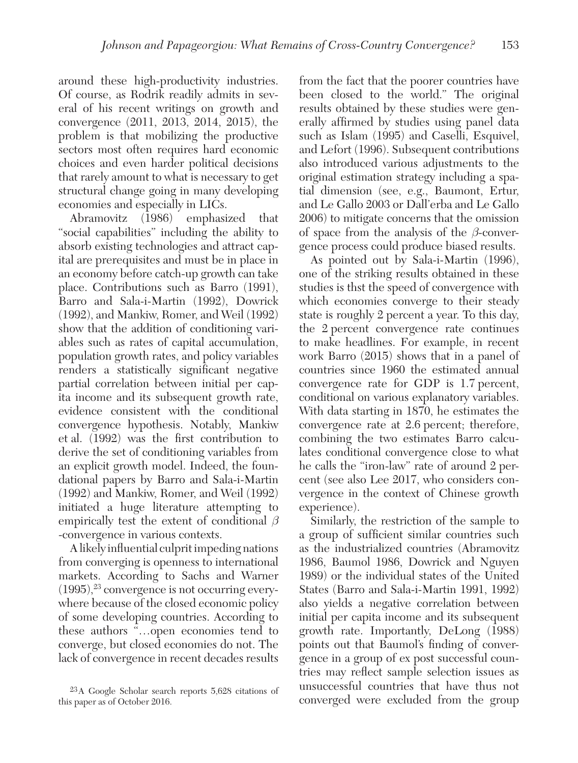around these high-productivity industries. Of course, as Rodrik readily admits in several of his recent writings on growth and convergence (2011, 2013, 2014, 2015), the problem is that mobilizing the productive sectors most often requires hard economic choices and even harder political decisions that rarely amount to what is necessary to get structural change going in many developing economies and especially in LICs.

Abramovitz (1986) emphasized that "social capabilities" including the ability to absorb existing technologies and attract capital are prerequisites and must be in place in an economy before catch-up growth can take place. Contributions such as Barro (1991), Barro and Sala-i-Martin (1992), Dowrick (1992), and Mankiw, Romer, and Weil (1992) show that the addition of conditioning variables such as rates of capital accumulation, population growth rates, and policy variables renders a statistically significant negative partial correlation between initial per capita income and its subsequent growth rate, evidence consistent with the conditional convergence hypothesis. Notably, Mankiw et al. (1992) was the first contribution to derive the set of conditioning variables from an explicit growth model. Indeed, the foundational papers by Barro and Sala-i-Martin (1992) and Mankiw, Romer, and Weil (1992) initiated a huge literature attempting to empirically test the extent of conditional $\beta$ -convergence in various contexts.

A likely influential culprit impeding nations from converging is openness to international markets. According to Sachs and Warner (1995),[23] convergence is not occurring everywhere because of the closed economic policy of some developing countries. According to these authors "…open economies tend to converge, but closed economies do not. The lack of convergence in recent decades results from the fact that the poorer countries have been closed to the world." The original results obtained by these studies were generally affirmed by studies using panel data such as Islam (1995) and Caselli, Esquivel, and Lefort (1996). Subsequent contributions also introduced various adjustments to the original estimation strategy including a spatial dimension (see, e.g., Baumont, Ertur, and Le Gallo 2003 or Dall'erba and Le Gallo 2006) to mitigate concerns that the omission of space from the analysis of the $\beta$-convergence process could produce biased results.

As pointed out by Sala-i-Martin (1996), one of the striking results obtained in these studies is thst the speed of convergence with which economies converge to their steady state is roughly 2 percent a year. To this day, the 2 percent convergence rate continues to make headlines. For example, in recent work Barro (2015) shows that in a panel of countries since 1960 the estimated annual convergence rate for GDP is 1.7 percent, conditional on various explanatory variables. With data starting in 1870, he estimates the convergence rate at 2.6 percent; therefore, combining the two estimates Barro calculates conditional convergence close to what he calls the "iron-law" rate of around 2 percent (see also Lee 2017, who considers convergence in the context of Chinese growth experience).

Similarly, the restriction of the sample to a group of sufficient similar countries such as the industrialized countries (Abramovitz 1986, Baumol 1986, Dowrick and Nguyen 1989) or the individual states of the United States (Barro and Sala-i-Martin 1991, 1992) also yields a negative correlation between initial per capita income and its subsequent growth rate. Importantly, DeLong (1988) points out that Baumol's finding of convergence in a group of ex post successful countries may reflect sample selection issues as unsuccessful countries that have thus not converged were excluded from the group

[23] A Google Scholar search reports 5,628 citations of this paper as of October 2016.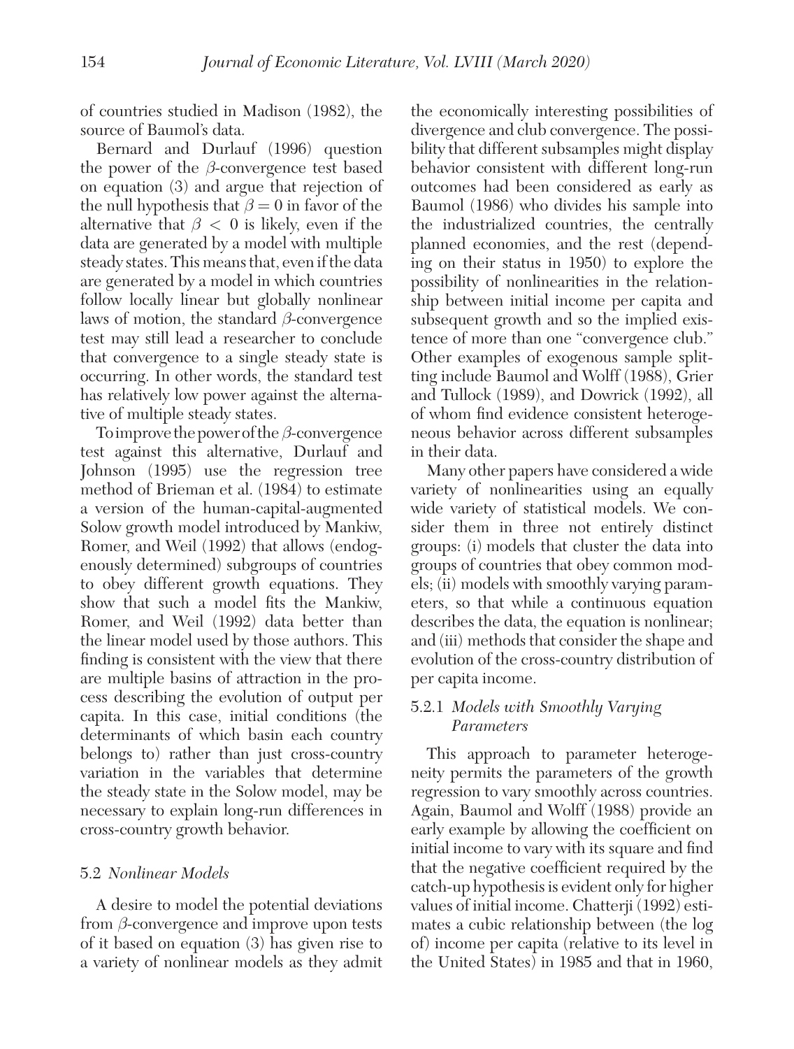of countries studied in Madison (1982), the source of Baumol's data.

Bernard and Durlauf (1996) question the power of the $\beta$-convergence test based on equation (3) and argue that rejection of the null hypothesis that $\beta = 0$ in favor of the alternative that $\beta < 0$ is likely, even if the data are generated by a model with multiple steady states. This means that, even if the data are generated by a model in which countries follow locally linear but globally nonlinear laws of motion, the standard $\beta$-convergence test may still lead a researcher to conclude that convergence to a single steady state is occurring. In other words, the standard test has relatively low power against the alternative of multiple steady states.

To improve the power of the $\beta$-convergence test against this alternative, Durlauf and Johnson (1995) use the regression tree method of Brieman et al. (1984) to estimate a version of the human-capital-augmented Solow growth model introduced by Mankiw, Romer, and Weil (1992) that allows (endogenously determined) subgroups of countries to obey different growth equations. They show that such a model fits the Mankiw, Romer, and Weil (1992) data better than the linear model used by those authors. This finding is consistent with the view that there are multiple basins of attraction in the process describing the evolution of output per capita. In this case, initial conditions (the determinants of which basin each country belongs to) rather than just cross-country variation in the variables that determine the steady state in the Solow model, may be necessary to explain long-run differences in cross-country growth behavior.

### 5.2 *Nonlinear Models*

A desire to model the potential deviations from $\beta$-convergence and improve upon tests of it based on equation (3) has given rise to a variety of nonlinear models as they admit the economically interesting possibilities of divergence and club convergence. The possibility that different subsamples might display behavior consistent with different long-run outcomes had been considered as early as Baumol (1986) who divides his sample into the industrialized countries, the centrally planned economies, and the rest (depending on their status in 1950) to explore the possibility of nonlinearities in the relationship between initial income per capita and subsequent growth and so the implied existence of more than one "convergence club." Other examples of exogenous sample splitting include Baumol and Wolff (1988), Grier and Tullock (1989), and Dowrick (1992), all of whom find evidence consistent heterogeneous behavior across different subsamples in their data.

Many other papers have considered a wide variety of nonlinearities using an equally wide variety of statistical models. We consider them in three not entirely distinct groups: (i) models that cluster the data into groups of countries that obey common models; (ii) models with smoothly varying parameters, so that while a continuous equation describes the data, the equation is nonlinear; and (iii) methods that consider the shape and evolution of the cross-country distribution of per capita income.

#### 5.2.1 *Models with Smoothly Varying Parameters*

This approach to parameter heterogeneity permits the parameters of the growth regression to vary smoothly across countries. Again, Baumol and Wolff (1988) provide an early example by allowing the coefficient on initial income to vary with its square and find that the negative coefficient required by the catch-up hypothesis is evident only for higher values of initial income. Chatterji (1992) estimates a cubic relationship between (the log of) income per capita (relative to its level in the United States) in 1985 and that in 1960,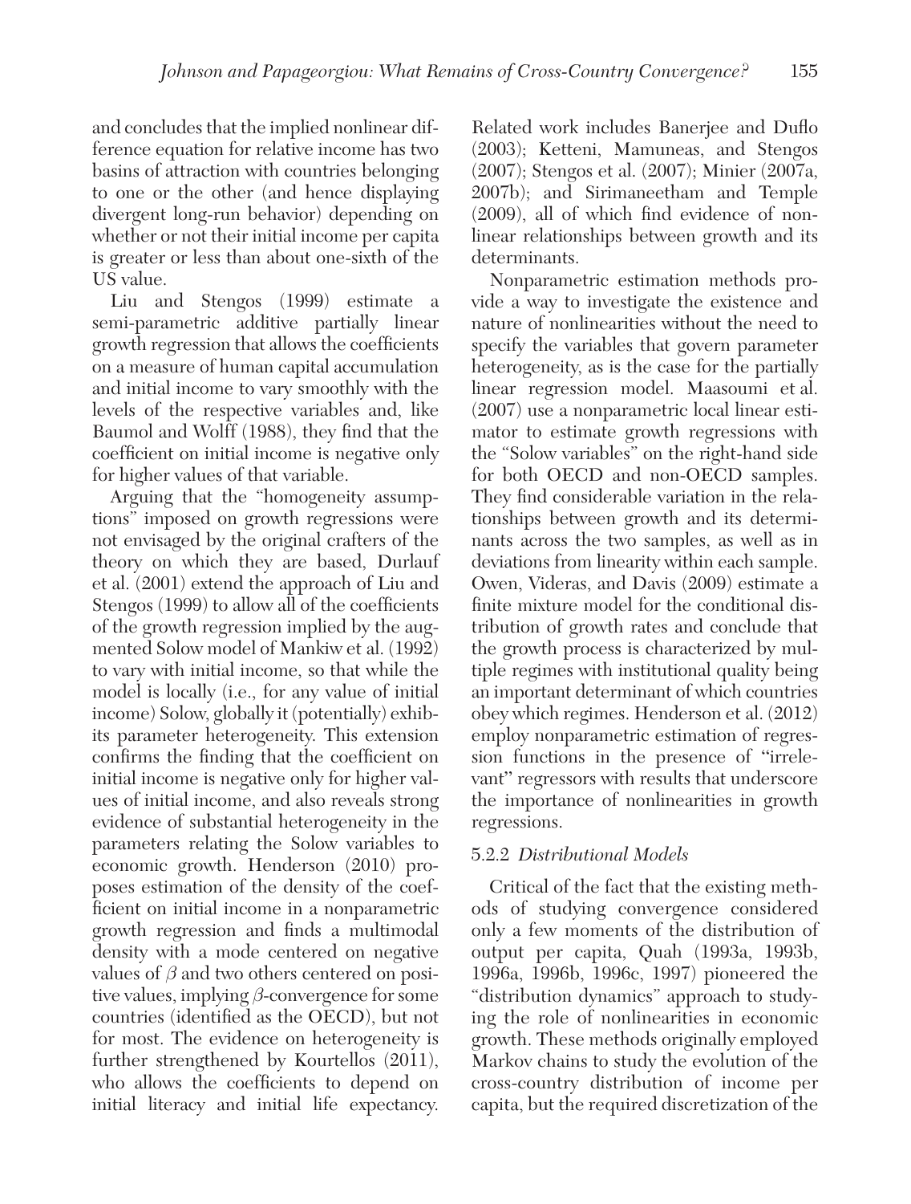and concludes that the implied nonlinear difference equation for relative income has two basins of attraction with countries belonging to one or the other (and hence displaying divergent long-run behavior) depending on whether or not their initial income per capita is greater or less than about one-sixth of the US value.

Liu and Stengos (1999) estimate a semi-parametric additive partially linear growth regression that allows the coefficients on a measure of human capital accumulation and initial income to vary smoothly with the levels of the respective variables and, like Baumol and Wolff (1988), they find that the coefficient on initial income is negative only for higher values of that variable.

Arguing that the "homogeneity assumptions" imposed on growth regressions were not envisaged by the original crafters of the theory on which they are based, Durlauf et al. (2001) extend the approach of Liu and Stengos (1999) to allow all of the coefficients of the growth regression implied by the augmented Solow model of Mankiw et al. (1992) to vary with initial income, so that while the model is locally (i.e., for any value of initial income) Solow, globally it (potentially) exhibits parameter heterogeneity. This extension confirms the finding that the coefficient on initial income is negative only for higher values of initial income, and also reveals strong evidence of substantial heterogeneity in the parameters relating the Solow variables to economic growth. Henderson (2010) proposes estimation of the density of the coefficient on initial income in a nonparametric growth regression and finds a multimodal density with a mode centered on negative values of $\beta$ and two others centered on positive values, implying $\beta$-convergence for some countries (identified as the OECD), but not for most. The evidence on heterogeneity is further strengthened by Kourtellos (2011), who allows the coefficients to depend on initial literacy and initial life expectancy. Related work includes Banerjee and Duflo (2003); Ketteni, Mamuneas, and Stengos (2007); Stengos et al. (2007); Minier (2007a, 2007b); and Sirimaneetham and Temple (2009), all of which find evidence of nonlinear relationships between growth and its determinants.

Nonparametric estimation methods provide a way to investigate the existence and nature of nonlinearities without the need to specify the variables that govern parameter heterogeneity, as is the case for the partially linear regression model. Maasoumi et al. (2007) use a nonparametric local linear estimator to estimate growth regressions with the "Solow variables" on the right-hand side for both OECD and non-OECD samples. They find considerable variation in the relationships between growth and its determinants across the two samples, as well as in deviations from linearity within each sample. Owen, Videras, and Davis (2009) estimate a finite mixture model for the conditional distribution of growth rates and conclude that the growth process is characterized by multiple regimes with institutional quality being an important determinant of which countries obey which regimes. Henderson et al. (2012) employ nonparametric estimation of regression functions in the presence of "irrelevant" regressors with results that underscore the importance of nonlinearities in growth regressions.

### 5.2.2 *Distributional Models*

Critical of the fact that the existing methods of studying convergence considered only a few moments of the distribution of output per capita, Quah (1993a, 1993b, 1996a, 1996b, 1996c, 1997) pioneered the "distribution dynamics" approach to studying the role of nonlinearities in economic growth. These methods originally employed Markov chains to study the evolution of the cross-country distribution of income per capita, but the required discretization of the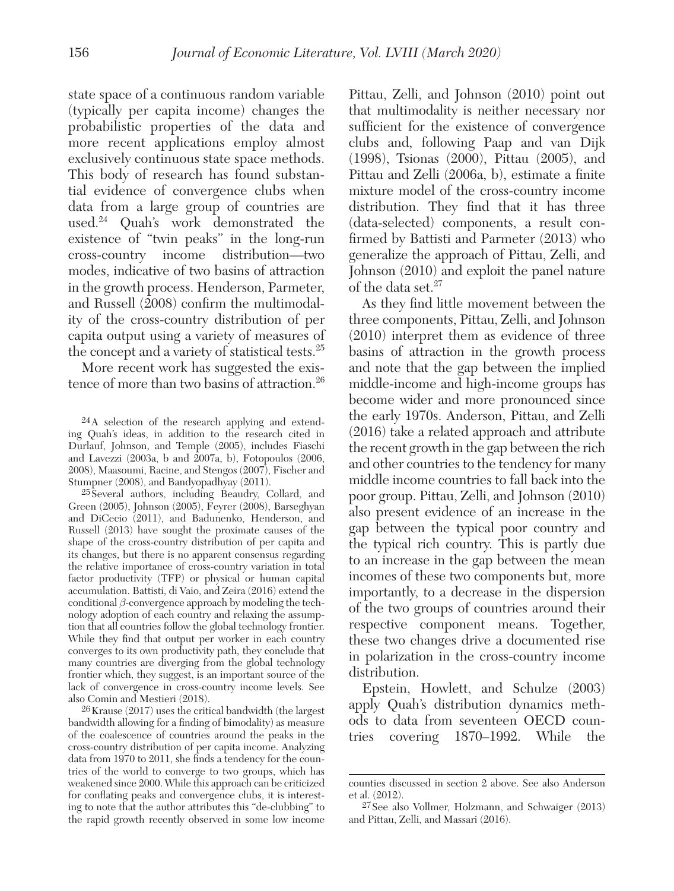state space of a continuous random variable (typically per capita income) changes the probabilistic properties of the data and more recent applications employ almost exclusively continuous state space methods. This body of research has found substantial evidence of convergence clubs when data from a large group of countries are used.[24] Quah's work demonstrated the existence of "twin peaks" in the long-run cross-country income distribution—two modes, indicative of two basins of attraction in the growth process. Henderson, Parmeter, and Russell (2008) confirm the multimodality of the cross-country distribution of per capita output using a variety of measures of the concept and a variety of statistical tests.[25]

More recent work has suggested the existence of more than two basins of attraction.[26] Pittau, Zelli, and Johnson (2010) point out that multimodality is neither necessary nor sufficient for the existence of convergence clubs and, following Paap and van Dijk (1998), Tsionas (2000), Pittau (2005), and Pittau and Zelli (2006a, b), estimate a finite mixture model of the cross-country income distribution. They find that it has three (data-selected) components, a result confirmed by Battisti and Parmeter (2013) who generalize the approach of Pittau, Zelli, and Johnson (2010) and exploit the panel nature of the data set.[27]

As they find little movement between the three components, Pittau, Zelli, and Johnson (2010) interpret them as evidence of three basins of attraction in the growth process and note that the gap between the implied middle-income and high-income groups has become wider and more pronounced since the early 1970s. Anderson, Pittau, and Zelli (2016) take a related approach and attribute the recent growth in the gap between the rich and other countries to the tendency for many middle income countries to fall back into the poor group. Pittau, Zelli, and Johnson (2010) also present evidence of an increase in the gap between the typical poor country and the typical rich country. This is partly due to an increase in the gap between the mean incomes of these two components but, more importantly, to a decrease in the dispersion of the two groups of countries around their respective component means. Together, these two changes drive a documented rise in polarization in the cross-country income distribution.

Epstein, Howlett, and Schulze (2003) apply Quah's distribution dynamics methods to data from seventeen OECD countries covering 1870–1992. While the

[24] A selection of the research applying and extending Quah's ideas, in addition to the research cited in Durlauf, Johnson, and Temple (2005), includes Fiaschi and Lavezzi (2003a, b and 2007a, b), Fotopoulos (2006, 2008), Maasoumi, Racine, and Stengos (2007), Fischer and Stumpner (2008), and Bandyopadhyay (2011).

[25] Several authors, including Beaudry, Collard, and Green (2005), Johnson (2005), Feyrer (2008), Barseghyan and DiCecio (2011), and Badunenko, Henderson, and Russell (2013) have sought the proximate causes of the shape of the cross-country distribution of per capita and its changes, but there is no apparent consensus regarding the relative importance of cross-country variation in total factor productivity (TFP) or physical or human capital accumulation. Battisti, di Vaio, and Zeira (2016) extend the conditional $\beta$-convergence approach by modeling the technology adoption of each country and relaxing the assumption that all countries follow the global technology frontier. While they find that output per worker in each country converges to its own productivity path, they conclude that many countries are diverging from the global technology frontier which, they suggest, is an important source of the lack of convergence in cross-country income levels. See also Comin and Mestieri (2018).

[26] Krause (2017) uses the critical bandwidth (the largest bandwidth allowing for a finding of bimodality) as measure of the coalescence of countries around the peaks in the cross-country distribution of per capita income. Analyzing data from 1970 to 2011, she finds a tendency for the countries of the world to converge to two groups, which has weakened since 2000. While this approach can be criticized for conflating peaks and convergence clubs, it is interesting to note that the author attributes this "de-clubbing" to the rapid growth recently observed in some low income counties discussed in section 2 above. See also Anderson et al. (2012).

[27] See also Vollmer, Holzmann, and Schwaiger (2013) and Pittau, Zelli, and Massari (2016).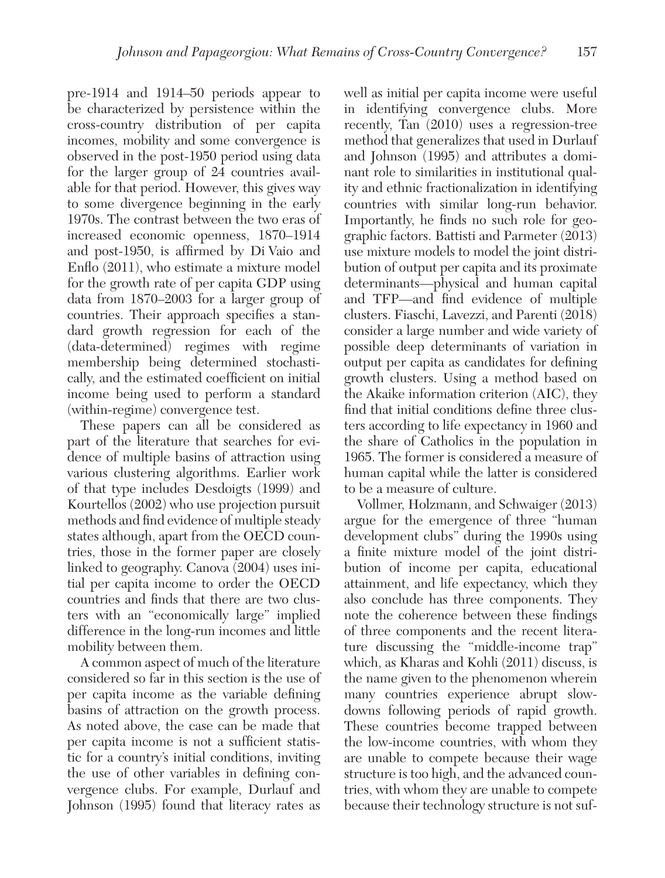pre-1914 and 1914–50 periods appear to be characterized by persistence within the cross-country distribution of per capita incomes, mobility and some convergence is observed in the post-1950 period using data for the larger group of 24 countries available for that period. However, this gives way to some divergence beginning in the early 1970s. The contrast between the two eras of increased economic openness, 1870–1914 and post-1950, is affirmed by Di Vaio and Enflo (2011), who estimate a mixture model for the growth rate of per capita GDP using data from 1870–2003 for a larger group of countries. Their approach specifies a standard growth regression for each of the (data-determined) regimes with regime membership being determined stochastically, and the estimated coefficient on initial income being used to perform a standard (within-regime) convergence test.

These papers can all be considered as part of the literature that searches for evidence of multiple basins of attraction using various clustering algorithms. Earlier work of that type includes Desdoigts (1999) and Kourtellos (2002) who use projection pursuit methods and find evidence of multiple steady states although, apart from the OECD countries, those in the former paper are closely linked to geography. Canova (2004) uses initial per capita income to order the OECD countries and finds that there are two clusters with an "economically large" implied difference in the long-run incomes and little mobility between them.

A common aspect of much of the literature considered so far in this section is the use of per capita income as the variable defining basins of attraction on the growth process. As noted above, the case can be made that per capita income is not a sufficient statistic for a country's initial conditions, inviting the use of other variables in defining convergence clubs. For example, Durlauf and Johnson (1995) found that literacy rates as well as initial per capita income were useful in identifying convergence clubs. More recently, Tan (2010) uses a regression-tree method that generalizes that used in Durlauf and Johnson (1995) and attributes a dominant role to similarities in institutional quality and ethnic fractionalization in identifying countries with similar long-run behavior. Importantly, he finds no such role for geographic factors. Battisti and Parmeter (2013) use mixture models to model the joint distribution of output per capita and its proximate determinants—physical and human capital and TFP—and find evidence of multiple clusters. Fiaschi, Lavezzi, and Parenti (2018) consider a large number and wide variety of possible deep determinants of variation in output per capita as candidates for defining growth clusters. Using a method based on the Akaike information criterion (AIC), they find that initial conditions define three clusters according to life expectancy in 1960 and the share of Catholics in the population in 1965. The former is considered a measure of human capital while the latter is considered to be a measure of culture.

Vollmer, Holzmann, and Schwaiger (2013) argue for the emergence of three "human development clubs" during the 1990s using a finite mixture model of the joint distribution of income per capita, educational attainment, and life expectancy, which they also conclude has three components. They note the coherence between these findings of three components and the recent literature discussing the "middle-income trap" which, as Kharas and Kohli (2011) discuss, is the name given to the phenomenon wherein many countries experience abrupt slowdowns following periods of rapid growth. These countries become trapped between the low-income countries, with whom they are unable to compete because their wage structure is too high, and the advanced countries, with whom they are unable to compete because their technology structure is not suf-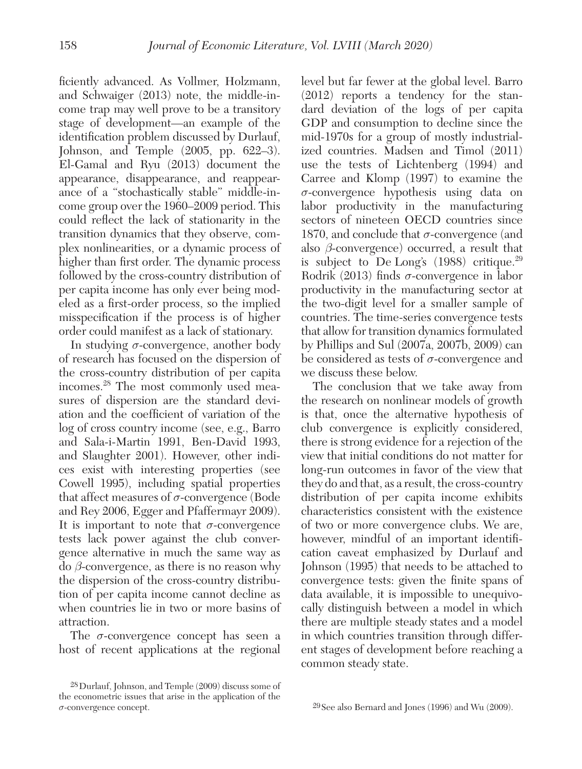ficiently advanced. As Vollmer, Holzmann, and Schwaiger (2013) note, the middle-income trap may well prove to be a transitory stage of development—an example of the identification problem discussed by Durlauf, Johnson, and Temple (2005, pp. 622–3). El-Gamal and Ryu (2013) document the appearance, disappearance, and reappearance of a "stochastically stable" middle-income group over the 1960–2009 period. This could reflect the lack of stationarity in the transition dynamics that they observe, complex nonlinearities, or a dynamic process of higher than first order. The dynamic process followed by the cross-country distribution of per capita income has only ever being modeled as a first-order process, so the implied misspecification if the process is of higher order could manifest as a lack of stationary.

In studying $\sigma$-convergence, another body of research has focused on the dispersion of the cross-country distribution of per capita incomes.[28] The most commonly used measures of dispersion are the standard deviation and the coefficient of variation of the log of cross country income (see, e.g., Barro and Sala-i-Martin 1991, Ben-David 1993, and Slaughter 2001). However, other indices exist with interesting properties (see Cowell 1995), including spatial properties that affect measures of $\sigma$-convergence (Bode and Rey 2006, Egger and Pfaffermayr 2009). It is important to note that $\sigma$-convergence tests lack power against the club convergence alternative in much the same way as do $\beta$-convergence, as there is no reason why the dispersion of the cross-country distribution of per capita income cannot decline as when countries lie in two or more basins of attraction.

The $\sigma$-convergence concept has seen a host of recent applications at the regional level but far fewer at the global level. Barro (2012) reports a tendency for the standard deviation of the logs of per capita GDP and consumption to decline since the mid-1970s for a group of mostly industrialized countries. Madsen and Timol (2011) use the tests of Lichtenberg (1994) and Carree and Klomp (1997) to examine the $\sigma$-convergence hypothesis using data on labor productivity in the manufacturing sectors of nineteen OECD countries since 1870, and conclude that $\sigma$-convergence (and also $\beta$-convergence) occurred, a result that is subject to De Long's (1988) critique.[29] Rodrik (2013) finds $\sigma$-convergence in labor productivity in the manufacturing sector at the two-digit level for a smaller sample of countries. The time-series convergence tests that allow for transition dynamics formulated by Phillips and Sul (2007a, 2007b, 2009) can be considered as tests of $\sigma$-convergence and we discuss these below.

The conclusion that we take away from the research on nonlinear models of growth is that, once the alternative hypothesis of club convergence is explicitly considered, there is strong evidence for a rejection of the view that initial conditions do not matter for long-run outcomes in favor of the view that they do and that, as a result, the cross-country distribution of per capita income exhibits characteristics consistent with the existence of two or more convergence clubs. We are, however, mindful of an important identification caveat emphasized by Durlauf and Johnson (1995) that needs to be attached to convergence tests: given the finite spans of data available, it is impossible to unequivocally distinguish between a model in which there are multiple steady states and a model in which countries transition through different stages of development before reaching a common steady state.

---

[28] Durlauf, Johnson, and Temple (2009) discuss some of the econometric issues that arise in the application of the $\sigma$-convergence concept.

[29] See also Bernard and Jones (1996) and Wu (2009).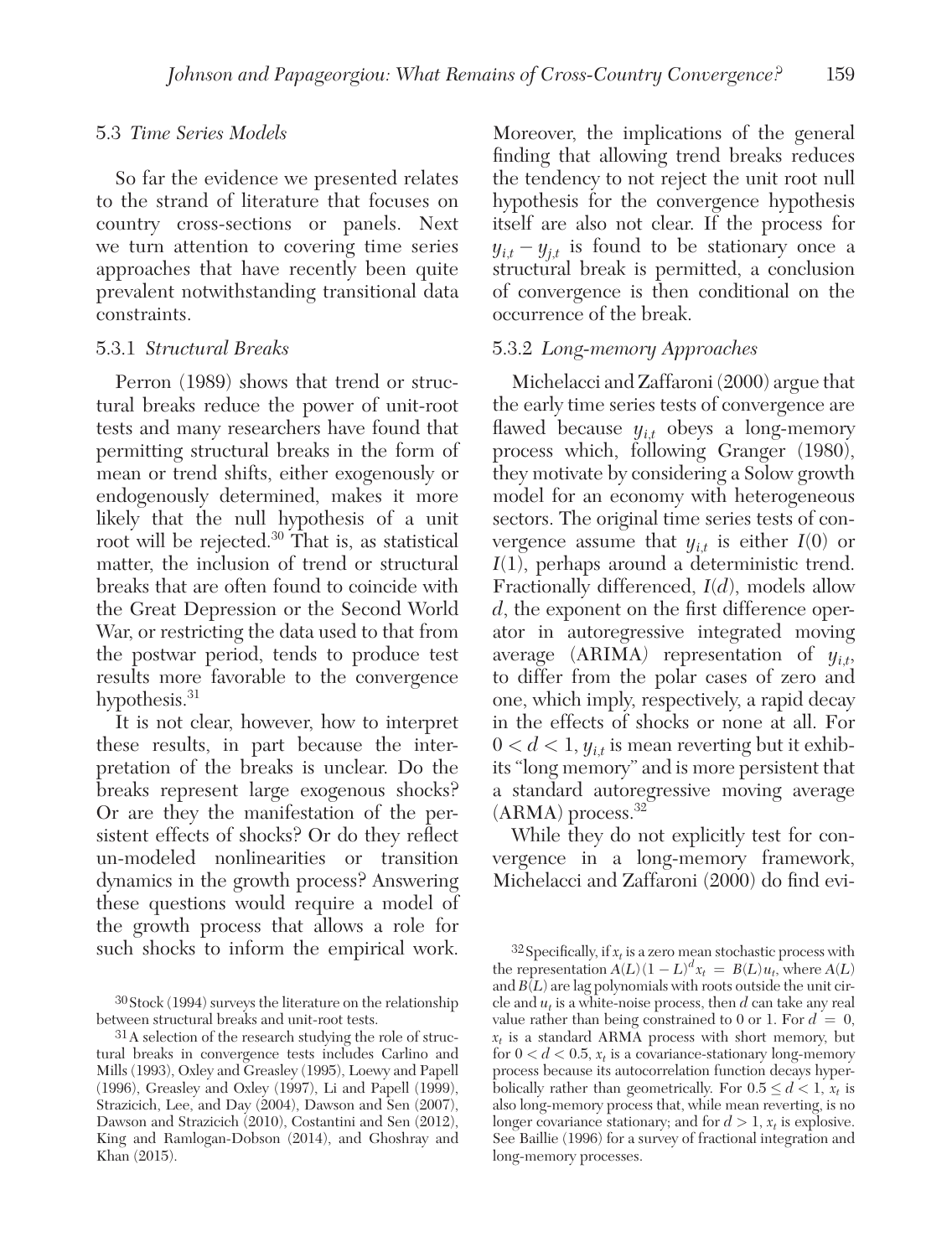### 5.3 *Time Series Models*

So far the evidence we presented relates to the strand of literature that focuses on country cross-sections or panels. Next we turn attention to covering time series approaches that have recently been quite prevalent notwithstanding transitional data constraints.

#### 5.3.1 *Structural Breaks*

Perron (1989) shows that trend or structural breaks reduce the power of unit-root tests and many researchers have found that permitting structural breaks in the form of mean or trend shifts, either exogenously or endogenously determined, makes it more likely that the null hypothesis of a unit root will be rejected.[30] That is, as statistical matter, the inclusion of trend or structural breaks that are often found to coincide with the Great Depression or the Second World War, or restricting the data used to that from the postwar period, tends to produce test results more favorable to the convergence hypothesis.[31]

It is not clear, however, how to interpret these results, in part because the interpretation of the breaks is unclear. Do the breaks represent large exogenous shocks? Or are they the manifestation of the persistent effects of shocks? Or do they reflect un-modeled nonlinearities or transition dynamics in the growth process? Answering these questions would require a model of the growth process that allows a role for such shocks to inform the empirical work. Moreover, the implications of the general finding that allowing trend breaks reduces the tendency to not reject the unit root null hypothesis for the convergence hypothesis itself are also not clear. If the process for $y_{i,t} - y_{j,t}$ is found to be stationary once a structural break is permitted, a conclusion of convergence is then conditional on the occurrence of the break.

#### 5.3.2 *Long-memory Approaches*

Michelacci and Zaffaroni (2000) argue that the early time series tests of convergence are flawed because $y_{i,t}$ obeys a long-memory process which, following Granger (1980), they motivate by considering a Solow growth model for an economy with heterogeneous sectors. The original time series tests of convergence assume that $y_{i,t}$ is either $I(0)$ or $I(1)$, perhaps around a deterministic trend. Fractionally differenced, $I(d)$, models allow $d$, the exponent on the first difference operator in autoregressive integrated moving average (ARIMA) representation of $y_{i,t}$, to differ from the polar cases of zero and one, which imply, respectively, a rapid decay in the effects of shocks or none at all. For $0 < d < 1$, $y_{i,t}$ is mean reverting but it exhibits "long memory" and is more persistent that a standard autoregressive moving average (ARMA) process.[32]

While they do not explicitly test for convergence in a long-memory framework, Michelacci and Zaffaroni (2000) do find evi-

---

[30] Stock (1994) surveys the literature on the relationship between structural breaks and unit-root tests.

[31] A selection of the research studying the role of structural breaks in convergence tests includes Carlino and Mills (1993), Oxley and Greasley (1995), Loewy and Papell (1996), Greasley and Oxley (1997), Li and Papell (1999), Strazicich, Lee, and Day (2004), Dawson and Sen (2007), Dawson and Strazicich (2010), Costantini and Sen (2012), King and Ramlogan-Dobson (2014), and Ghoshray and Khan (2015).

[32] Specifically, if $x_t$ is a zero mean stochastic process with the representation $A(L)(1-L)^d x_t = B(L)u_t$, where $A(L)$ and $B(L)$ are lag polynomials with roots outside the unit circle and $u_t$ is a white-noise process, then $d$ can take any real value rather than being constrained to 0 or 1. For $d = 0$, $x_t$ is a standard ARMA process with short memory, but for $0 < d < 0.5$, $x_t$ is a covariance-stationary long-memory process because its autocorrelation function decays hyperbolically rather than geometrically. For $0.5 \leq d < 1$, $x_t$ is also long-memory process that, while mean reverting, is no longer covariance stationary; and for $d > 1$, $x_t$ is explosive. See Baillie (1996) for a survey of fractional integration and long-memory processes.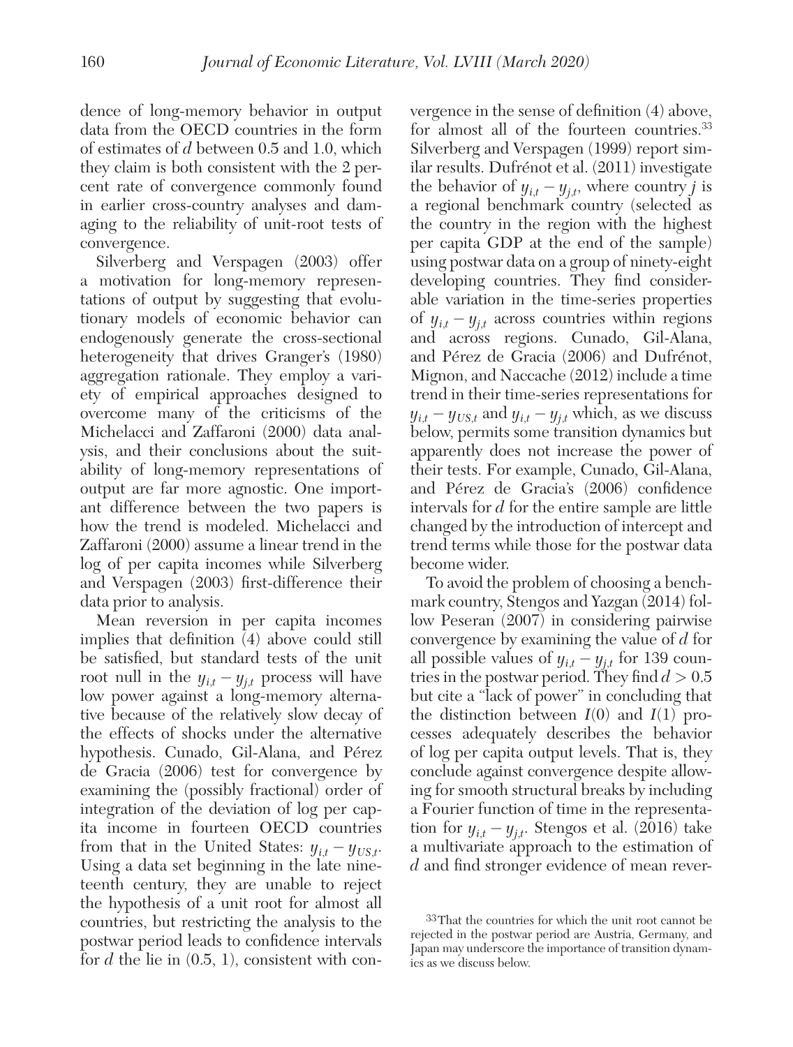dence of long-memory behavior in output data from the OECD countries in the form of estimates of $d$ between 0.5 and 1.0, which they claim is both consistent with the 2 percent rate of convergence commonly found in earlier cross-country analyses and damaging to the reliability of unit-root tests of convergence.

Silverberg and Verspagen (2003) offer a motivation for long-memory representations of output by suggesting that evolutionary models of economic behavior can endogenously generate the cross-sectional heterogeneity that drives Granger's (1980) aggregation rationale. They employ a variety of empirical approaches designed to overcome many of the criticisms of the Michelacci and Zaffaroni (2000) data analysis, and their conclusions about the suitability of long-memory representations of output are far more agnostic. One important difference between the two papers is how the trend is modeled. Michelacci and Zaffaroni (2000) assume a linear trend in the log of per capita incomes while Silverberg and Verspagen (2003) first-difference their data prior to analysis.

Mean reversion in per capita incomes implies that definition (4) above could still be satisfied, but standard tests of the unit root null in the $y_{i,t} - y_{j,t}$ process will have low power against a long-memory alternative because of the relatively slow decay of the effects of shocks under the alternative hypothesis. Cunado, Gil-Alana, and Pérez de Gracia (2006) test for convergence by examining the (possibly fractional) order of integration of the deviation of log per capita income in fourteen OECD countries from that in the United States: $y_{i,t} - y_{US,t}$. Using a data set beginning in the late nineteenth century, they are unable to reject the hypothesis of a unit root for almost all countries, but restricting the analysis to the postwar period leads to confidence intervals for $d$ the lie in (0.5, 1), consistent with convergence in the sense of definition (4) above, for almost all of the fourteen countries.[33] Silverberg and Verspagen (1999) report similar results. Dufrénot et al. (2011) investigate the behavior of $y_{i,t} - y_{j,t}$, where country $j$ is a regional benchmark country (selected as the country in the region with the highest per capita GDP at the end of the sample) using postwar data on a group of ninety-eight developing countries. They find considerable variation in the time-series properties of $y_{i,t} - y_{j,t}$ across countries within regions and across regions. Cunado, Gil-Alana, and Pérez de Gracia (2006) and Dufrénot, Mignon, and Naccache (2012) include a time trend in their time-series representations for $y_{i,t} - y_{US,t}$ and $y_{i,t} - y_{j,t}$ which, as we discuss below, permits some transition dynamics but apparently does not increase the power of their tests. For example, Cunado, Gil-Alana, and Pérez de Gracia's (2006) confidence intervals for $d$ for the entire sample are little changed by the introduction of intercept and trend terms while those for the postwar data become wider.

To avoid the problem of choosing a benchmark country, Stengos and Yazgan (2014) follow Peseran (2007) in considering pairwise convergence by examining the value of $d$ for all possible values of $y_{i,t} - y_{j,t}$ for 139 countries in the postwar period. They find $d > 0.5$ but cite a "lack of power" in concluding that the distinction between $I(0)$ and $I(1)$ processes adequately describes the behavior of log per capita output levels. That is, they conclude against convergence despite allowing for smooth structural breaks by including a Fourier function of time in the representation for $y_{i,t} - y_{j,t}$. Stengos et al. (2016) take a multivariate approach to the estimation of $d$ and find stronger evidence of mean rever-

[33] That the countries for which the unit root cannot be rejected in the postwar period are Austria, Germany, and Japan may underscore the importance of transition dynamics as we discuss below.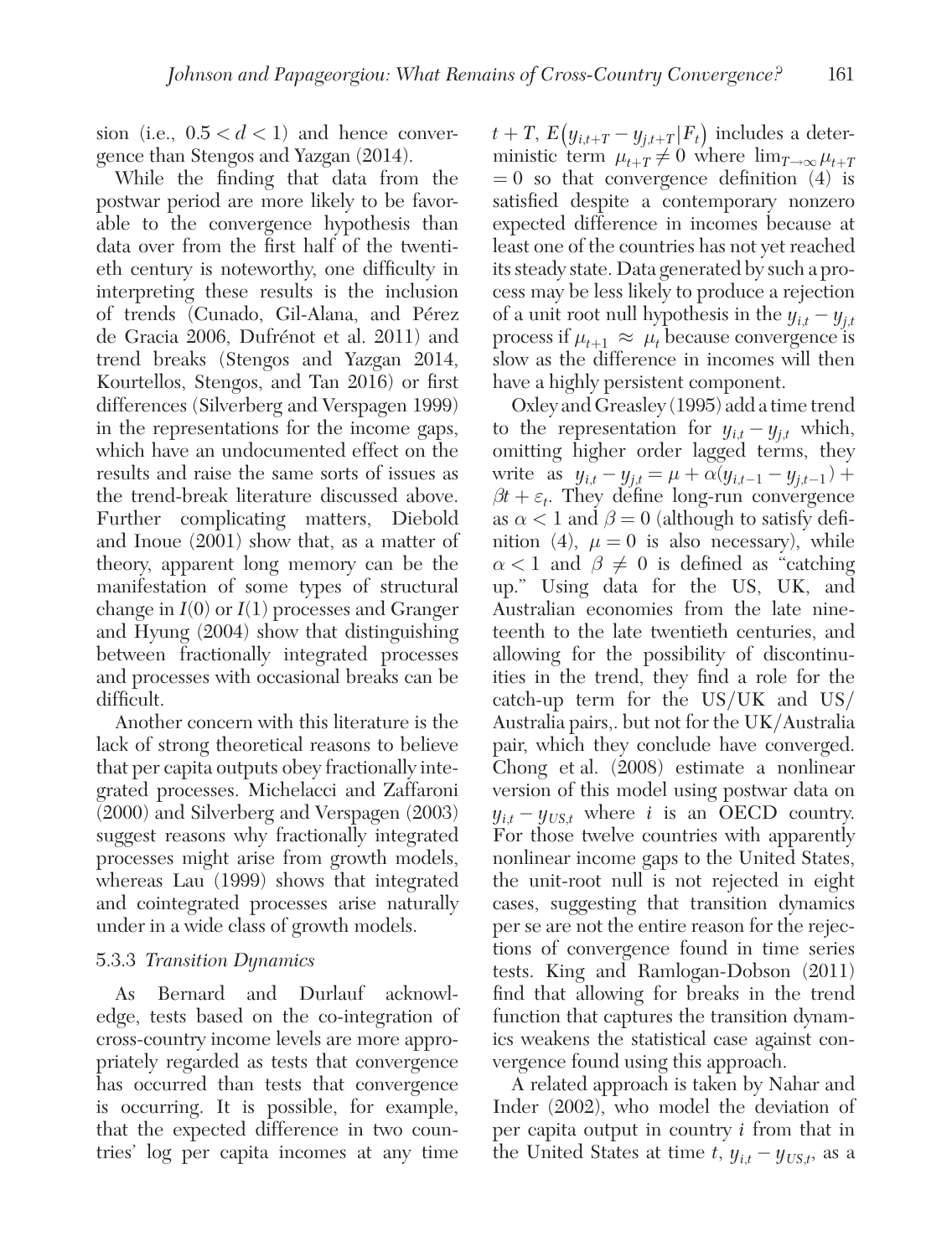sion (i.e., $0.5 < d < 1$) and hence convergence than Stengos and Yazgan (2014).

While the finding that data from the postwar period are more likely to be favorable to the convergence hypothesis than data over from the first half of the twentieth century is noteworthy, one difficulty in interpreting these results is the inclusion of trends (Cunado, Gil-Alana, and Pérez de Gracia 2006, Dufrénot et al. 2011) and trend breaks (Stengos and Yazgan 2014, Kourtellos, Stengos, and Tan 2016) or first differences (Silverberg and Verspagen 1999) in the representations for the income gaps, which have an undocumented effect on the results and raise the same sorts of issues as the trend-break literature discussed above. Further complicating matters, Diebold and Inoue (2001) show that, as a matter of theory, apparent long memory can be the manifestation of some types of structural change in $I(0)$ or $I(1)$ processes and Granger and Hyung (2004) show that distinguishing between fractionally integrated processes and processes with occasional breaks can be difficult.

Another concern with this literature is the lack of strong theoretical reasons to believe that per capita outputs obey fractionally integrated processes. Michelacci and Zaffaroni (2000) and Silverberg and Verspagen (2003) suggest reasons why fractionally integrated processes might arise from growth models, whereas Lau (1999) shows that integrated and cointegrated processes arise naturally under in a wide class of growth models.

#### 5.3.3 *Transition Dynamics*

As Bernard and Durlauf acknowledge, tests based on the co-integration of cross-country income levels are more appropriately regarded as tests that convergence has occurred than tests that convergence is occurring. It is possible, for example, that the expected difference in two countries' log per capita incomes at any time $t+T$, $E(y_{i,t+T} - y_{j,t+T} | F_t)$ includes a deterministic term $\mu_{t+T} \neq 0$ where $\lim_{T\to\infty} \mu_{t+T} = 0$ so that convergence definition (4) is satisfied despite a contemporary nonzero expected difference in incomes because at least one of the countries has not yet reached its steady state. Data generated by such a process may be less likely to produce a rejection of a unit root null hypothesis in the $y_{i,t} - y_{j,t}$ process if $\mu_{t+1} \approx \mu_t$ because convergence is slow as the difference in incomes will then have a highly persistent component.

Oxley and Greasley (1995) add a time trend to the representation for $y_{i,t} - y_{j,t}$ which, omitting higher order lagged terms, they write as $y_{i,t} - y_{j,t} = \mu + \alpha(y_{i,t-1} - y_{j,t-1}) + \beta t + \varepsilon_t$. They define long-run convergence as $\alpha < 1$ and $\beta = 0$ (although to satisfy definition (4), $\mu = 0$ is also necessary), while $\alpha < 1$ and $\beta \neq 0$ is defined as "catching up." Using data for the US, UK, and Australian economies from the late nineteenth to the late twentieth centuries, and allowing for the possibility of discontinuities in the trend, they find a role for the catch-up term for the US/UK and US/Australia pairs,. but not for the UK/Australia pair, which they conclude have converged. Chong et al. (2008) estimate a nonlinear version of this model using postwar data on $y_{i,t} - y_{US,t}$ where $i$ is an OECD country. For those twelve countries with apparently nonlinear income gaps to the United States, the unit-root null is not rejected in eight cases, suggesting that transition dynamics per se are not the entire reason for the rejections of convergence found in time series tests. King and Ramlogan-Dobson (2011) find that allowing for breaks in the trend function that captures the transition dynamics weakens the statistical case against convergence found using this approach.

A related approach is taken by Nahar and Inder (2002), who model the deviation of per capita output in country $i$ from that in the United States at time $t$, $y_{i,t} - y_{US,t}$, as a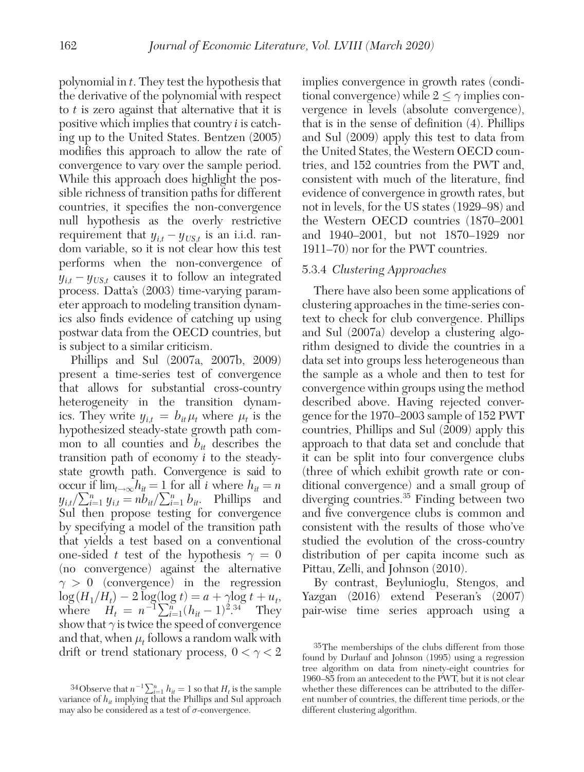polynomial in $t$. They test the hypothesis that the derivative of the polynomial with respect to $t$ is zero against that alternative that it is positive which implies that country $i$ is catching up to the United States. Bentzen (2005) modifies this approach to allow the rate of convergence to vary over the sample period. While this approach does highlight the possible richness of transition paths for different countries, it specifies the non-convergence null hypothesis as the overly restrictive requirement that $y_{i,t} - y_{US,t}$ is an i.i.d. random variable, so it is not clear how this test performs when the non-convergence of $y_{i,t} - y_{US,t}$ causes it to follow an integrated process. Datta's (2003) time-varying parameter approach to modeling transition dynamics also finds evidence of catching up using postwar data from the OECD countries, but is subject to a similar criticism.

Phillips and Sul (2007a, 2007b, 2009) present a time-series test of convergence that allows for substantial cross-country heterogeneity in the transition dynamics. They write $y_{i,t} = b_{it}\mu_t$ where $\mu_t$ is the hypothesized steady-state growth path common to all counties and $b_{it}$ describes the transition path of economy $i$ to the steady-state growth path. Convergence is said to occur if $\lim_{t\to\infty} h_{it} = 1$ for all $i$ where $h_{it} = n\, y_{i,t}/\sum_{i=1}^{n} y_{i,t} = nb_{it}/\sum_{i=1}^{n} b_{it}$. Phillips and Sul then propose testing for convergence by specifying a model of the transition path that yields a test based on a conventional one-sided $t$ test of the hypothesis $\gamma = 0$ (no convergence) against the alternative $\gamma > 0$ (convergence) in the regression $\log(H_1/H_t) - 2\log(\log t) = a + \gamma \log t + u_t$, where $H_t = n^{-1}\sum_{i=1}^{n}(h_{it} - 1)^2$.[34] They show that $\gamma$ is twice the speed of convergence and that, when $\mu_t$ follows a random walk with drift or trend stationary process, $0 < \gamma < 2$ implies convergence in growth rates (conditional convergence) while $2 \leq \gamma$ implies convergence in levels (absolute convergence), that is in the sense of definition (4). Phillips and Sul (2009) apply this test to data from the United States, the Western OECD countries, and 152 countries from the PWT and, consistent with much of the literature, find evidence of convergence in growth rates, but not in levels, for the US states (1929–98) and the Western OECD countries (1870–2001 and 1940–2001, but not 1870–1929 nor 1911–70) nor for the PWT countries.

#### 5.3.4 *Clustering Approaches*

There have also been some applications of clustering approaches in the time-series context to check for club convergence. Phillips and Sul (2007a) develop a clustering algorithm designed to divide the countries in a data set into groups less heterogeneous than the sample as a whole and then to test for convergence within groups using the method described above. Having rejected convergence for the 1970–2003 sample of 152 PWT countries, Phillips and Sul (2009) apply this approach to that data set and conclude that it can be split into four convergence clubs (three of which exhibit growth rate or conditional convergence) and a small group of diverging countries.[35] Finding between two and five convergence clubs is common and consistent with the results of those who've studied the evolution of the cross-country distribution of per capita income such as Pittau, Zelli, and Johnson (2010).

By contrast, Beylunioglu, Stengos, and Yazgan (2016) extend Peseran's (2007) pair-wise time series approach using a

[34] Observe that $n^{-1}\sum_{i=1}^{n} h_{it} = 1$ so that $H_t$ is the sample variance of $h_{it}$ implying that the Phillips and Sul approach may also be considered as a test of $\sigma$-convergence.

[35] The memberships of the clubs different from those found by Durlauf and Johnson (1995) using a regression tree algorithm on data from ninety-eight countries for 1960–85 from an antecedent to the PWT, but it is not clear whether these differences can be attributed to the different number of countries, the different time periods, or the different clustering algorithm.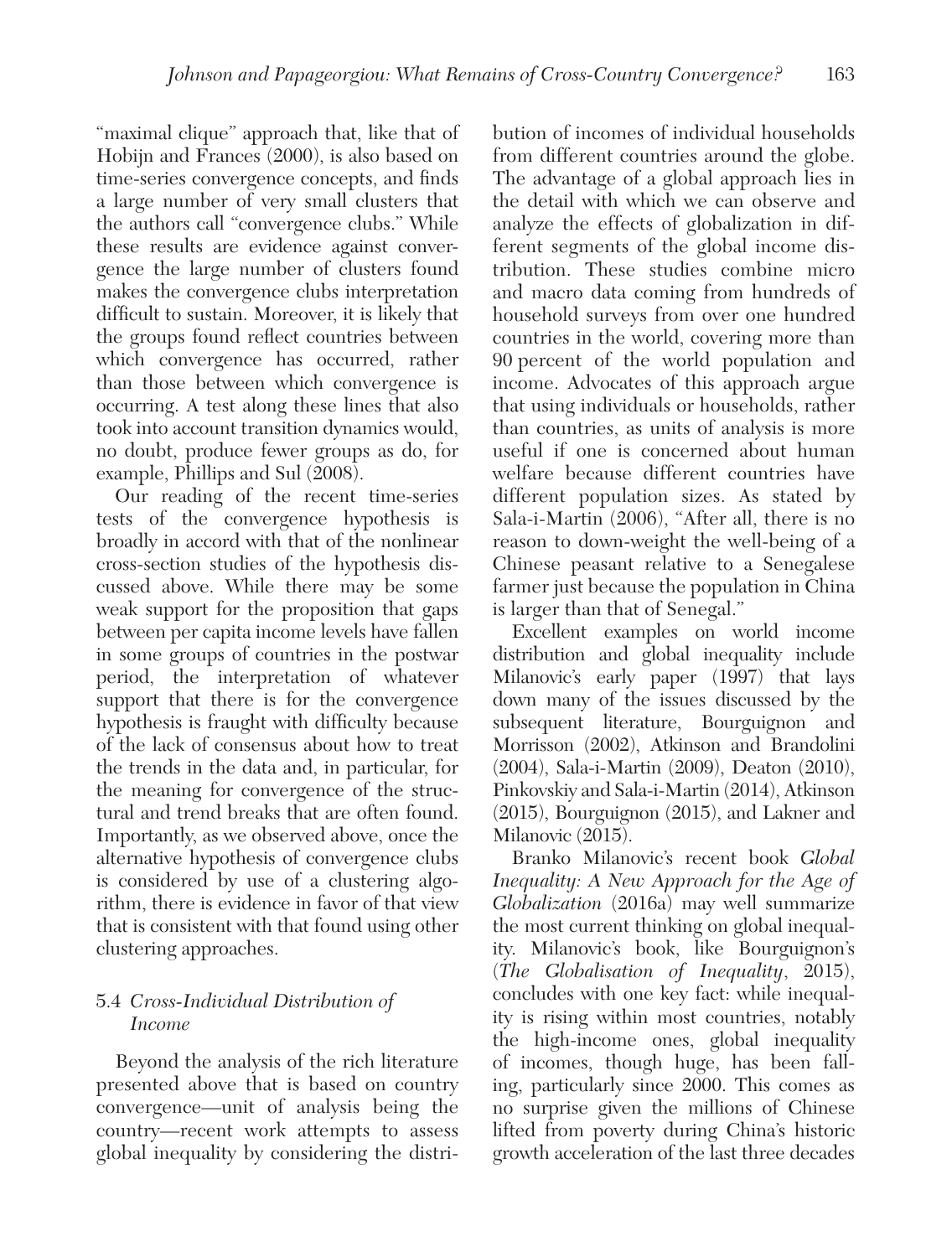"maximal clique" approach that, like that of Hobijn and Frances (2000), is also based on time-series convergence concepts, and finds a large number of very small clusters that the authors call "convergence clubs." While these results are evidence against convergence the large number of clusters found makes the convergence clubs interpretation difficult to sustain. Moreover, it is likely that the groups found reflect countries between which convergence has occurred, rather than those between which convergence is occurring. A test along these lines that also took into account transition dynamics would, no doubt, produce fewer groups as do, for example, Phillips and Sul (2008).

Our reading of the recent time-series tests of the convergence hypothesis is broadly in accord with that of the nonlinear cross-section studies of the hypothesis discussed above. While there may be some weak support for the proposition that gaps between per capita income levels have fallen in some groups of countries in the postwar period, the interpretation of whatever support that there is for the convergence hypothesis is fraught with difficulty because of the lack of consensus about how to treat the trends in the data and, in particular, for the meaning for convergence of the structural and trend breaks that are often found. Importantly, as we observed above, once the alternative hypothesis of convergence clubs is considered by use of a clustering algorithm, there is evidence in favor of that view that is consistent with that found using other clustering approaches.

### 5.4 *Cross-Individual Distribution of Income*

Beyond the analysis of the rich literature presented above that is based on country convergence—unit of analysis being the country—recent work attempts to assess global inequality by considering the distribution of incomes of individual households from different countries around the globe. The advantage of a global approach lies in the detail with which we can observe and analyze the effects of globalization in different segments of the global income distribution. These studies combine micro and macro data coming from hundreds of household surveys from over one hundred countries in the world, covering more than 90 percent of the world population and income. Advocates of this approach argue that using individuals or households, rather than countries, as units of analysis is more useful if one is concerned about human welfare because different countries have different population sizes. As stated by Sala-i-Martin (2006), "After all, there is no reason to down-weight the well-being of a Chinese peasant relative to a Senegalese farmer just because the population in China is larger than that of Senegal."

Excellent examples on world income distribution and global inequality include Milanovic's early paper (1997) that lays down many of the issues discussed by the subsequent literature, Bourguignon and Morrisson (2002), Atkinson and Brandolini (2004), Sala-i-Martin (2009), Deaton (2010), Pinkovskiy and Sala-i-Martin (2014), Atkinson (2015), Bourguignon (2015), and Lakner and Milanovic (2015).

Branko Milanovic's recent book *Global Inequality: A New Approach for the Age of Globalization* (2016a) may well summarize the most current thinking on global inequality. Milanovic's book, like Bourguignon's (*The Globalisation of Inequality*, 2015), concludes with one key fact: while inequality is rising within most countries, notably the high-income ones, global inequality of incomes, though huge, has been falling, particularly since 2000. This comes as no surprise given the millions of Chinese lifted from poverty during China's historic growth acceleration of the last three decades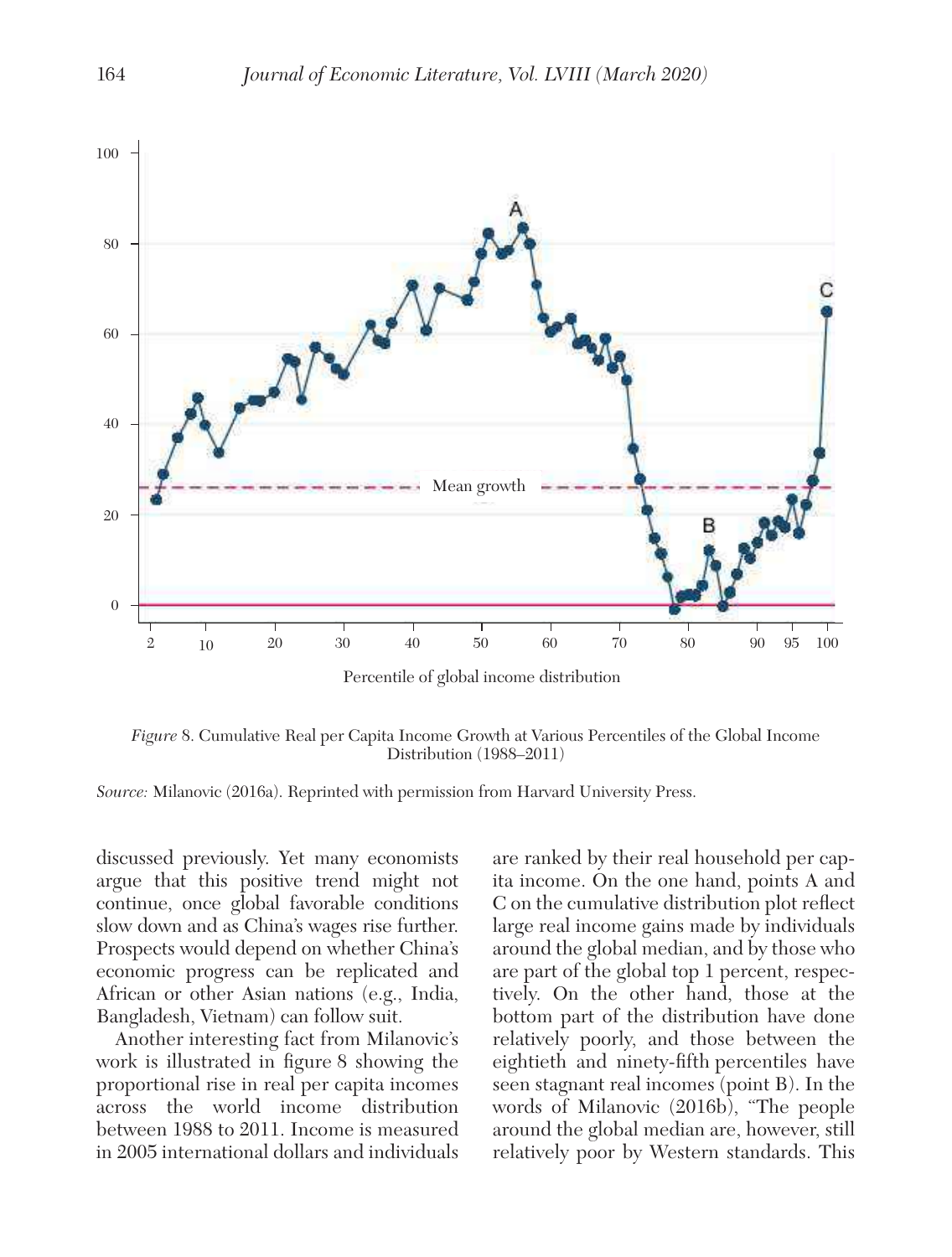*Figure* 8. Cumulative Real per Capita Income Growth at Various Percentiles of the Global Income Distribution (1988–2011)

*Source:* Milanovic (2016a). Reprinted with permission from Harvard University Press.

discussed previously. Yet many economists argue that this positive trend might not continue, once global favorable conditions slow down and as China's wages rise further. Prospects would depend on whether China's economic progress can be replicated and African or other Asian nations (e.g., India, Bangladesh, Vietnam) can follow suit.

Another interesting fact from Milanovic's work is illustrated in figure 8 showing the proportional rise in real per capita incomes across the world income distribution between 1988 to 2011. Income is measured in 2005 international dollars and individuals are ranked by their real household per capita income. On the one hand, points A and C on the cumulative distribution plot reflect large real income gains made by individuals around the global median, and by those who are part of the global top 1 percent, respectively. On the other hand, those at the bottom part of the distribution have done relatively poorly, and those between the eightieth and ninety-fifth percentiles have seen stagnant real incomes (point B). In the words of Milanovic (2016b), "The people around the global median are, however, still relatively poor by Western standards. This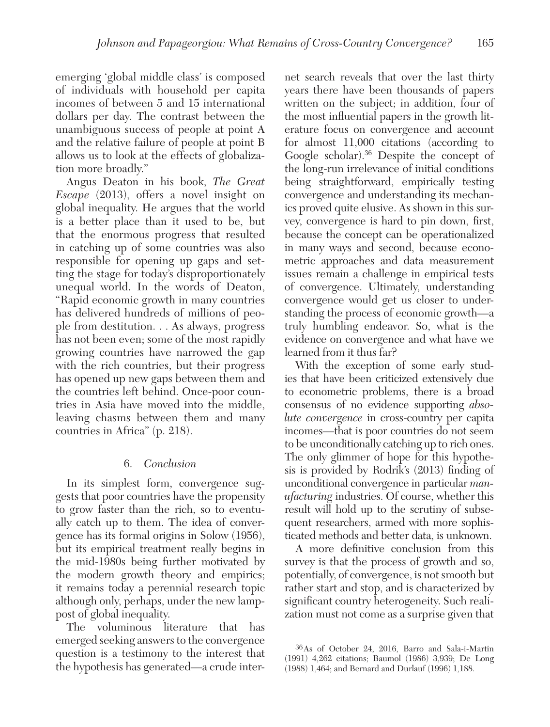emerging 'global middle class' is composed of individuals with household per capita incomes of between 5 and 15 international dollars per day. The contrast between the unambiguous success of people at point A and the relative failure of people at point B allows us to look at the effects of globalization more broadly."

Angus Deaton in his book, *The Great Escape* (2013), offers a novel insight on global inequality. He argues that the world is a better place than it used to be, but that the enormous progress that resulted in catching up of some countries was also responsible for opening up gaps and setting the stage for today's disproportionately unequal world. In the words of Deaton, "Rapid economic growth in many countries has delivered hundreds of millions of people from destitution. . . As always, progress has not been even; some of the most rapidly growing countries have narrowed the gap with the rich countries, but their progress has opened up new gaps between them and the countries left behind. Once-poor countries in Asia have moved into the middle, leaving chasms between them and many countries in Africa" (p. 218).

## 6. *Conclusion*

In its simplest form, convergence suggests that poor countries have the propensity to grow faster than the rich, so to eventually catch up to them. The idea of convergence has its formal origins in Solow (1956), but its empirical treatment really begins in the mid-1980s being further motivated by the modern growth theory and empirics; it remains today a perennial research topic although only, perhaps, under the new lamppost of global inequality.

The voluminous literature that has emerged seeking answers to the convergence question is a testimony to the interest that the hypothesis has generated—a crude internet search reveals that over the last thirty years there have been thousands of papers written on the subject; in addition, four of the most influential papers in the growth literature focus on convergence and account for almost 11,000 citations (according to Google scholar).[36] Despite the concept of the long-run irrelevance of initial conditions being straightforward, empirically testing convergence and understanding its mechanics proved quite elusive. As shown in this survey, convergence is hard to pin down, first, because the concept can be operationalized in many ways and second, because econometric approaches and data measurement issues remain a challenge in empirical tests of convergence. Ultimately, understanding convergence would get us closer to understanding the process of economic growth—a truly humbling endeavor. So, what is the evidence on convergence and what have we learned from it thus far?

With the exception of some early studies that have been criticized extensively due to econometric problems, there is a broad consensus of no evidence supporting *absolute convergence* in cross-country per capita incomes—that is poor countries do not seem to be unconditionally catching up to rich ones. The only glimmer of hope for this hypothesis is provided by Rodrik's (2013) finding of unconditional convergence in particular *manufacturing* industries. Of course, whether this result will hold up to the scrutiny of subsequent researchers, armed with more sophisticated methods and better data, is unknown.

A more definitive conclusion from this survey is that the process of growth and so, potentially, of convergence, is not smooth but rather start and stop, and is characterized by significant country heterogeneity. Such realization must not come as a surprise given that

[36] As of October 24, 2016, Barro and Sala-i-Martin (1991) 4,262 citations; Baumol (1986) 3,939; De Long (1988) 1,464; and Bernard and Durlauf (1996) 1,188.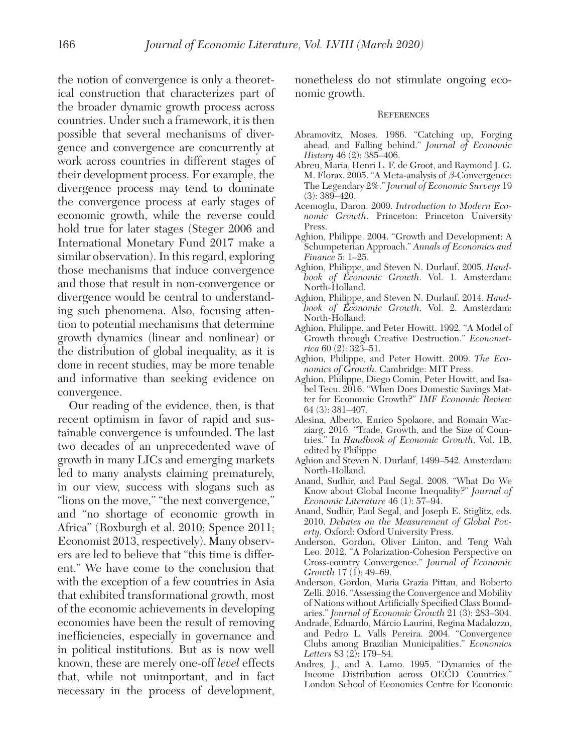the notion of convergence is only a theoretical construction that characterizes part of the broader dynamic growth process across countries. Under such a framework, it is then possible that several mechanisms of divergence and convergence are concurrently at work across countries in different stages of their development process. For example, the divergence process may tend to dominate the convergence process at early stages of economic growth, while the reverse could hold true for later stages (Steger 2006 and International Monetary Fund 2017 make a similar observation). In this regard, exploring those mechanisms that induce convergence and those that result in non-convergence or divergence would be central to understanding such phenomena. Also, focusing attention to potential mechanisms that determine growth dynamics (linear and nonlinear) or the distribution of global inequality, as it is done in recent studies, may be more tenable and informative than seeking evidence on convergence.

Our reading of the evidence, then, is that recent optimism in favor of rapid and sustainable convergence is unfounded. The last two decades of an unprecedented wave of growth in many LICs and emerging markets led to many analysts claiming prematurely, in our view, success with slogans such as "lions on the move," "the next convergence," and "no shortage of economic growth in Africa" (Roxburgh et al. 2010; Spence 2011; Economist 2013, respectively). Many observers are led to believe that "this time is different." We have come to the conclusion that with the exception of a few countries in Asia that exhibited transformational growth, most of the economic achievements in developing economies have been the result of removing inefficiencies, especially in governance and in political institutions. But as is now well known, these are merely one-off *level* effects that, while not unimportant, and in fact necessary in the process of development, nonetheless do not stimulate ongoing economic growth.

## References

Abramovitz, Moses. 1986. "Catching up, Forging ahead, and Falling behind." *Journal of Economic History* 46 (2): 385–406.

Abreu, Maria, Henri L. F. de Groot, and Raymond J. G. M. Florax. 2005. "A Meta-analysis of $\beta$-Convergence: The Legendary 2%." *Journal of Economic Surveys* 19 (3): 389–420.

Acemoglu, Daron. 2009. *Introduction to Modern Economic Growth*. Princeton: Princeton University Press.

Aghion, Philippe. 2004. "Growth and Development: A Schumpeterian Approach." *Annals of Economics and Finance* 5: 1–25.

Aghion, Philippe, and Steven N. Durlauf. 2005. *Handbook of Economic Growth*. Vol. 1. Amsterdam: North-Holland.

Aghion, Philippe, and Steven N. Durlauf. 2014. *Handbook of Economic Growth*. Vol. 2. Amsterdam: North-Holland.

Aghion, Philippe, and Peter Howitt. 1992. "A Model of Growth through Creative Destruction." *Econometrica* 60 (2): 323–51.

Aghion, Philippe, and Peter Howitt. 2009. *The Economics of Growth*. Cambridge: MIT Press.

Aghion, Philippe, Diego Comin, Peter Howitt, and Isabel Tecu. 2016. "When Does Domestic Savings Matter for Economic Growth?" *IMF Economic Review* 64 (3): 381–407.

Alesina, Alberto, Enrico Spolaore, and Romain Wacziarg. 2016. "Trade, Growth, and the Size of Countries." In *Handbook of Economic Growth*, Vol. 1B, edited by Philippe Aghion and Steven N. Durlauf, 1499–542. Amsterdam: North-Holland.

Anand, Sudhir, and Paul Segal. 2008. "What Do We Know about Global Income Inequality?" *Journal of Economic Literature* 46 (1): 57–94.

Anand, Sudhir, Paul Segal, and Joseph E. Stiglitz, eds. 2010. *Debates on the Measurement of Global Poverty.* Oxford: Oxford University Press.

Anderson, Gordon, Oliver Linton, and Teng Wah Leo. 2012. "A Polarization-Cohesion Perspective on Cross-country Convergence." *Journal of Economic Growth* 17 (1): 49–69.

Anderson, Gordon, Maria Grazia Pittau, and Roberto Zelli. 2016. "Assessing the Convergence and Mobility of Nations without Artificially Specified Class Boundaries." *Journal of Economic Growth* 21 (3): 283–304.

Andrade, Eduardo, Márcio Laurini, Regina Madalozzo, and Pedro L. Valls Pereira. 2004. "Convergence Clubs among Brazilian Municipalities." *Economics Letters* 83 (2): 179–84.

Andres, J., and A. Lamo. 1995. "Dynamics of the Income Distribution across OECD Countries." London School of Economics Centre for Economic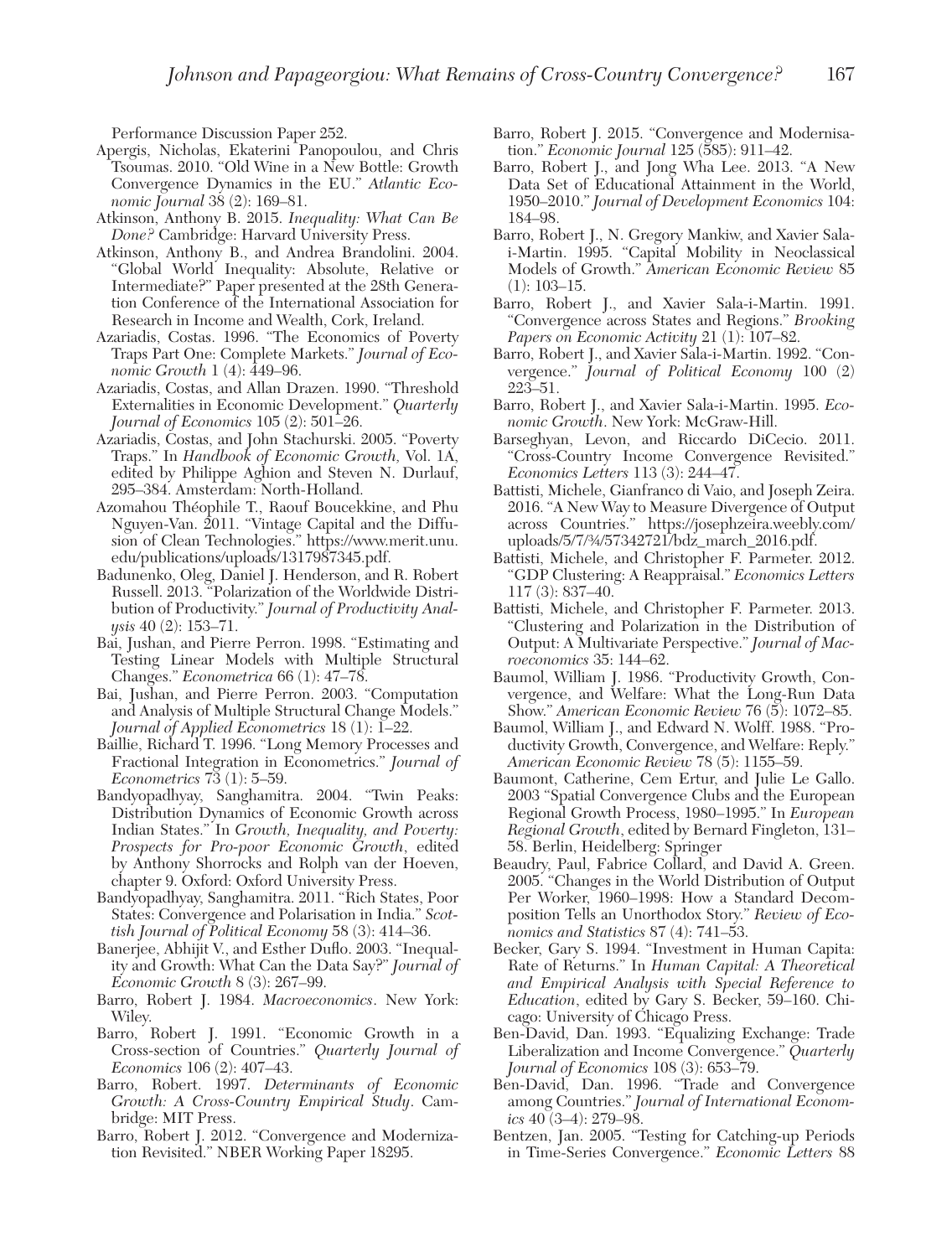Performance Discussion Paper 252.

Apergis, Nicholas, Ekaterini Panopoulou, and Chris Tsoumas. 2010. "Old Wine in a New Bottle: Growth Convergence Dynamics in the EU." *Atlantic Economic Journal* 38 (2): 169–81.

Atkinson, Anthony B. 2015. *Inequality: What Can Be Done?* Cambridge: Harvard University Press.

Atkinson, Anthony B., and Andrea Brandolini. 2004. "Global World Inequality: Absolute, Relative or Intermediate?" Paper presented at the 28th Generation Conference of the International Association for Research in Income and Wealth, Cork, Ireland.

Azariadis, Costas. 1996. "The Economics of Poverty Traps Part One: Complete Markets." *Journal of Economic Growth* 1 (4): 449–96.

Azariadis, Costas, and Allan Drazen. 1990. "Threshold Externalities in Economic Development." *Quarterly Journal of Economics* 105 (2): 501–26.

Azariadis, Costas, and John Stachurski. 2005. "Poverty Traps." In *Handbook of Economic Growth,* Vol. 1A, edited by Philippe Aghion and Steven N. Durlauf, 295–384. Amsterdam: North-Holland.

Azomahou Théophile T., Raouf Boucekkine, and Phu Nguyen-Van. 2011. "Vintage Capital and the Diffusion of Clean Technologies." https://www.merit.unu.edu/publications/uploads/1317987345.pdf.

Badunenko, Oleg, Daniel J. Henderson, and R. Robert Russell. 2013. "Polarization of the Worldwide Distribution of Productivity." *Journal of Productivity Analysis* 40 (2): 153–71.

Bai, Jushan, and Pierre Perron. 1998. "Estimating and Testing Linear Models with Multiple Structural Changes." *Econometrica* 66 (1): 47–78.

Bai, Jushan, and Pierre Perron. 2003. "Computation and Analysis of Multiple Structural Change Models." *Journal of Applied Econometrics* 18 (1): 1–22.

Baillie, Richard T. 1996. "Long Memory Processes and Fractional Integration in Econometrics." *Journal of Econometrics* 73 (1): 5–59.

Bandyopadhyay, Sanghamitra. 2004. "Twin Peaks: Distribution Dynamics of Economic Growth across Indian States." In *Growth, Inequality, and Poverty: Prospects for Pro-poor Economic Growth*, edited by Anthony Shorrocks and Rolph van der Hoeven, chapter 9. Oxford: Oxford University Press.

Bandyopadhyay, Sanghamitra. 2011. "Rich States, Poor States: Convergence and Polarisation in India." *Scottish Journal of Political Economy* 58 (3): 414–36.

Banerjee, Abhijit V., and Esther Duflo. 2003. "Inequality and Growth: What Can the Data Say?" *Journal of Economic Growth* 8 (3): 267–99.

Barro, Robert J. 1984. *Macroeconomics*. New York: Wiley.

Barro, Robert J. 1991. "Economic Growth in a Cross-section of Countries." *Quarterly Journal of Economics* 106 (2): 407–43.

Barro, Robert. 1997. *Determinants of Economic Growth: A Cross-Country Empirical Study*. Cambridge: MIT Press.

Barro, Robert J. 2012. "Convergence and Modernization Revisited." NBER Working Paper 18295.

Barro, Robert J. 2015. "Convergence and Modernisation." *Economic Journal* 125 (585): 911–42.

Barro, Robert J., and Jong Wha Lee. 2013. "A New Data Set of Educational Attainment in the World, 1950–2010." *Journal of Development Economics* 104: 184–98.

Barro, Robert J., N. Gregory Mankiw, and Xavier Sala-i-Martin. 1995. "Capital Mobility in Neoclassical Models of Growth." *American Economic Review* 85 (1): 103–15.

Barro, Robert J., and Xavier Sala-i-Martin. 1991. "Convergence across States and Regions." *Brooking Papers on Economic Activity* 21 (1): 107–82.

Barro, Robert J., and Xavier Sala-i-Martin. 1992. "Convergence." *Journal of Political Economy* 100 (2) 223–51.

Barro, Robert J., and Xavier Sala-i-Martin. 1995. *Economic Growth*. New York: McGraw-Hill.

Barseghyan, Levon, and Riccardo DiCecio. 2011. "Cross-Country Income Convergence Revisited." *Economics Letters* 113 (3): 244–47.

Battisti, Michele, Gianfranco di Vaio, and Joseph Zeira. 2016. "A New Way to Measure Divergence of Output across Countries." https://josephzeira.weebly.com/uploads/5/7/3/4/57342721/bdz_march_2016.pdf.

Battisti, Michele, and Christopher F. Parmeter. 2012. "GDP Clustering: A Reappraisal." *Economics Letters* 117 (3): 837–40.

Battisti, Michele, and Christopher F. Parmeter. 2013. "Clustering and Polarization in the Distribution of Output: A Multivariate Perspective." *Journal of Macroeconomics* 35: 144–62.

Baumol, William J. 1986. "Productivity Growth, Convergence, and Welfare: What the Long-Run Data Show." *American Economic Review* 76 (5): 1072–85.

Baumol, William J., and Edward N. Wolff. 1988. "Productivity Growth, Convergence, and Welfare: Reply." *American Economic Review* 78 (5): 1155–59.

Baumont, Catherine, Cem Ertur, and Julie Le Gallo. 2003 "Spatial Convergence Clubs and the European Regional Growth Process, 1980–1995." In *European Regional Growth*, edited by Bernard Fingleton, 131–58. Berlin, Heidelberg: Springer

Beaudry, Paul, Fabrice Collard, and David A. Green. 2005. "Changes in the World Distribution of Output Per Worker, 1960–1998: How a Standard Decomposition Tells an Unorthodox Story." *Review of Economics and Statistics* 87 (4): 741–53.

Becker, Gary S. 1994. "Investment in Human Capita: Rate of Returns." In *Human Capital: A Theoretical and Empirical Analysis with Special Reference to Education*, edited by Gary S. Becker, 59–160. Chicago: University of Chicago Press.

Ben-David, Dan. 1993. "Equalizing Exchange: Trade Liberalization and Income Convergence." *Quarterly Journal of Economics* 108 (3): 653–79.

Ben-David, Dan. 1996. "Trade and Convergence among Countries." *Journal of International Economics* 40 (3–4): 279–98.

Bentzen, Jan. 2005. "Testing for Catching-up Periods in Time-Series Convergence." *Economic Letters* 88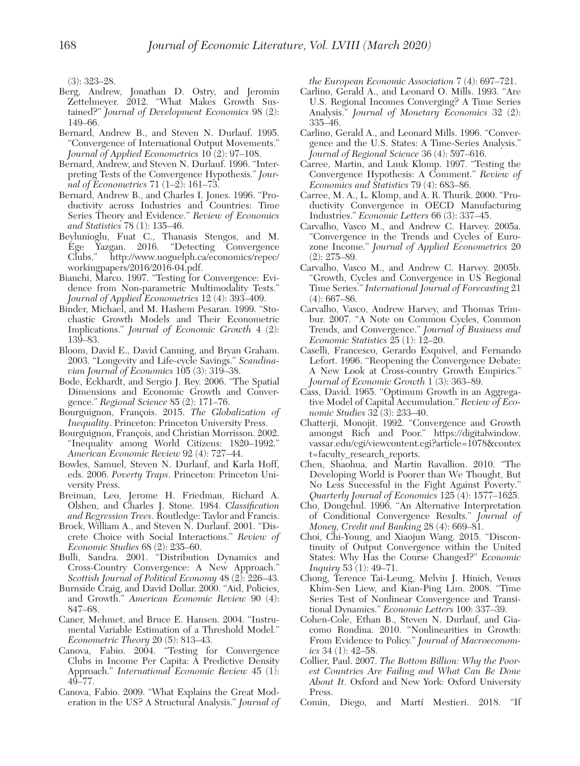(3): 323–28.

Berg, Andrew, Jonathan D. Ostry, and Jeromin Zettelmeyer. 2012. "What Makes Growth Sustained?" *Journal of Development Economics* 98 (2): 149–66.

Bernard, Andrew B., and Steven N. Durlauf. 1995. "Convergence of International Output Movements." *Journal of Applied Econometrics* 10 (2): 97–108.

Bernard, Andrew, and Steven N. Durlauf. 1996. "Interpreting Tests of the Convergence Hypothesis." *Journal of Econometrics* 71 (1–2): 161–73.

Bernard, Andrew B., and Charles I. Jones. 1996. "Productivity across Industries and Countries: Time Series Theory and Evidence." *Review of Economics and Statistics* 78 (1): 135–46.

Beylunioglu, Fuat C., Thanasis Stengos, and M. Ege Yazgan. 2016. "Detecting Convergence Clubs." http://www.uoguelph.ca/economics/repec/workingpapers/2016/2016-04.pdf.

Bianchi, Marco. 1997. "Testing for Convergence: Evidence from Non-parametric Multimodality Tests." *Journal of Applied Econometrics* 12 (4): 393–409.

Binder, Michael, and M. Hashem Pesaran. 1999. "Stochastic Growth Models and Their Econometric Implications." *Journal of Economic Growth* 4 (2): 139–83.

Bloom, David E., David Canning, and Bryan Graham. 2003. "Longevity and Life-cycle Savings." *Scandinavian Journal of Economics* 105 (3): 319–38.

Bode, Eckhardt, and Sergio J. Rey. 2006. "The Spatial Dimensions and Economic Growth and Convergence." *Regional Science* 85 (2): 171–76.

Bourguignon, François. 2015. *The Globalization of Inequality*. Princeton: Princeton University Press.

Bourguignon, François, and Christian Morrisson. 2002. "Inequality among World Citizens: 1820–1992." *American Economic Review* 92 (4): 727–44.

Bowles, Samuel, Steven N. Durlauf, and Karla Hoff, eds. 2006. *Poverty Traps*. Princeton: Princeton University Press.

Breiman, Leo, Jerome H. Friedman, Richard A. Olshen, and Charles J. Stone. 1984. *Classification and Regression Trees*. Routledge: Taylor and Francis.

Brock, William A., and Steven N. Durlauf. 2001. "Discrete Choice with Social Interactions." *Review of Economic Studies* 68 (2): 235–60.

Bulli, Sandra. 2001. "Distribution Dynamics and Cross-Country Convergence: A New Approach." *Scottish Journal of Political Economy* 48 (2): 226–43.

Burnside Craig, and David Dollar. 2000. "Aid, Policies, and Growth." *American Economic Review* 90 (4): 847–68.

Caner, Mehmet, and Bruce E. Hansen. 2004. "Instrumental Variable Estimation of a Threshold Model." *Econometric Theory* 20 (5): 813–43.

Canova, Fabio. 2004. "Testing for Convergence Clubs in Income Per Capita: A Predictive Density Approach." *International Economic Review* 45 (1): 49–77.

Canova, Fabio. 2009. "What Explains the Great Moderation in the US? A Structural Analysis." *Journal of the European Economic Association* 7 (4): 697–721.

Carlino, Gerald A., and Leonard O. Mills. 1993. "Are U.S. Regional Incomes Converging? A Time Series Analysis." *Journal of Monetary Economics* 32 (2): 335–46.

Carlino, Gerald A., and Leonard Mills. 1996. "Convergence and the U.S. States: A Time-Series Analysis." *Journal of Regional Science* 36 (4): 597–616.

Carree, Martin, and Luuk Klomp. 1997. "Testing the Convergence Hypothesis: A Comment." *Review of Economics and Statistics* 79 (4): 683–86.

Carree, M. A., L. Klomp, and A. R. Thurik. 2000. "Productivity Convergence in OECD Manufacturing Industries." *Economic Letters* 66 (3): 337–45.

Carvalho, Vasco M., and Andrew C. Harvey. 2005a. "Convergence in the Trends and Cycles of Eurozone Income." *Journal of Applied Econometrics* 20 (2): 275–89.

Carvalho, Vasco M., and Andrew C. Harvey. 2005b. "Growth, Cycles and Convergence in US Regional Time Series." *International Journal of Forecasting* 21 (4): 667–86.

Carvalho, Vasco, Andrew Harvey, and Thomas Trimbur. 2007. "A Note on Common Cycles, Common Trends, and Convergence." *Journal of Business and Economic Statistics* 25 (1): 12–20.

Caselli, Francesco, Gerardo Esquivel, and Fernando Lefort. 1996. "Reopening the Convergence Debate: A New Look at Cross-country Growth Empirics." *Journal of Economic Growth* 1 (3): 363–89.

Cass, David. 1965. "Optimum Growth in an Aggregative Model of Capital Accumulation." *Review of Economic Studies* 32 (3): 233–40.

Chatterji, Monojit. 1992. "Convergence and Growth amongst Rich and Poor." https://digitalwindow.vassar.edu/cgi/viewcontent.cgi?article=1078&context=faculty_research_reports.

Chen, Shaohua, and Martin Ravallion. 2010. "The Developing World is Poorer than We Thought, But No Less Successful in the Fight Against Poverty." *Quarterly Journal of Economics* 125 (4): 1577–1625.

Cho, Dongchul. 1996. "An Alternative Interpretation of Conditional Convergence Results." *Journal of Money, Credit and Banking* 28 (4): 669–81.

Choi, Chi-Young, and Xiaojun Wang. 2015. "Discontinuity of Output Convergence within the United States: Why Has the Course Changed?" *Economic Inquiry* 53 (1): 49–71.

Chong, Terence Tai-Leung, Melvin J. Hinich, Venus Khim-Sen Liew, and Kian-Ping Lim. 2008. "Time Series Test of Nonlinear Convergence and Transitional Dynamics." *Economic Letters* 100: 337–39.

Cohen-Cole, Ethan B., Steven N. Durlauf, and Giacomo Rondina. 2010. "Nonlinearities in Growth: From Evidence to Policy." *Journal of Macroeconomics* 34 (1): 42–58.

Collier, Paul. 2007. *The Bottom Billion: Why the Poorest Countries Are Failing and What Can Be Done About It*. Oxford and New York: Oxford University Press.

Comin, Diego, and Martí Mestieri. 2018. "If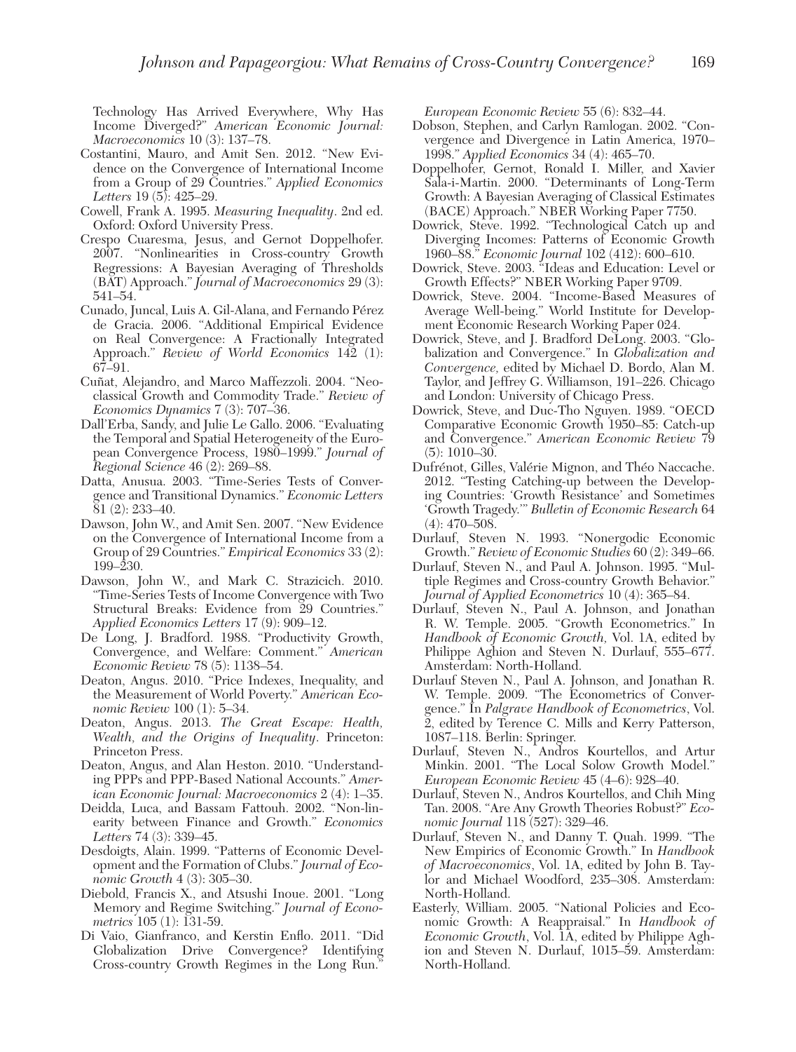Technology Has Arrived Everywhere, Why Has Income Diverged?" *American Economic Journal: Macroeconomics* 10 (3): 137–78.

Costantini, Mauro, and Amit Sen. 2012. "New Evidence on the Convergence of International Income from a Group of 29 Countries." *Applied Economics Letters* 19 (5): 425–29.

Cowell, Frank A. 1995. *Measuring Inequality*. 2nd ed. Oxford: Oxford University Press.

Crespo Cuaresma, Jesus, and Gernot Doppelhofer. 2007. "Nonlinearities in Cross-country Growth Regressions: A Bayesian Averaging of Thresholds (BAT) Approach." *Journal of Macroeconomics* 29 (3): 541–54.

Cunado, Juncal, Luis A. Gil-Alana, and Fernando Pérez de Gracia. 2006. "Additional Empirical Evidence on Real Convergence: A Fractionally Integrated Approach." *Review of World Economics* 142 (1): 67–91.

Cuñat, Alejandro, and Marco Maffezzoli. 2004. "Neoclassical Growth and Commodity Trade." *Review of Economics Dynamics* 7 (3): 707–36.

Dall'Erba, Sandy, and Julie Le Gallo. 2006. "Evaluating the Temporal and Spatial Heterogeneity of the European Convergence Process, 1980–1999." *Journal of Regional Science* 46 (2): 269–88.

Datta, Anusua. 2003. "Time-Series Tests of Convergence and Transitional Dynamics." *Economic Letters* 81 (2): 233–40.

Dawson, John W., and Amit Sen. 2007. "New Evidence on the Convergence of International Income from a Group of 29 Countries." *Empirical Economics* 33 (2): 199–230.

Dawson, John W., and Mark C. Strazicich. 2010. "Time-Series Tests of Income Convergence with Two Structural Breaks: Evidence from 29 Countries." *Applied Economics Letters* 17 (9): 909–12.

De Long, J. Bradford. 1988. "Productivity Growth, Convergence, and Welfare: Comment." *American Economic Review* 78 (5): 1138–54.

Deaton, Angus. 2010. "Price Indexes, Inequality, and the Measurement of World Poverty." *American Economic Review* 100 (1): 5–34.

Deaton, Angus. 2013. *The Great Escape: Health, Wealth, and the Origins of Inequality*. Princeton: Princeton Press.

Deaton, Angus, and Alan Heston. 2010. "Understanding PPPs and PPP-Based National Accounts." *American Economic Journal: Macroeconomics* 2 (4): 1–35.

Deidda, Luca, and Bassam Fattouh. 2002. "Non-linearity between Finance and Growth." *Economics Letters* 74 (3): 339–45.

Desdoigts, Alain. 1999. "Patterns of Economic Development and the Formation of Clubs." *Journal of Economic Growth* 4 (3): 305–30.

Diebold, Francis X., and Atsushi Inoue. 2001. "Long Memory and Regime Switching." *Journal of Econometrics* 105 (1): 131-59.

Di Vaio, Gianfranco, and Kerstin Enflo. 2011. "Did Globalization Drive Convergence? Identifying Cross-country Growth Regimes in the Long Run." *European Economic Review* 55 (6): 832–44.

Dobson, Stephen, and Carlyn Ramlogan. 2002. "Convergence and Divergence in Latin America, 1970–1998." *Applied Economics* 34 (4): 465–70.

Doppelhofer, Gernot, Ronald I. Miller, and Xavier Sala-i-Martin. 2000. "Determinants of Long-Term Growth: A Bayesian Averaging of Classical Estimates (BACE) Approach." NBER Working Paper 7750.

Dowrick, Steve. 1992. "Technological Catch up and Diverging Incomes: Patterns of Economic Growth 1960–88." *Economic Journal* 102 (412): 600–610.

Dowrick, Steve. 2003. "Ideas and Education: Level or Growth Effects?" NBER Working Paper 9709.

Dowrick, Steve. 2004. "Income-Based Measures of Average Well-being." World Institute for Development Economic Research Working Paper 024.

Dowrick, Steve, and J. Bradford DeLong. 2003. "Globalization and Convergence." In *Globalization and Convergence,* edited by Michael D. Bordo, Alan M. Taylor, and Jeffrey G. Williamson, 191–226. Chicago and London: University of Chicago Press.

Dowrick, Steve, and Duc-Tho Nguyen. 1989. "OECD Comparative Economic Growth 1950–85: Catch-up and Convergence." *American Economic Review* 79 (5): 1010–30.

Dufrénot, Gilles, Valérie Mignon, and Théo Naccache. 2012. "Testing Catching-up between the Developing Countries: 'Growth Resistance' and Sometimes 'Growth Tragedy.'" *Bulletin of Economic Research* 64 (4): 470–508.

Durlauf, Steven N. 1993. "Nonergodic Economic Growth." *Review of Economic Studies* 60 (2): 349–66.

Durlauf, Steven N., and Paul A. Johnson. 1995. "Multiple Regimes and Cross-country Growth Behavior." *Journal of Applied Econometrics* 10 (4): 365–84.

Durlauf, Steven N., Paul A. Johnson, and Jonathan R. W. Temple. 2005. "Growth Econometrics." In *Handbook of Economic Growth,* Vol. 1A, edited by Philippe Aghion and Steven N. Durlauf, 555–677. Amsterdam: North-Holland.

Durlauf Steven N., Paul A. Johnson, and Jonathan R. W. Temple. 2009. "The Econometrics of Convergence." In *Palgrave Handbook of Econometrics*, Vol. 2, edited by Terence C. Mills and Kerry Patterson, 1087–118. Berlin: Springer.

Durlauf, Steven N., Andros Kourtellos, and Artur Minkin. 2001. "The Local Solow Growth Model." *European Economic Review* 45 (4–6): 928–40.

Durlauf, Steven N., Andros Kourtellos, and Chih Ming Tan. 2008. "Are Any Growth Theories Robust?" *Economic Journal* 118 (527): 329–46.

Durlauf, Steven N., and Danny T. Quah. 1999. "The New Empirics of Economic Growth." In *Handbook of Macroeconomics*, Vol. 1A, edited by John B. Taylor and Michael Woodford, 235–308. Amsterdam: North-Holland.

Easterly, William. 2005. "National Policies and Economic Growth: A Reappraisal." In *Handbook of Economic Growth*, Vol. 1A, edited by Philippe Aghion and Steven N. Durlauf, 1015–59. Amsterdam: North-Holland.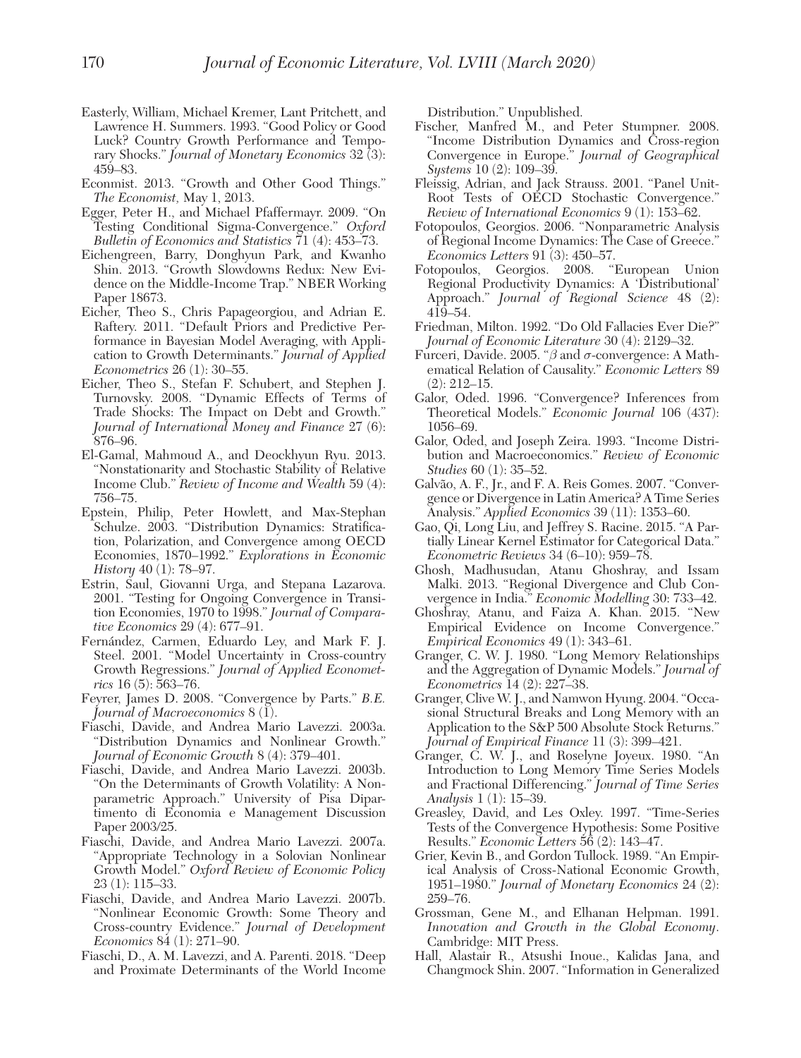Easterly, William, Michael Kremer, Lant Pritchett, and Lawrence H. Summers. 1993. "Good Policy or Good Luck? Country Growth Performance and Temporary Shocks." *Journal of Monetary Economics* 32 (3): 459–83.

Econmist. 2013. "Growth and Other Good Things." *The Economist,* May 1, 2013.

Egger, Peter H., and Michael Pfaffermayr. 2009. "On Testing Conditional Sigma-Convergence." *Oxford Bulletin of Economics and Statistics* 71 (4): 453–73.

Eichengreen, Barry, Donghyun Park, and Kwanho Shin. 2013. "Growth Slowdowns Redux: New Evidence on the Middle-Income Trap." NBER Working Paper 18673.

Eicher, Theo S., Chris Papageorgiou, and Adrian E. Raftery. 2011. "Default Priors and Predictive Performance in Bayesian Model Averaging, with Application to Growth Determinants." *Journal of Applied Econometrics* 26 (1): 30–55.

Eicher, Theo S., Stefan F. Schubert, and Stephen J. Turnovsky. 2008. "Dynamic Effects of Terms of Trade Shocks: The Impact on Debt and Growth." *Journal of International Money and Finance* 27 (6): 876–96.

El-Gamal, Mahmoud A., and Deockhyun Ryu. 2013. "Nonstationarity and Stochastic Stability of Relative Income Club." *Review of Income and Wealth* 59 (4): 756–75.

Epstein, Philip, Peter Howlett, and Max-Stephan Schulze. 2003. "Distribution Dynamics: Stratification, Polarization, and Convergence among OECD Economies, 1870–1992." *Explorations in Economic History* 40 (1): 78–97.

Estrin, Saul, Giovanni Urga, and Stepana Lazarova. 2001. "Testing for Ongoing Convergence in Transition Economies, 1970 to 1998." *Journal of Comparative Economics* 29 (4): 677–91.

Fernández, Carmen, Eduardo Ley, and Mark F. J. Steel. 2001. "Model Uncertainty in Cross-country Growth Regressions." *Journal of Applied Econometrics* 16 (5): 563–76.

Feyrer, James D. 2008. "Convergence by Parts." *B.E. Journal of Macroeconomics* 8 (1).

Fiaschi, Davide, and Andrea Mario Lavezzi. 2003a. "Distribution Dynamics and Nonlinear Growth." *Journal of Economic Growth* 8 (4): 379–401.

Fiaschi, Davide, and Andrea Mario Lavezzi. 2003b. "On the Determinants of Growth Volatility: A Nonparametric Approach." University of Pisa Dipartimento di Economia e Management Discussion Paper 2003/25.

Fiaschi, Davide, and Andrea Mario Lavezzi. 2007a. "Appropriate Technology in a Solovian Nonlinear Growth Model." *Oxford Review of Economic Policy* 23 (1): 115–33.

Fiaschi, Davide, and Andrea Mario Lavezzi. 2007b. "Nonlinear Economic Growth: Some Theory and Cross-country Evidence." *Journal of Development Economics* 84 (1): 271–90.

Fiaschi, D., A. M. Lavezzi, and A. Parenti. 2018. "Deep and Proximate Determinants of the World Income Distribution." Unpublished.

Fischer, Manfred M., and Peter Stumpner. 2008. "Income Distribution Dynamics and Cross-region Convergence in Europe." *Journal of Geographical Systems* 10 (2): 109–39.

Fleissig, Adrian, and Jack Strauss. 2001. "Panel Unit-Root Tests of OECD Stochastic Convergence." *Review of International Economics* 9 (1): 153–62.

Fotopoulos, Georgios. 2006. "Nonparametric Analysis of Regional Income Dynamics: The Case of Greece." *Economics Letters* 91 (3): 450–57.

Fotopoulos, Georgios. 2008. "European Union Regional Productivity Dynamics: A 'Distributional' Approach." *Journal of Regional Science* 48 (2): 419–54.

Friedman, Milton. 1992. "Do Old Fallacies Ever Die?" *Journal of Economic Literature* 30 (4): 2129–32.

Furceri, Davide. 2005. "$\beta$ and $\sigma$-convergence: A Mathematical Relation of Causality." *Economic Letters* 89 (2): 212–15.

Galor, Oded. 1996. "Convergence? Inferences from Theoretical Models." *Economic Journal* 106 (437): 1056–69.

Galor, Oded, and Joseph Zeira. 1993. "Income Distribution and Macroeconomics." *Review of Economic Studies* 60 (1): 35–52.

Galvão, A. F., Jr., and F. A. Reis Gomes. 2007. "Convergence or Divergence in Latin America? A Time Series Analysis." *Applied Economics* 39 (11): 1353–60.

Gao, Qi, Long Liu, and Jeffrey S. Racine. 2015. "A Partially Linear Kernel Estimator for Categorical Data." *Econometric Reviews* 34 (6–10): 959–78.

Ghosh, Madhusudan, Atanu Ghoshray, and Issam Malki. 2013. "Regional Divergence and Club Convergence in India." *Economic Modelling* 30: 733–42.

Ghoshray, Atanu, and Faiza A. Khan. 2015. "New Empirical Evidence on Income Convergence." *Empirical Economics* 49 (1): 343–61.

Granger, C. W. J. 1980. "Long Memory Relationships and the Aggregation of Dynamic Models." *Journal of Econometrics* 14 (2): 227–38.

Granger, Clive W. J., and Namwon Hyung. 2004. "Occasional Structural Breaks and Long Memory with an Application to the S&P 500 Absolute Stock Returns." *Journal of Empirical Finance* 11 (3): 399–421.

Granger, C. W. J., and Roselyne Joyeux. 1980. "An Introduction to Long Memory Time Series Models and Fractional Differencing." *Journal of Time Series Analysis* 1 (1): 15–39.

Greasley, David, and Les Oxley. 1997. "Time-Series Tests of the Convergence Hypothesis: Some Positive Results." *Economic Letters* 56 (2): 143–47.

Grier, Kevin B., and Gordon Tullock. 1989. "An Empirical Analysis of Cross-National Economic Growth, 1951–1980." *Journal of Monetary Economics* 24 (2): 259–76.

Grossman, Gene M., and Elhanan Helpman. 1991. *Innovation and Growth in the Global Economy.* Cambridge: MIT Press.

Hall, Alastair R., Atsushi Inoue., Kalidas Jana, and Changmock Shin. 2007. "Information in Generalized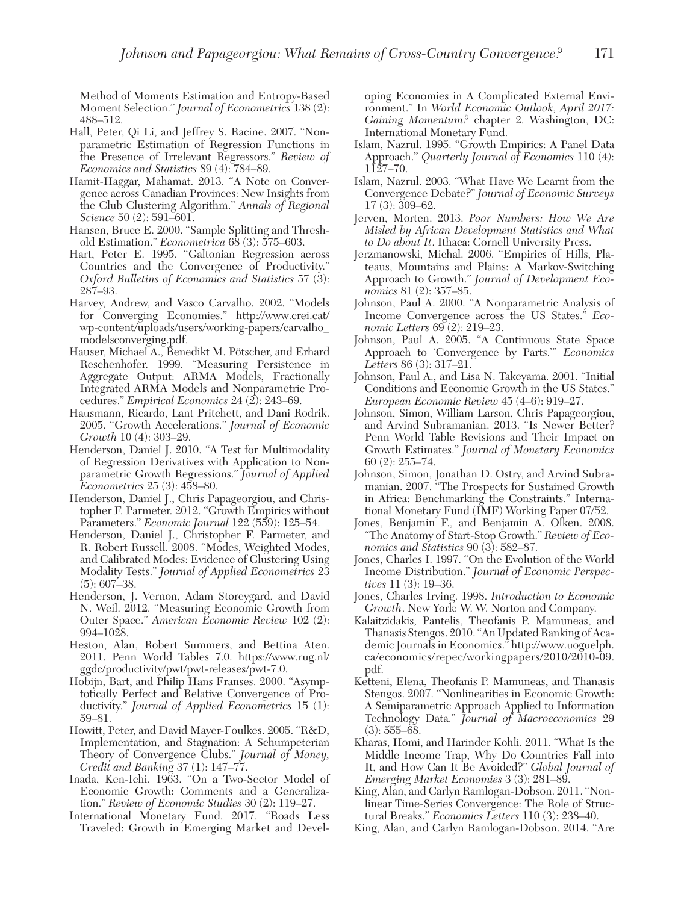Method of Moments Estimation and Entropy-Based Moment Selection." *Journal of Econometrics* 138 (2): 488–512.

Hall, Peter, Qi Li, and Jeffrey S. Racine. 2007. "Nonparametric Estimation of Regression Functions in the Presence of Irrelevant Regressors." *Review of Economics and Statistics* 89 (4): 784–89.

Hamit-Haggar, Mahamat. 2013. "A Note on Convergence across Canadian Provinces: New Insights from the Club Clustering Algorithm." *Annals of Regional Science* 50 (2): 591–601.

Hansen, Bruce E. 2000. "Sample Splitting and Threshold Estimation." *Econometrica* 68 (3): 575–603.

Hart, Peter E. 1995. "Galtonian Regression across Countries and the Convergence of Productivity." *Oxford Bulletins of Economics and Statistics* 57 (3): 287–93.

Harvey, Andrew, and Vasco Carvalho. 2002. "Models for Converging Economies." http://www.crei.cat/wp-content/uploads/users/working-papers/carvalho_modelsconverging.pdf.

Hauser, Michael A., Benedikt M. Pötscher, and Erhard Reschenhofer. 1999. "Measuring Persistence in Aggregate Output: ARMA Models, Fractionally Integrated ARMA Models and Nonparametric Procedures." *Empirical Economics* 24 (2): 243–69.

Hausmann, Ricardo, Lant Pritchett, and Dani Rodrik. 2005. "Growth Accelerations." *Journal of Economic Growth* 10 (4): 303–29.

Henderson, Daniel J. 2010. "A Test for Multimodality of Regression Derivatives with Application to Nonparametric Growth Regressions." *Journal of Applied Econometrics* 25 (3): 458–80.

Henderson, Daniel J., Chris Papageorgiou, and Christopher F. Parmeter. 2012. "Growth Empirics without Parameters." *Economic Journal* 122 (559): 125–54.

Henderson, Daniel J., Christopher F. Parmeter, and R. Robert Russell. 2008. "Modes, Weighted Modes, and Calibrated Modes: Evidence of Clustering Using Modality Tests." *Journal of Applied Econometrics* 23 (5): 607–38.

Henderson, J. Vernon, Adam Storeygard, and David N. Weil. 2012. "Measuring Economic Growth from Outer Space." *American Economic Review* 102 (2): 994–1028.

Heston, Alan, Robert Summers, and Bettina Aten. 2011. Penn World Tables 7.0. https://www.rug.nl/ggdc/productivity/pwt/pwt-releases/pwt-7.0.

Hobijn, Bart, and Philip Hans Franses. 2000. "Asymptotically Perfect and Relative Convergence of Productivity." *Journal of Applied Econometrics* 15 (1): 59–81.

Howitt, Peter, and David Mayer-Foulkes. 2005. "R&D, Implementation, and Stagnation: A Schumpeterian Theory of Convergence Clubs." *Journal of Money, Credit and Banking* 37 (1): 147–77.

Inada, Ken-Ichi. 1963. "On a Two-Sector Model of Economic Growth: Comments and a Generalization." *Review of Economic Studies* 30 (2): 119–27.

International Monetary Fund. 2017. "Roads Less Traveled: Growth in Emerging Market and Developing Economies in A Complicated External Environment." In *World Economic Outlook, April 2017: Gaining Momentum?* chapter 2. Washington, DC: International Monetary Fund.

Islam, Nazrul. 1995. "Growth Empirics: A Panel Data Approach." *Quarterly Journal of Economics* 110 (4): 1127–70.

Islam, Nazrul. 2003. "What Have We Learnt from the Convergence Debate?" *Journal of Economic Surveys* 17 (3): 309–62.

Jerven, Morten. 2013. *Poor Numbers: How We Are Misled by African Development Statistics and What to Do about It*. Ithaca: Cornell University Press.

Jerzmanowski, Michal. 2006. "Empirics of Hills, Plateaus, Mountains and Plains: A Markov-Switching Approach to Growth." *Journal of Development Economics* 81 (2): 357–85.

Johnson, Paul A. 2000. "A Nonparametric Analysis of Income Convergence across the US States." *Economic Letters* 69 (2): 219–23.

Johnson, Paul A. 2005. "A Continuous State Space Approach to 'Convergence by Parts.'" *Economics Letters* 86 (3): 317–21.

Johnson, Paul A., and Lisa N. Takeyama. 2001. "Initial Conditions and Economic Growth in the US States." *European Economic Review* 45 (4–6): 919–27.

Johnson, Simon, William Larson, Chris Papageorgiou, and Arvind Subramanian. 2013. "Is Newer Better? Penn World Table Revisions and Their Impact on Growth Estimates." *Journal of Monetary Economics* 60 (2): 255–74.

Johnson, Simon, Jonathan D. Ostry, and Arvind Subramanian. 2007. "The Prospects for Sustained Growth in Africa: Benchmarking the Constraints." International Monetary Fund (IMF) Working Paper 07/52.

Jones, Benjamin F., and Benjamin A. Olken. 2008. "The Anatomy of Start-Stop Growth." *Review of Economics and Statistics* 90 (3): 582–87.

Jones, Charles I. 1997. "On the Evolution of the World Income Distribution." *Journal of Economic Perspectives* 11 (3): 19–36.

Jones, Charles Irving. 1998. *Introduction to Economic Growth*. New York: W. W. Norton and Company.

Kalaitzidakis, Pantelis, Theofanis P. Mamuneas, and Thanasis Stengos. 2010. "An Updated Ranking of Academic Journals in Economics." http://www.uoguelph.ca/economics/repec/workingpapers/2010/2010-09.pdf.

Ketteni, Elena, Theofanis P. Mamuneas, and Thanasis Stengos. 2007. "Nonlinearities in Economic Growth: A Semiparametric Approach Applied to Information Technology Data." *Journal of Macroeconomics* 29 (3): 555–68.

Kharas, Homi, and Harinder Kohli. 2011. "What Is the Middle Income Trap, Why Do Countries Fall into It, and How Can It Be Avoided?" *Global Journal of Emerging Market Economies* 3 (3): 281–89.

King, Alan, and Carlyn Ramlogan-Dobson. 2011. "Nonlinear Time-Series Convergence: The Role of Structural Breaks." *Economics Letters* 110 (3): 238–40.

King, Alan, and Carlyn Ramlogan-Dobson. 2014. "Are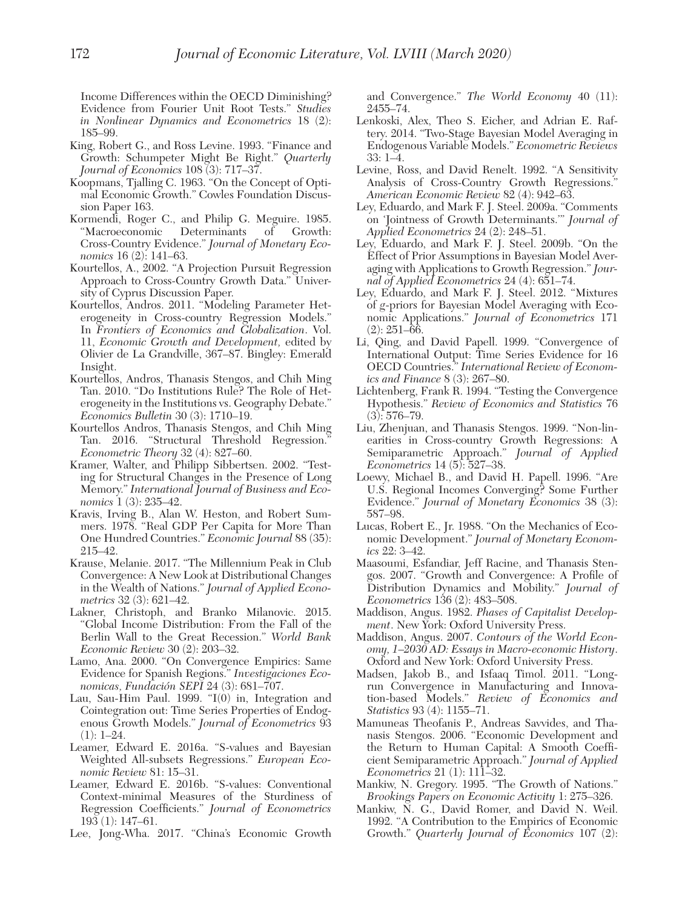Income Differences within the OECD Diminishing? Evidence from Fourier Unit Root Tests." *Studies in Nonlinear Dynamics and Econometrics* 18 (2): 185–99.

King, Robert G., and Ross Levine. 1993. "Finance and Growth: Schumpeter Might Be Right." *Quarterly Journal of Economics* 108 (3): 717–37.

Koopmans, Tjalling C. 1963. "On the Concept of Optimal Economic Growth." Cowles Foundation Discussion Paper 163.

Kormendi, Roger C., and Philip G. Meguire. 1985. "Macroeconomic Determinants of Growth: Cross-Country Evidence." *Journal of Monetary Economics* 16 (2): 141–63.

Kourtellos, A., 2002. "A Projection Pursuit Regression Approach to Cross-Country Growth Data." University of Cyprus Discussion Paper.

Kourtellos, Andros. 2011. "Modeling Parameter Heterogeneity in Cross-country Regression Models." In *Frontiers of Economics and Globalization*. Vol. 11, *Economic Growth and Development*, edited by Olivier de La Grandville, 367–87. Bingley: Emerald Insight.

Kourtellos, Andros, Thanasis Stengos, and Chih Ming Tan. 2010. "Do Institutions Rule? The Role of Heterogeneity in the Institutions vs. Geography Debate." *Economics Bulletin* 30 (3): 1710–19.

Kourtellos Andros, Thanasis Stengos, and Chih Ming Tan. 2016. "Structural Threshold Regression." *Econometric Theory* 32 (4): 827–60.

Kramer, Walter, and Philipp Sibbertsen. 2002. "Testing for Structural Changes in the Presence of Long Memory." *International Journal of Business and Economics* 1 (3): 235–42.

Kravis, Irving B., Alan W. Heston, and Robert Summers. 1978. "Real GDP Per Capita for More Than One Hundred Countries." *Economic Journal* 88 (35): 215–42.

Krause, Melanie. 2017. "The Millennium Peak in Club Convergence: A New Look at Distributional Changes in the Wealth of Nations." *Journal of Applied Econometrics* 32 (3): 621–42.

Lakner, Christoph, and Branko Milanovic. 2015. "Global Income Distribution: From the Fall of the Berlin Wall to the Great Recession." *World Bank Economic Review* 30 (2): 203–32.

Lamo, Ana. 2000. "On Convergence Empirics: Same Evidence for Spanish Regions." *Investigaciones Economicas, Fundación SEPI* 24 (3): 681–707.

Lau, Sau-Him Paul. 1999. "I(0) in, Integration and Cointegration out: Time Series Properties of Endogenous Growth Models." *Journal of Econometrics* 93 (1): 1–24.

Leamer, Edward E. 2016a. "S-values and Bayesian Weighted All-subsets Regressions." *European Economic Review* 81: 15–31.

Leamer, Edward E. 2016b. "S-values: Conventional Context-minimal Measures of the Sturdiness of Regression Coefficients." *Journal of Econometrics* 193 (1): 147–61.

Lee, Jong-Wha. 2017. "China's Economic Growth and Convergence." *The World Economy* 40 (11): 2455–74.

Lenkoski, Alex, Theo S. Eicher, and Adrian E. Raftery. 2014. "Two-Stage Bayesian Model Averaging in Endogenous Variable Models." *Econometric Reviews* 33: 1–4.

Levine, Ross, and David Renelt. 1992. "A Sensitivity Analysis of Cross-Country Growth Regressions." *American Economic Review* 82 (4): 942–63.

Ley, Eduardo, and Mark F. J. Steel. 2009a. "Comments on 'Jointness of Growth Determinants.'" *Journal of Applied Econometrics* 24 (2): 248–51.

Ley, Eduardo, and Mark F. J. Steel. 2009b. "On the Effect of Prior Assumptions in Bayesian Model Averaging with Applications to Growth Regression." *Journal of Applied Econometrics* 24 (4): 651–74.

Ley, Eduardo, and Mark F. J. Steel. 2012. "Mixtures of *g*-priors for Bayesian Model Averaging with Economic Applications." *Journal of Econometrics* 171 (2): 251–66.

Li, Qing, and David Papell. 1999. "Convergence of International Output: Time Series Evidence for 16 OECD Countries." *International Review of Economics and Finance* 8 (3): 267–80.

Lichtenberg, Frank R. 1994. "Testing the Convergence Hypothesis." *Review of Economics and Statistics* 76 (3): 576–79.

Liu, Zhenjuan, and Thanasis Stengos. 1999. "Non-linearities in Cross-country Growth Regressions: A Semiparametric Approach." *Journal of Applied Econometrics* 14 (5): 527–38.

Loewy, Michael B., and David H. Papell. 1996. "Are U.S. Regional Incomes Converging? Some Further Evidence." *Journal of Monetary Economics* 38 (3): 587–98.

Lucas, Robert E., Jr. 1988. "On the Mechanics of Economic Development." *Journal of Monetary Economics* 22: 3–42.

Maasoumi, Esfandiar, Jeff Racine, and Thanasis Stengos. 2007. "Growth and Convergence: A Profile of Distribution Dynamics and Mobility." *Journal of Econometrics* 136 (2): 483–508.

Maddison, Angus. 1982. *Phases of Capitalist Development*. New York: Oxford University Press.

Maddison, Angus. 2007. *Contours of the World Economy, 1–2030 AD: Essays in Macro-economic History*. Oxford and New York: Oxford University Press.

Madsen, Jakob B., and Isfaaq Timol. 2011. "Long-run Convergence in Manufacturing and Innovation-based Models." *Review of Economics and Statistics* 93 (4): 1155–71.

Mamuneas Theofanis P., Andreas Savvides, and Thanasis Stengos. 2006. "Economic Development and the Return to Human Capital: A Smooth Coefficient Semiparametric Approach." *Journal of Applied Econometrics* 21 (1): 111–32.

Mankiw, N. Gregory. 1995. "The Growth of Nations." *Brookings Papers on Economic Activity* 1: 275–326.

Mankiw, N. G., David Romer, and David N. Weil. 1992. "A Contribution to the Empirics of Economic Growth." *Quarterly Journal of Economics* 107 (2):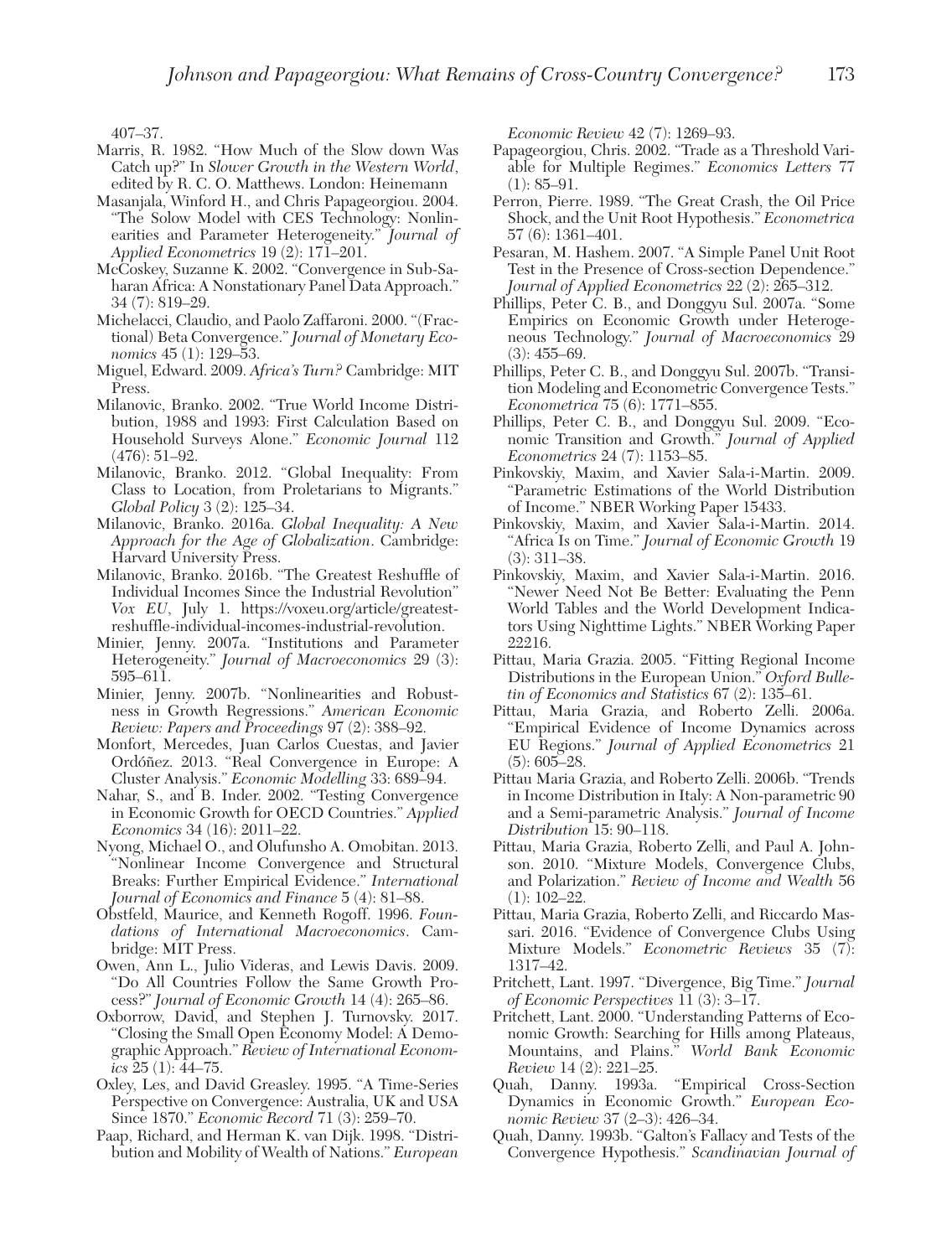407–37.

Marris, R. 1982. "How Much of the Slow down Was Catch up?" In *Slower Growth in the Western World*, edited by R. C. O. Matthews. London: Heinemann

Masanjala, Winford H., and Chris Papageorgiou. 2004. "The Solow Model with CES Technology: Nonlinearities and Parameter Heterogeneity." *Journal of Applied Econometrics* 19 (2): 171–201.

McCoskey, Suzanne K. 2002. "Convergence in Sub-Saharan Africa: A Nonstationary Panel Data Approach." 34 (7): 819–29.

Michelacci, Claudio, and Paolo Zaffaroni. 2000. "(Fractional) Beta Convergence." *Journal of Monetary Economics* 45 (1): 129–53.

Miguel, Edward. 2009. *Africa's Turn?* Cambridge: MIT Press.

Milanovic, Branko. 2002. "True World Income Distribution, 1988 and 1993: First Calculation Based on Household Surveys Alone." *Economic Journal* 112 (476): 51–92.

Milanovic, Branko. 2012. "Global Inequality: From Class to Location, from Proletarians to Migrants." *Global Policy* 3 (2): 125–34.

Milanovic, Branko. 2016a. *Global Inequality: A New Approach for the Age of Globalization*. Cambridge: Harvard University Press.

Milanovic, Branko. 2016b. "The Greatest Reshuffle of Individual Incomes Since the Industrial Revolution" *Vox EU*, July 1. https://voxeu.org/article/greatest-reshuffle-individual-incomes-industrial-revolution.

Minier, Jenny. 2007a. "Institutions and Parameter Heterogeneity." *Journal of Macroeconomics* 29 (3): 595–611.

Minier, Jenny. 2007b. "Nonlinearities and Robustness in Growth Regressions." *American Economic Review: Papers and Proceedings* 97 (2): 388–92.

Monfort, Mercedes, Juan Carlos Cuestas, and Javier Ordóñez. 2013. "Real Convergence in Europe: A Cluster Analysis." *Economic Modelling* 33: 689–94.

Nahar, S., and B. Inder. 2002. "Testing Convergence in Economic Growth for OECD Countries." *Applied Economics* 34 (16): 2011–22.

Nyong, Michael O., and Olufunsho A. Omobitan. 2013. "Nonlinear Income Convergence and Structural Breaks: Further Empirical Evidence." *International Journal of Economics and Finance* 5 (4): 81–88.

Obstfeld, Maurice, and Kenneth Rogoff. 1996. *Foundations of International Macroeconomics*. Cambridge: MIT Press.

Owen, Ann L., Julio Videras, and Lewis Davis. 2009. "Do All Countries Follow the Same Growth Process?" *Journal of Economic Growth* 14 (4): 265–86.

Oxborrow, David, and Stephen J. Turnovsky. 2017. "Closing the Small Open Economy Model: A Demographic Approach." *Review of International Economics* 25 (1): 44–75.

Oxley, Les, and David Greasley. 1995. "A Time-Series Perspective on Convergence: Australia, UK and USA Since 1870." *Economic Record* 71 (3): 259–70.

Paap, Richard, and Herman K. van Dijk. 1998. "Distribution and Mobility of Wealth of Nations." *European Economic Review* 42 (7): 1269–93.

Papageorgiou, Chris. 2002. "Trade as a Threshold Variable for Multiple Regimes." *Economics Letters* 77 (1): 85–91.

Perron, Pierre. 1989. "The Great Crash, the Oil Price Shock, and the Unit Root Hypothesis." *Econometrica* 57 (6): 1361–401.

Pesaran, M. Hashem. 2007. "A Simple Panel Unit Root Test in the Presence of Cross-section Dependence." *Journal of Applied Econometrics* 22 (2): 265–312.

Phillips, Peter C. B., and Donggyu Sul. 2007a. "Some Empirics on Economic Growth under Heterogeneous Technology." *Journal of Macroeconomics* 29 (3): 455–69.

Phillips, Peter C. B., and Donggyu Sul. 2007b. "Transition Modeling and Econometric Convergence Tests." *Econometrica* 75 (6): 1771–855.

Phillips, Peter C. B., and Donggyu Sul. 2009. "Economic Transition and Growth." *Journal of Applied Econometrics* 24 (7): 1153–85.

Pinkovskiy, Maxim, and Xavier Sala-i-Martin. 2009. "Parametric Estimations of the World Distribution of Income." NBER Working Paper 15433.

Pinkovskiy, Maxim, and Xavier Sala-i-Martin. 2014. "Africa Is on Time." *Journal of Economic Growth* 19 (3): 311–38.

Pinkovskiy, Maxim, and Xavier Sala-i-Martin. 2016. "Newer Need Not Be Better: Evaluating the Penn World Tables and the World Development Indicators Using Nighttime Lights." NBER Working Paper 22216.

Pittau, Maria Grazia. 2005. "Fitting Regional Income Distributions in the European Union." *Oxford Bulletin of Economics and Statistics* 67 (2): 135–61.

Pittau, Maria Grazia, and Roberto Zelli. 2006a. "Empirical Evidence of Income Dynamics across EU Regions." *Journal of Applied Econometrics* 21 (5): 605–28.

Pittau Maria Grazia, and Roberto Zelli. 2006b. "Trends in Income Distribution in Italy: A Non-parametric 90 and a Semi-parametric Analysis." *Journal of Income Distribution* 15: 90–118.

Pittau, Maria Grazia, Roberto Zelli, and Paul A. Johnson. 2010. "Mixture Models, Convergence Clubs, and Polarization." *Review of Income and Wealth* 56 (1): 102–22.

Pittau, Maria Grazia, Roberto Zelli, and Riccardo Massari. 2016. "Evidence of Convergence Clubs Using Mixture Models." *Econometric Reviews* 35 (7): 1317–42.

Pritchett, Lant. 1997. "Divergence, Big Time." *Journal of Economic Perspectives* 11 (3): 3–17.

Pritchett, Lant. 2000. "Understanding Patterns of Economic Growth: Searching for Hills among Plateaus, Mountains, and Plains." *World Bank Economic Review* 14 (2): 221–25.

Quah, Danny. 1993a. "Empirical Cross-Section Dynamics in Economic Growth." *European Economic Review* 37 (2–3): 426–34.

Quah, Danny. 1993b. "Galton's Fallacy and Tests of the Convergence Hypothesis." *Scandinavian Journal of*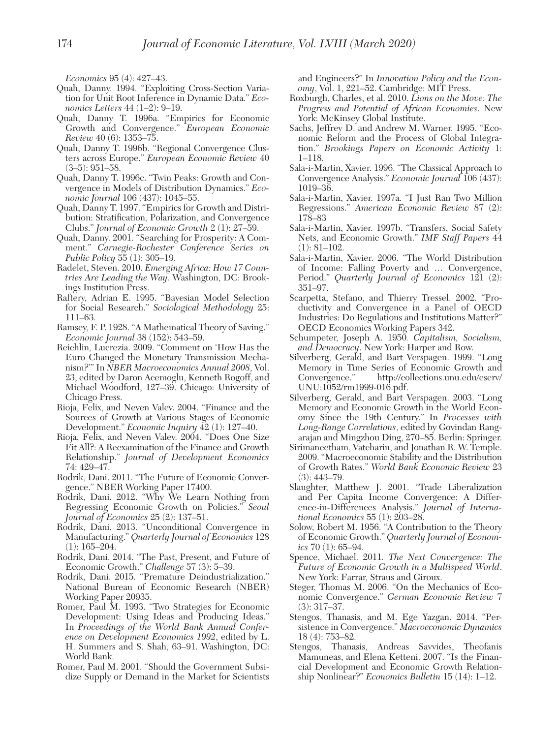*Economics* 95 (4): 427–43.

Quah, Danny. 1994. "Exploiting Cross-Section Variation for Unit Root Inference in Dynamic Data." *Economics Letters* 44 (1–2): 9–19.

Quah, Danny T. 1996a. "Empirics for Economic Growth and Convergence." *European Economic Review* 40 (6): 1353–75.

Quah, Danny T. 1996b. "Regional Convergence Clusters across Europe." *European Economic Review* 40 (3–5): 951–58.

Quah, Danny T. 1996c. "Twin Peaks: Growth and Convergence in Models of Distribution Dynamics." *Economic Journal* 106 (437): 1045–55.

Quah, Danny T. 1997. "Empirics for Growth and Distribution: Stratification, Polarization, and Convergence Clubs." *Journal of Economic Growth* 2 (1): 27–59.

Quah, Danny. 2001. "Searching for Prosperity: A Comment." *Carnegie-Rochester Conference Series on Public Policy* 55 (1): 305–19.

Radelet, Steven. 2010. *Emerging Africa: How 17 Countries Are Leading the Way*. Washington, DC: Brookings Institution Press.

Raftery, Adrian E. 1995. "Bayesian Model Selection for Social Research." *Sociological Methodology* 25: 111–63.

Ramsey, F. P. 1928. "A Mathematical Theory of Saving." *Economic Journal* 38 (152): 543–59.

Reichlin, Lucrezia. 2009. "Comment on 'How Has the Euro Changed the Monetary Transmission Mechanism?'" In *NBER Macroeconomics Annual 2008*, Vol. 23, edited by Daron Acemoglu, Kenneth Rogoff, and Michael Woodford, 127–39. Chicago: University of Chicago Press.

Rioja, Felix, and Neven Valev. 2004. "Finance and the Sources of Growth at Various Stages of Economic Development." *Economic Inquiry* 42 (1): 127–40.

Rioja, Felix, and Neven Valev. 2004. "Does One Size Fit All?: A Reexamination of the Finance and Growth Relationship." *Journal of Development Economics* 74: 429–47.

Rodrik, Dani. 2011. "The Future of Economic Convergence." NBER Working Paper 17400.

Rodrik, Dani. 2012. "Why We Learn Nothing from Regressing Economic Growth on Policies." *Seoul Journal of Economics* 25 (2): 137–51.

Rodrik, Dani. 2013. "Unconditional Convergence in Manufacturing." *Quarterly Journal of Economics* 128 (1): 165–204.

Rodrik, Dani. 2014. "The Past, Present, and Future of Economic Growth." *Challenge* 57 (3): 5–39.

Rodrik, Dani. 2015. "Premature Deindustrialization." National Bureau of Economic Research (NBER) Working Paper 20935.

Romer, Paul M. 1993. "Two Strategies for Economic Development: Using Ideas and Producing Ideas." In *Proceedings of the World Bank Annual Conference on Development Economics 1992*, edited by L. H. Summers and S. Shah, 63–91. Washington, DC: World Bank.

Romer, Paul M. 2001. "Should the Government Subsidize Supply or Demand in the Market for Scientists and Engineers?" In *Innovation Policy and the Economy*, Vol. 1, 221–52. Cambridge: MIT Press.

Roxburgh, Charles, et al. 2010. *Lions on the Move: The Progress and Potential of African Economies*. New York: McKinsey Global Institute.

Sachs, Jeffrey D. and Andrew M. Warner. 1995. "Economic Reform and the Process of Global Integration." *Brookings Papers on Economic Activity* 1: 1–118.

Sala-i-Martin, Xavier. 1996. "The Classical Approach to Convergence Analysis." *Economic Journal* 106 (437): 1019–36.

Sala-i-Martin, Xavier. 1997a. "I Just Ran Two Million Regressions." *American Economic Review* 87 (2): 178–83

Sala-i-Martin, Xavier. 1997b. "Transfers, Social Safety Nets, and Economic Growth." *IMF Staff Papers* 44 (1): 81–102.

Sala-i-Martin, Xavier. 2006. "The World Distribution of Income: Falling Poverty and … Convergence, Period." *Quarterly Journal of Economics* 121 (2): 351–97.

Scarpetta, Stefano, and Thierry Tressel. 2002. "Productivity and Convergence in a Panel of OECD Industries: Do Regulations and Institutions Matter?" OECD Economics Working Papers 342.

Schumpeter, Joseph A. 1950. *Capitalism, Socialism, and Democracy*. New York: Harper and Row.

Silverberg, Gerald, and Bart Verspagen. 1999. "Long Memory in Time Series of Economic Growth and Convergence." http://collections.unu.edu/eserv/UNU:1052/rm1999-016.pdf.

Silverberg, Gerald, and Bart Verspagen. 2003. "Long Memory and Economic Growth in the World Economy Since the 19th Century." In *Processes with Long-Range Correlations*, edited by Govindan Rangarajan and Mingzhou Ding, 270–85. Berlin: Springer.

Sirimaneetham, Vatcharin, and Jonathan R. W. Temple. 2009. "Macroeconomic Stability and the Distribution of Growth Rates." *World Bank Economic Review* 23 (3): 443–79.

Slaughter, Matthew J. 2001. "Trade Liberalization and Per Capita Income Convergence: A Difference-in-Differences Analysis." *Journal of International Economics* 55 (1): 203–28.

Solow, Robert M. 1956. "A Contribution to the Theory of Economic Growth." *Quarterly Journal of Economics* 70 (1): 65–94.

Spence, Michael. 2011. *The Next Convergence: The Future of Economic Growth in a Multispeed World*. New York: Farrar, Straus and Giroux.

Steger, Thomas M. 2006. "On the Mechanics of Economic Convergence." *German Economic Review* 7 (3): 317–37.

Stengos, Thanasis, and M. Ege Yazgan. 2014. "Persistence in Convergence." *Macroeconomic Dynamics* 18 (4): 753–82.

Stengos, Thanasis, Andreas Savvides, Theofanis Mamuneas, and Elena Ketteni. 2007. "Is the Financial Development and Economic Growth Relationship Nonlinear?" *Economics Bulletin* 15 (14): 1–12.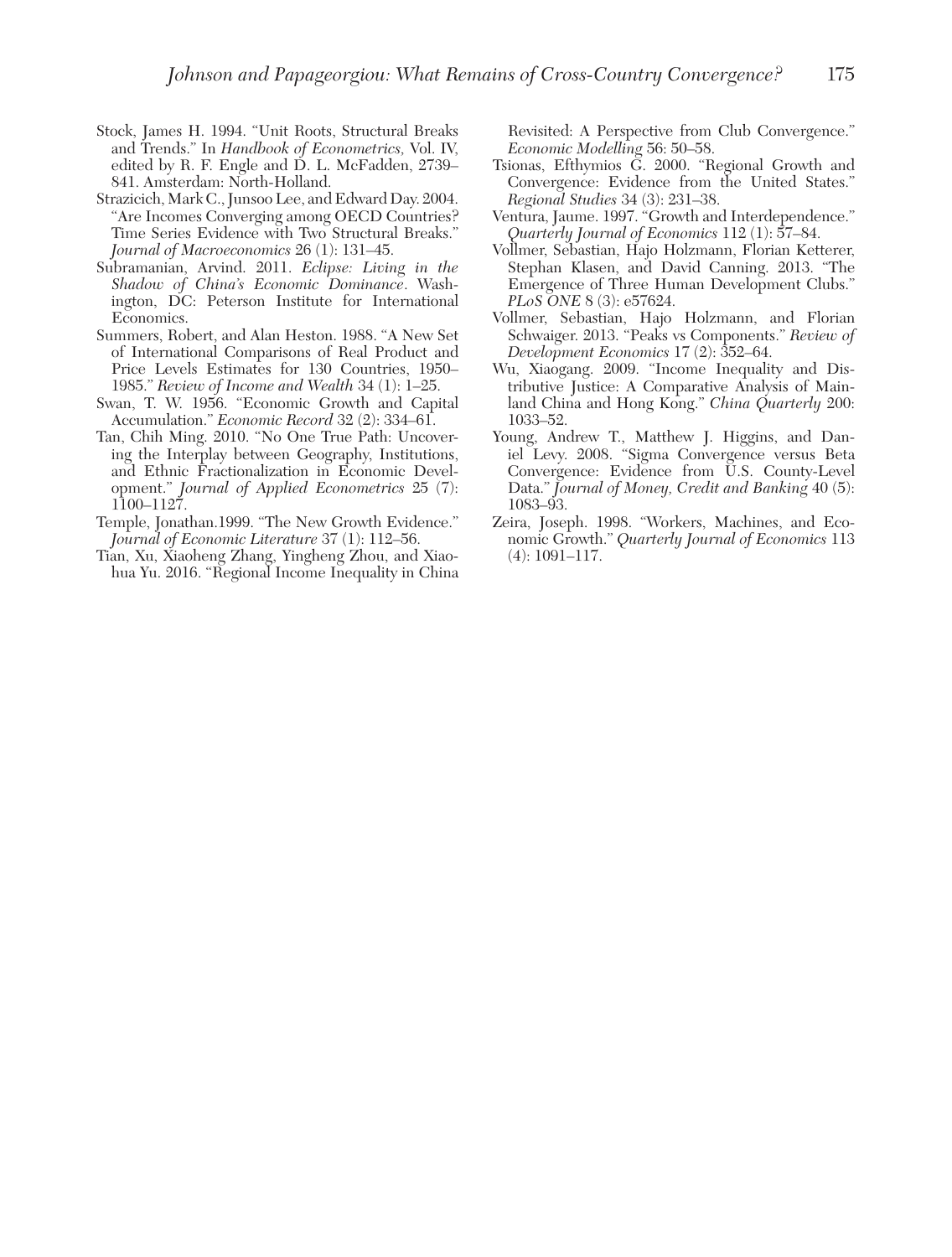Stock, James H. 1994. "Unit Roots, Structural Breaks and Trends." In *Handbook of Econometrics,* Vol. IV, edited by R. F. Engle and D. L. McFadden, 2739–841. Amsterdam: North-Holland.

Strazicich, Mark C., Junsoo Lee, and Edward Day. 2004. "Are Incomes Converging among OECD Countries? Time Series Evidence with Two Structural Breaks." *Journal of Macroeconomics* 26 (1): 131–45.

Subramanian, Arvind. 2011. *Eclipse: Living in the Shadow of China's Economic Dominance*. Washington, DC: Peterson Institute for International Economics.

Summers, Robert, and Alan Heston. 1988. "A New Set of International Comparisons of Real Product and Price Levels Estimates for 130 Countries, 1950–1985." *Review of Income and Wealth* 34 (1): 1–25.

Swan, T. W. 1956. "Economic Growth and Capital Accumulation." *Economic Record* 32 (2): 334–61.

Tan, Chih Ming. 2010. "No One True Path: Uncovering the Interplay between Geography, Institutions, and Ethnic Fractionalization in Economic Development." *Journal of Applied Econometrics* 25 (7): 1100–1127.

Temple, Jonathan.1999. "The New Growth Evidence." *Journal of Economic Literature* 37 (1): 112–56.

Tian, Xu, Xiaoheng Zhang, Yingheng Zhou, and Xiaohua Yu. 2016. "Regional Income Inequality in China Revisited: A Perspective from Club Convergence." *Economic Modelling* 56: 50–58.

Tsionas, Efthymios G. 2000. "Regional Growth and Convergence: Evidence from the United States." *Regional Studies* 34 (3): 231–38.

Ventura, Jaume. 1997. "Growth and Interdependence." *Quarterly Journal of Economics* 112 (1): 57–84.

Vollmer, Sebastian, Hajo Holzmann, Florian Ketterer, Stephan Klasen, and David Canning. 2013. "The Emergence of Three Human Development Clubs." *PLoS ONE* 8 (3): e57624.

Vollmer, Sebastian, Hajo Holzmann, and Florian Schwaiger. 2013. "Peaks vs Components." *Review of Development Economics* 17 (2): 352–64.

Wu, Xiaogang. 2009. "Income Inequality and Distributive Justice: A Comparative Analysis of Mainland China and Hong Kong." *China Quarterly* 200: 1033–52.

Young, Andrew T., Matthew J. Higgins, and Daniel Levy. 2008. "Sigma Convergence versus Beta Convergence: Evidence from U.S. County-Level Data." *Journal of Money, Credit and Banking* 40 (5): 1083–93.

Zeira, Joseph. 1998. "Workers, Machines, and Economic Growth." *Quarterly Journal of Economics* 113 (4): 1091–117.